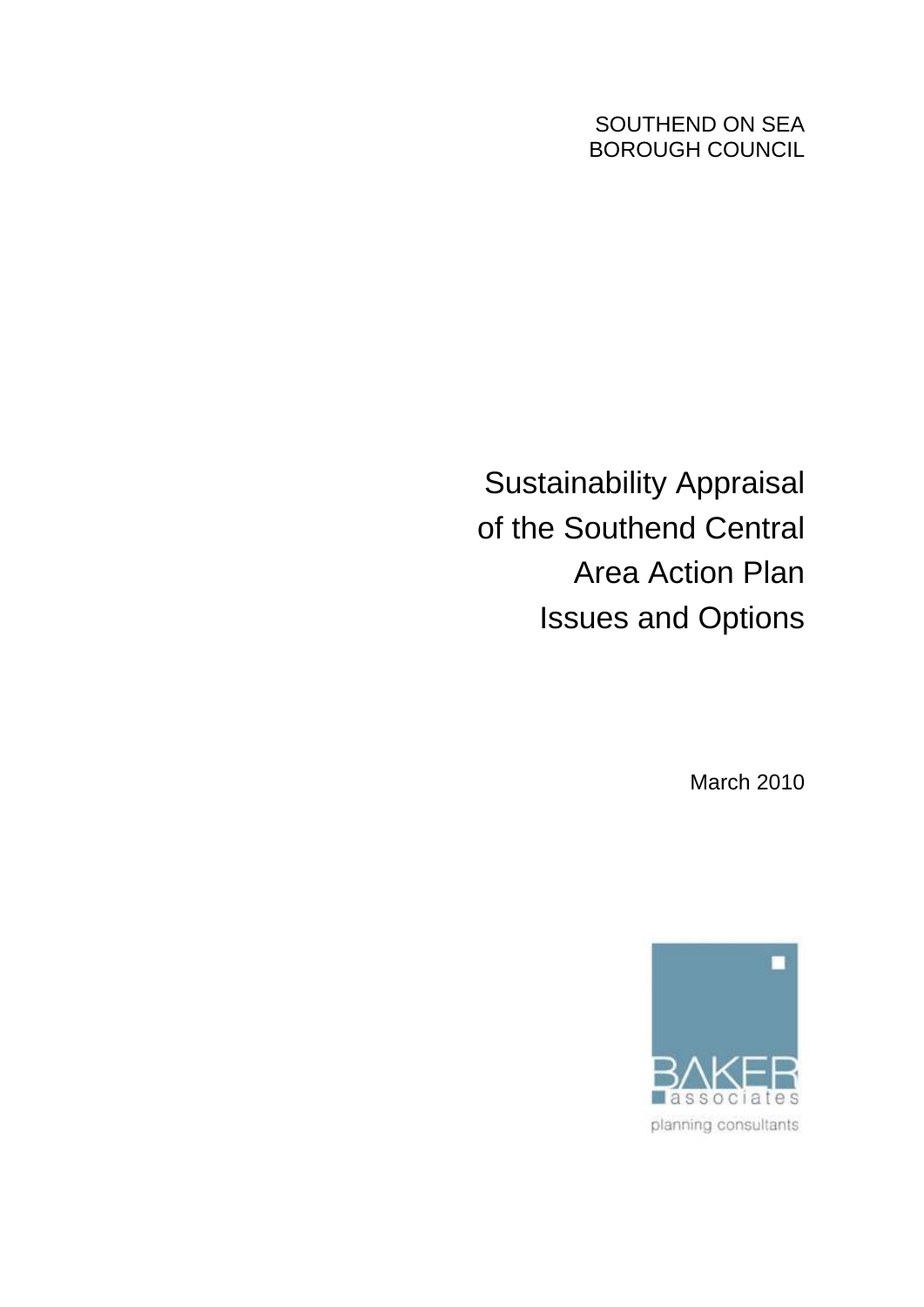SOUTHEND ON SEA
BOROUGH COUNCIL

# Sustainability Appraisal of the Southend Central Area Action Plan Issues and Options

March 2010

BAKER associates

planning consultants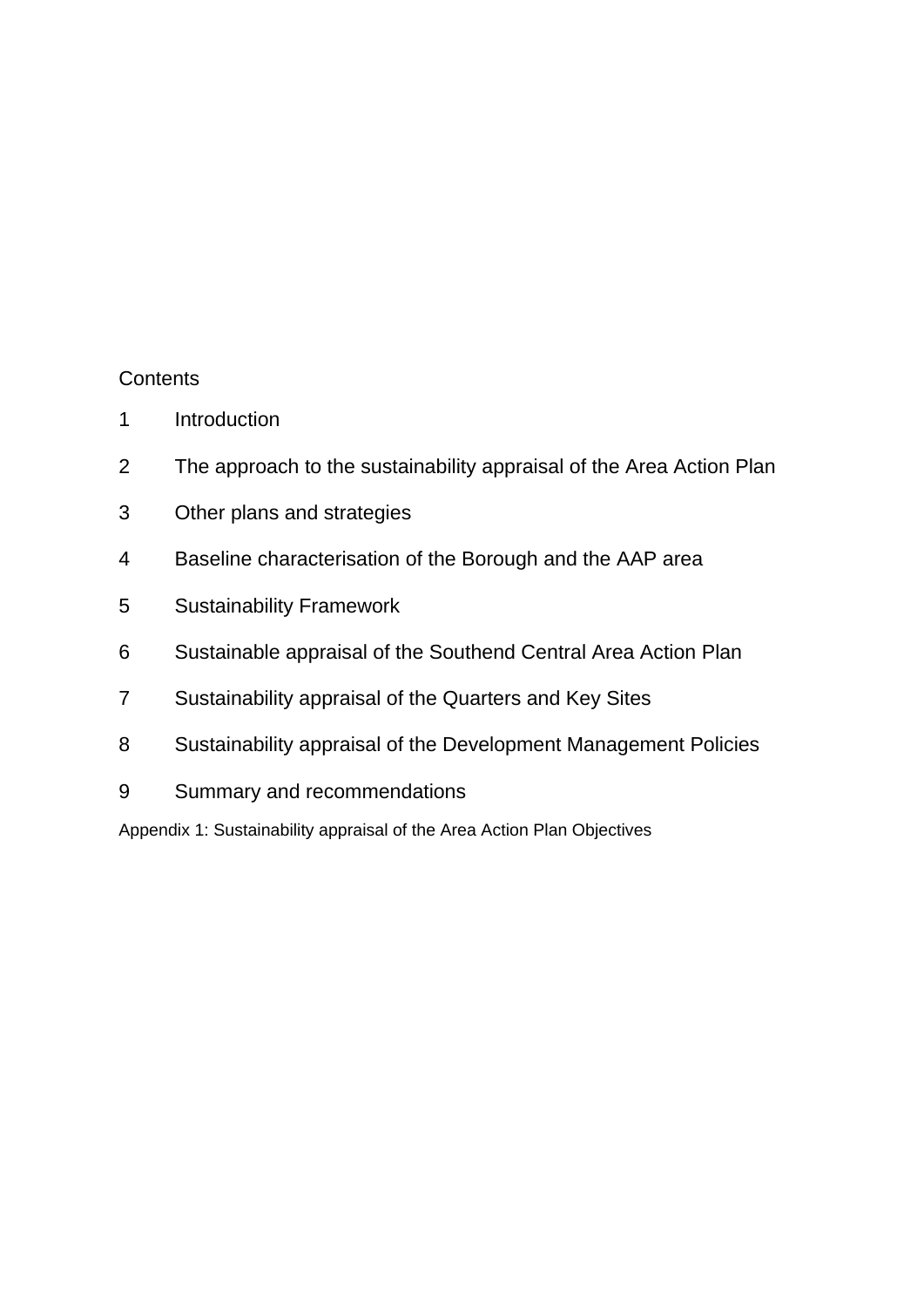## Contents

1 Introduction

2 The approach to the sustainability appraisal of the Area Action Plan

3 Other plans and strategies

4 Baseline characterisation of the Borough and the AAP area

5 Sustainability Framework

6 Sustainable appraisal of the Southend Central Area Action Plan

7 Sustainability appraisal of the Quarters and Key Sites

8 Sustainability appraisal of the Development Management Policies

9 Summary and recommendations

Appendix 1: Sustainability appraisal of the Area Action Plan Objectives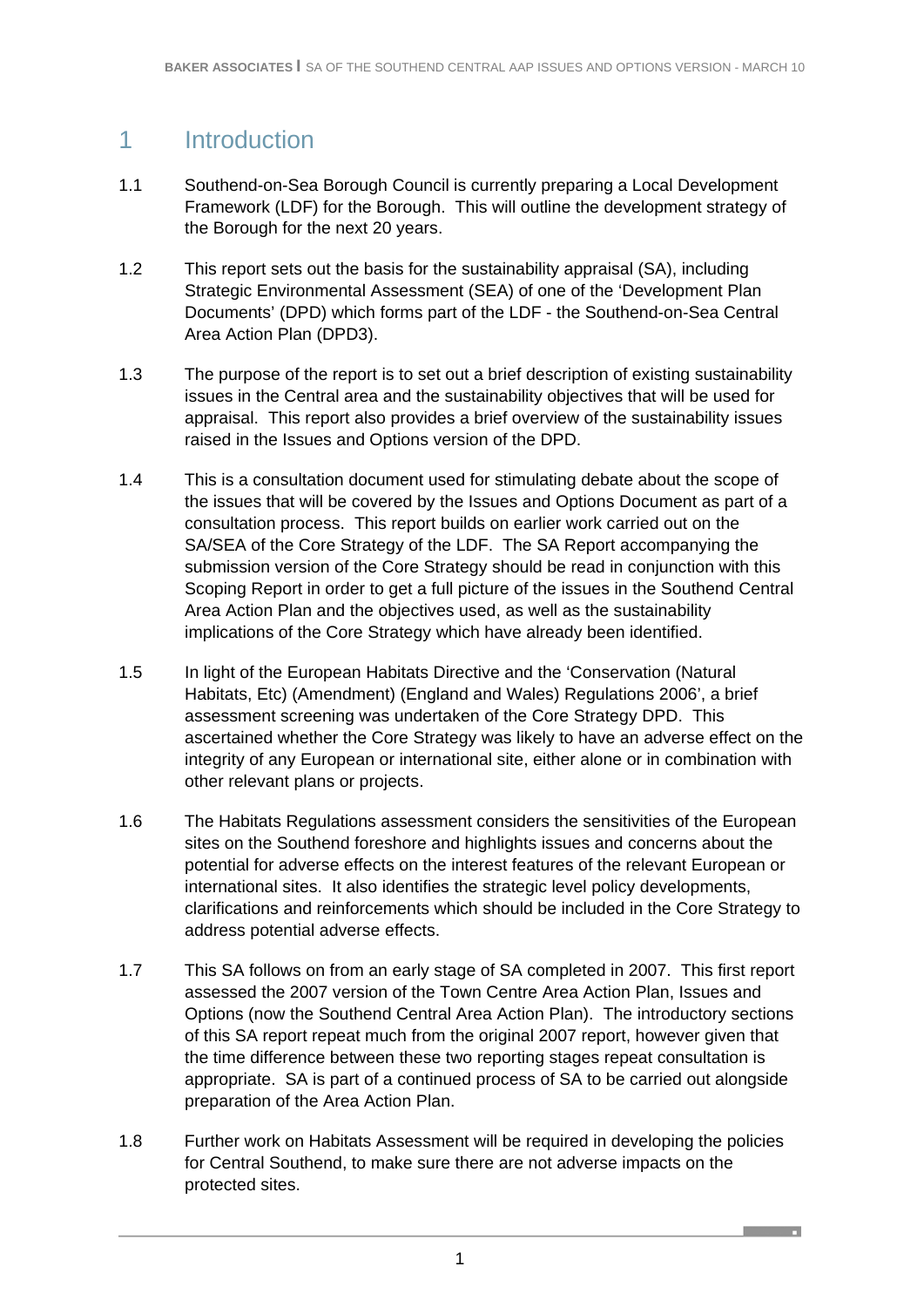# 1 Introduction

1.1 Southend-on-Sea Borough Council is currently preparing a Local Development Framework (LDF) for the Borough. This will outline the development strategy of the Borough for the next 20 years.

1.2 This report sets out the basis for the sustainability appraisal (SA), including Strategic Environmental Assessment (SEA) of one of the 'Development Plan Documents' (DPD) which forms part of the LDF - the Southend-on-Sea Central Area Action Plan (DPD3).

1.3 The purpose of the report is to set out a brief description of existing sustainability issues in the Central area and the sustainability objectives that will be used for appraisal. This report also provides a brief overview of the sustainability issues raised in the Issues and Options version of the DPD.

1.4 This is a consultation document used for stimulating debate about the scope of the issues that will be covered by the Issues and Options Document as part of a consultation process. This report builds on earlier work carried out on the SA/SEA of the Core Strategy of the LDF. The SA Report accompanying the submission version of the Core Strategy should be read in conjunction with this Scoping Report in order to get a full picture of the issues in the Southend Central Area Action Plan and the objectives used, as well as the sustainability implications of the Core Strategy which have already been identified.

1.5 In light of the European Habitats Directive and the 'Conservation (Natural Habitats, Etc) (Amendment) (England and Wales) Regulations 2006', a brief assessment screening was undertaken of the Core Strategy DPD. This ascertained whether the Core Strategy was likely to have an adverse effect on the integrity of any European or international site, either alone or in combination with other relevant plans or projects.

1.6 The Habitats Regulations assessment considers the sensitivities of the European sites on the Southend foreshore and highlights issues and concerns about the potential for adverse effects on the interest features of the relevant European or international sites. It also identifies the strategic level policy developments, clarifications and reinforcements which should be included in the Core Strategy to address potential adverse effects.

1.7 This SA follows on from an early stage of SA completed in 2007. This first report assessed the 2007 version of the Town Centre Area Action Plan, Issues and Options (now the Southend Central Area Action Plan). The introductory sections of this SA report repeat much from the original 2007 report, however given that the time difference between these two reporting stages repeat consultation is appropriate. SA is part of a continued process of SA to be carried out alongside preparation of the Area Action Plan.

1.8 Further work on Habitats Assessment will be required in developing the policies for Central Southend, to make sure there are not adverse impacts on the protected sites.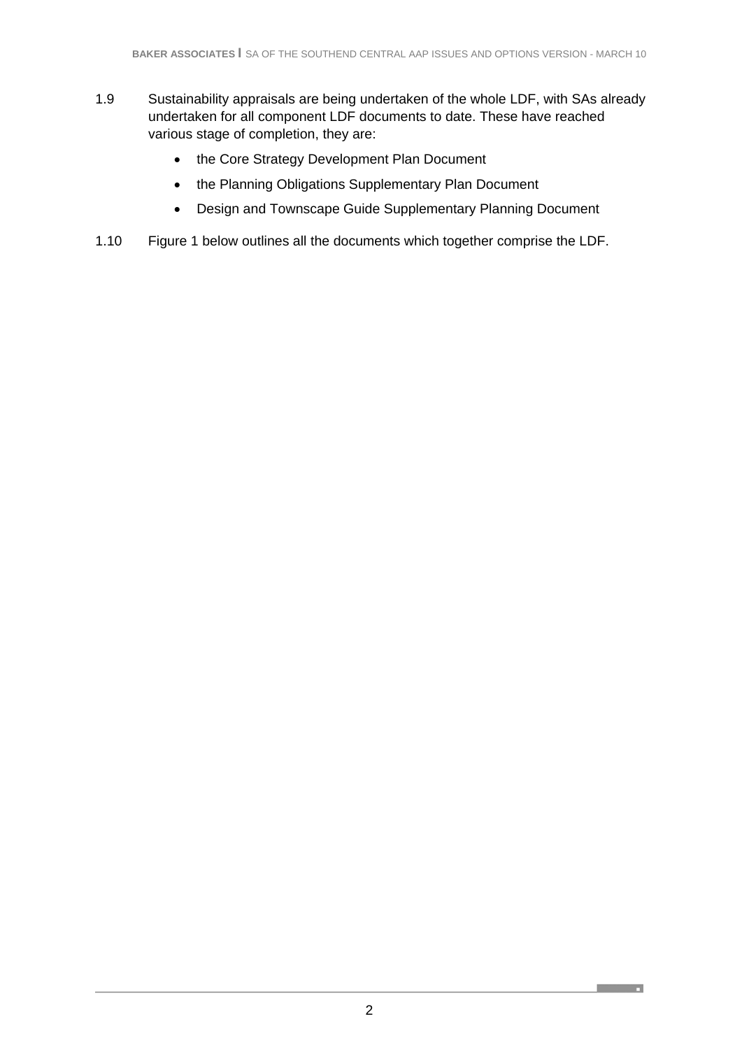1.9 Sustainability appraisals are being undertaken of the whole LDF, with SAs already undertaken for all component LDF documents to date. These have reached various stage of completion, they are:

- the Core Strategy Development Plan Document
- the Planning Obligations Supplementary Plan Document
- Design and Townscape Guide Supplementary Planning Document

1.10 Figure 1 below outlines all the documents which together comprise the LDF.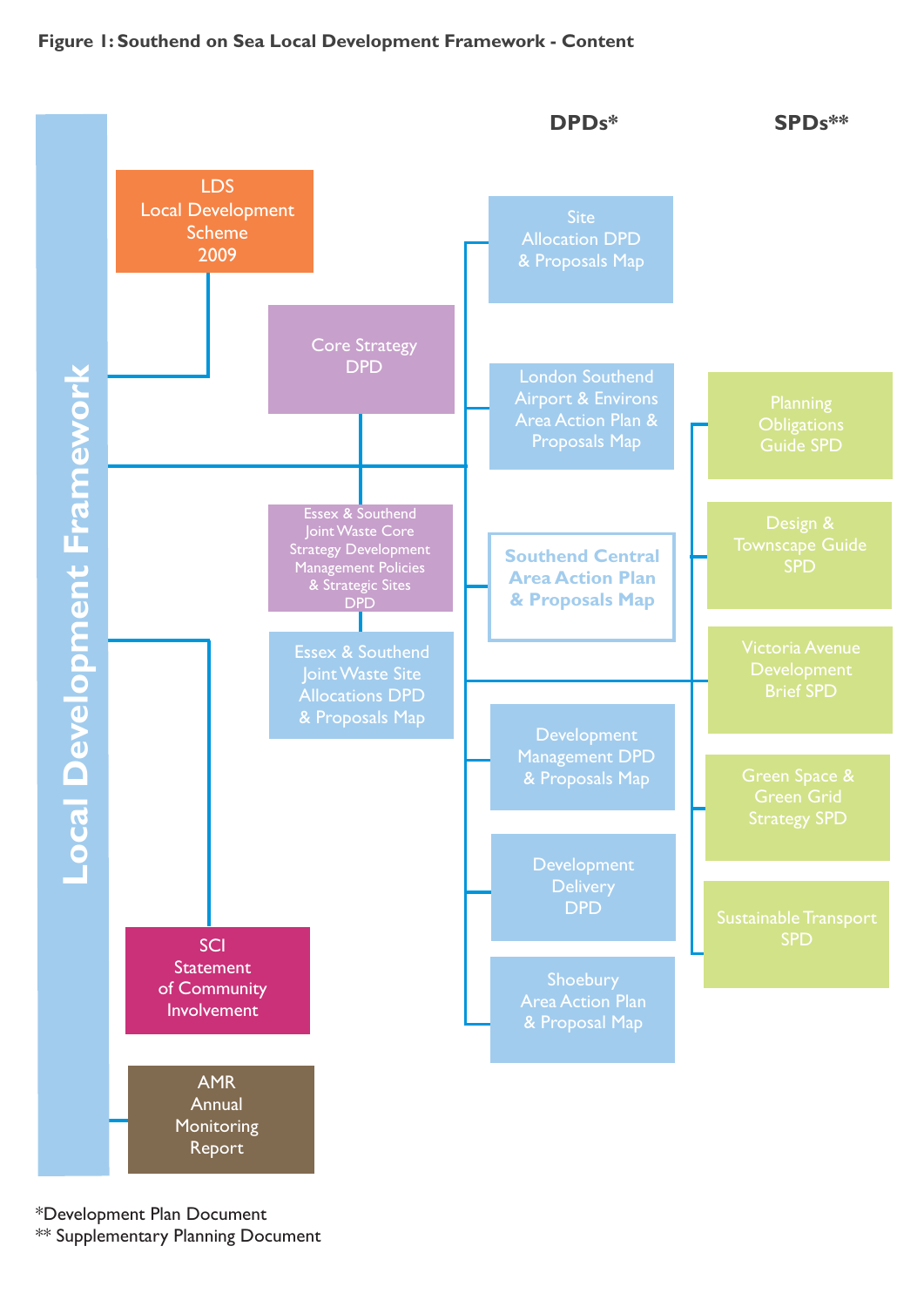**Figure 1: Southend on Sea Local Development Framework - Content**

**Local Development Framework**

- LDS Local Development Scheme 2009
- Core Strategy DPD
  - Essex & Southend Joint Waste Core Strategy Development Management Policies & Strategic Sites DPD
  - Essex & Southend Joint Waste Site Allocations DPD & Proposals Map
- SCI Statement of Community Involvement
- AMR Annual Monitoring Report

**DPDs***

- Site Allocation DPD & Proposals Map
- London Southend Airport & Environs Area Action Plan & Proposals Map
- Southend Central Area Action Plan & Proposals Map
- Development Management DPD & Proposals Map
- Development Delivery DPD
- Shoebury Area Action Plan & Proposal Map

**SPDs****

- Planning Obligations Guide SPD
- Design & Townscape Guide SPD
- Victoria Avenue Development Brief SPD
- Green Space & Green Grid Strategy SPD
- Sustainable Transport SPD

*Development Plan Document
** Supplementary Planning Document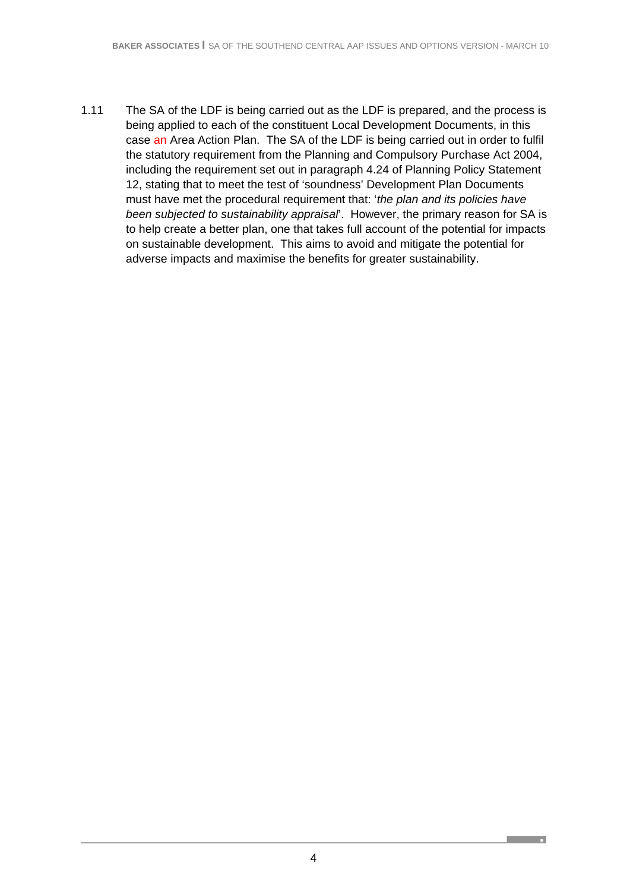1.11 The SA of the LDF is being carried out as the LDF is prepared, and the process is being applied to each of the constituent Local Development Documents, in this case an Area Action Plan. The SA of the LDF is being carried out in order to fulfil the statutory requirement from the Planning and Compulsory Purchase Act 2004, including the requirement set out in paragraph 4.24 of Planning Policy Statement 12, stating that to meet the test of 'soundness' Development Plan Documents must have met the procedural requirement that: '*the plan and its policies have been subjected to sustainability appraisal*'. However, the primary reason for SA is to help create a better plan, one that takes full account of the potential for impacts on sustainable development. This aims to avoid and mitigate the potential for adverse impacts and maximise the benefits for greater sustainability.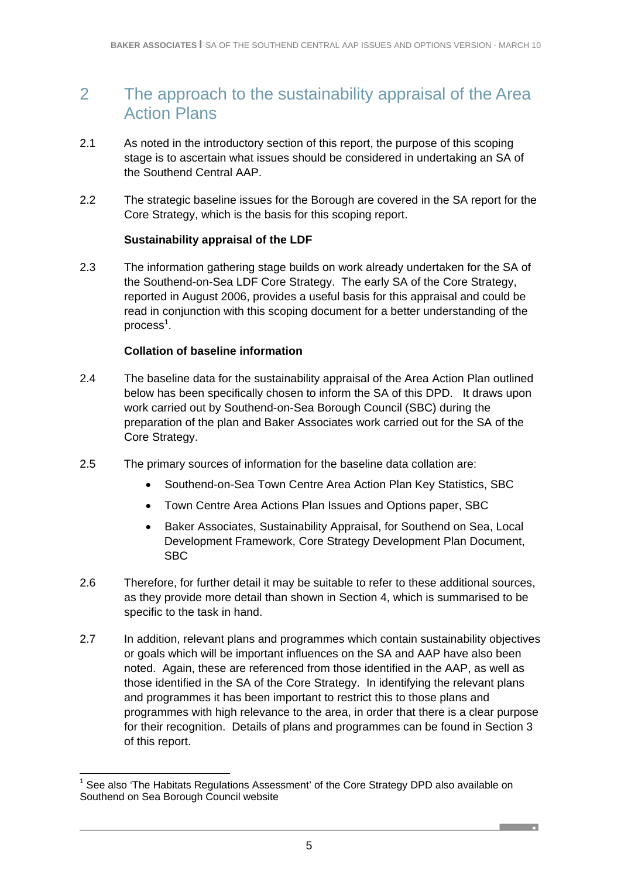## 2 The approach to the sustainability appraisal of the Area Action Plans

2.1 As noted in the introductory section of this report, the purpose of this scoping stage is to ascertain what issues should be considered in undertaking an SA of the Southend Central AAP.

2.2 The strategic baseline issues for the Borough are covered in the SA report for the Core Strategy, which is the basis for this scoping report.

**Sustainability appraisal of the LDF**

2.3 The information gathering stage builds on work already undertaken for the SA of the Southend-on-Sea LDF Core Strategy. The early SA of the Core Strategy, reported in August 2006, provides a useful basis for this appraisal and could be read in conjunction with this scoping document for a better understanding of the process[1].

**Collation of baseline information**

2.4 The baseline data for the sustainability appraisal of the Area Action Plan outlined below has been specifically chosen to inform the SA of this DPD. It draws upon work carried out by Southend-on-Sea Borough Council (SBC) during the preparation of the plan and Baker Associates work carried out for the SA of the Core Strategy.

2.5 The primary sources of information for the baseline data collation are:

- Southend-on-Sea Town Centre Area Action Plan Key Statistics, SBC
- Town Centre Area Actions Plan Issues and Options paper, SBC
- Baker Associates, Sustainability Appraisal, for Southend on Sea, Local Development Framework, Core Strategy Development Plan Document, SBC

2.6 Therefore, for further detail it may be suitable to refer to these additional sources, as they provide more detail than shown in Section 4, which is summarised to be specific to the task in hand.

2.7 In addition, relevant plans and programmes which contain sustainability objectives or goals which will be important influences on the SA and AAP have also been noted. Again, these are referenced from those identified in the AAP, as well as those identified in the SA of the Core Strategy. In identifying the relevant plans and programmes it has been important to restrict this to those plans and programmes with high relevance to the area, in order that there is a clear purpose for their recognition. Details of plans and programmes can be found in Section 3 of this report.

---

[1] See also 'The Habitats Regulations Assessment' of the Core Strategy DPD also available on Southend on Sea Borough Council website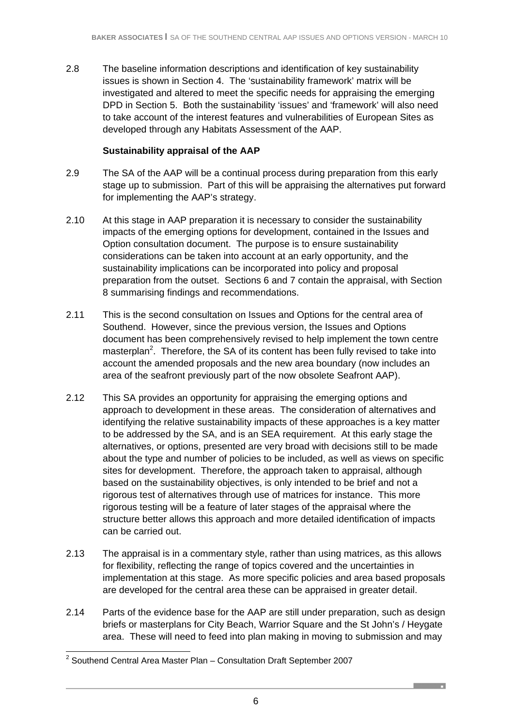2.8 The baseline information descriptions and identification of key sustainability issues is shown in Section 4. The 'sustainability framework' matrix will be investigated and altered to meet the specific needs for appraising the emerging DPD in Section 5. Both the sustainability 'issues' and 'framework' will also need to take account of the interest features and vulnerabilities of European Sites as developed through any Habitats Assessment of the AAP.

**Sustainability appraisal of the AAP**

2.9 The SA of the AAP will be a continual process during preparation from this early stage up to submission. Part of this will be appraising the alternatives put forward for implementing the AAP's strategy.

2.10 At this stage in AAP preparation it is necessary to consider the sustainability impacts of the emerging options for development, contained in the Issues and Option consultation document. The purpose is to ensure sustainability considerations can be taken into account at an early opportunity, and the sustainability implications can be incorporated into policy and proposal preparation from the outset. Sections 6 and 7 contain the appraisal, with Section 8 summarising findings and recommendations.

2.11 This is the second consultation on Issues and Options for the central area of Southend. However, since the previous version, the Issues and Options document has been comprehensively revised to help implement the town centre masterplan[2]. Therefore, the SA of its content has been fully revised to take into account the amended proposals and the new area boundary (now includes an area of the seafront previously part of the now obsolete Seafront AAP).

2.12 This SA provides an opportunity for appraising the emerging options and approach to development in these areas. The consideration of alternatives and identifying the relative sustainability impacts of these approaches is a key matter to be addressed by the SA, and is an SEA requirement. At this early stage the alternatives, or options, presented are very broad with decisions still to be made about the type and number of policies to be included, as well as views on specific sites for development. Therefore, the approach taken to appraisal, although based on the sustainability objectives, is only intended to be brief and not a rigorous test of alternatives through use of matrices for instance. This more rigorous testing will be a feature of later stages of the appraisal where the structure better allows this approach and more detailed identification of impacts can be carried out.

2.13 The appraisal is in a commentary style, rather than using matrices, as this allows for flexibility, reflecting the range of topics covered and the uncertainties in implementation at this stage. As more specific policies and area based proposals are developed for the central area these can be appraised in greater detail.

2.14 Parts of the evidence base for the AAP are still under preparation, such as design briefs or masterplans for City Beach, Warrior Square and the St John's / Heygate area. These will need to feed into plan making in moving to submission and may

[2] Southend Central Area Master Plan – Consultation Draft September 2007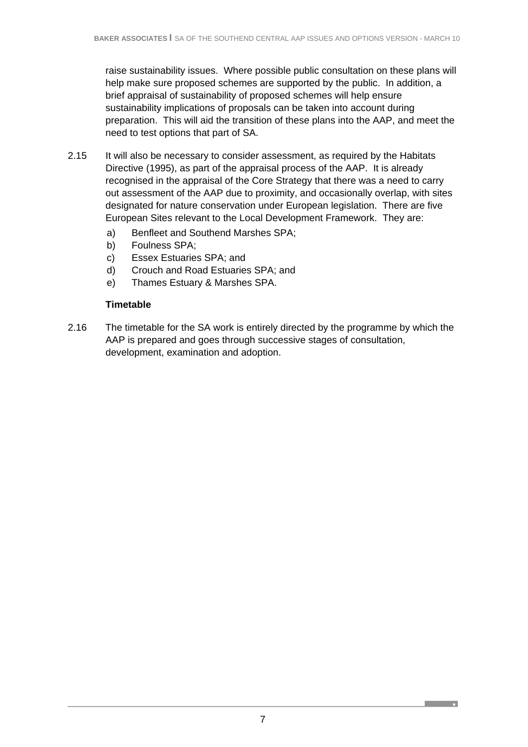raise sustainability issues. Where possible public consultation on these plans will help make sure proposed schemes are supported by the public. In addition, a brief appraisal of sustainability of proposed schemes will help ensure sustainability implications of proposals can be taken into account during preparation. This will aid the transition of these plans into the AAP, and meet the need to test options that part of SA.

2.15 It will also be necessary to consider assessment, as required by the Habitats Directive (1995), as part of the appraisal process of the AAP. It is already recognised in the appraisal of the Core Strategy that there was a need to carry out assessment of the AAP due to proximity, and occasionally overlap, with sites designated for nature conservation under European legislation. There are five European Sites relevant to the Local Development Framework. They are:

a) Benfleet and Southend Marshes SPA;
b) Foulness SPA;
c) Essex Estuaries SPA; and
d) Crouch and Road Estuaries SPA; and
e) Thames Estuary & Marshes SPA.

**Timetable**

2.16 The timetable for the SA work is entirely directed by the programme by which the AAP is prepared and goes through successive stages of consultation, development, examination and adoption.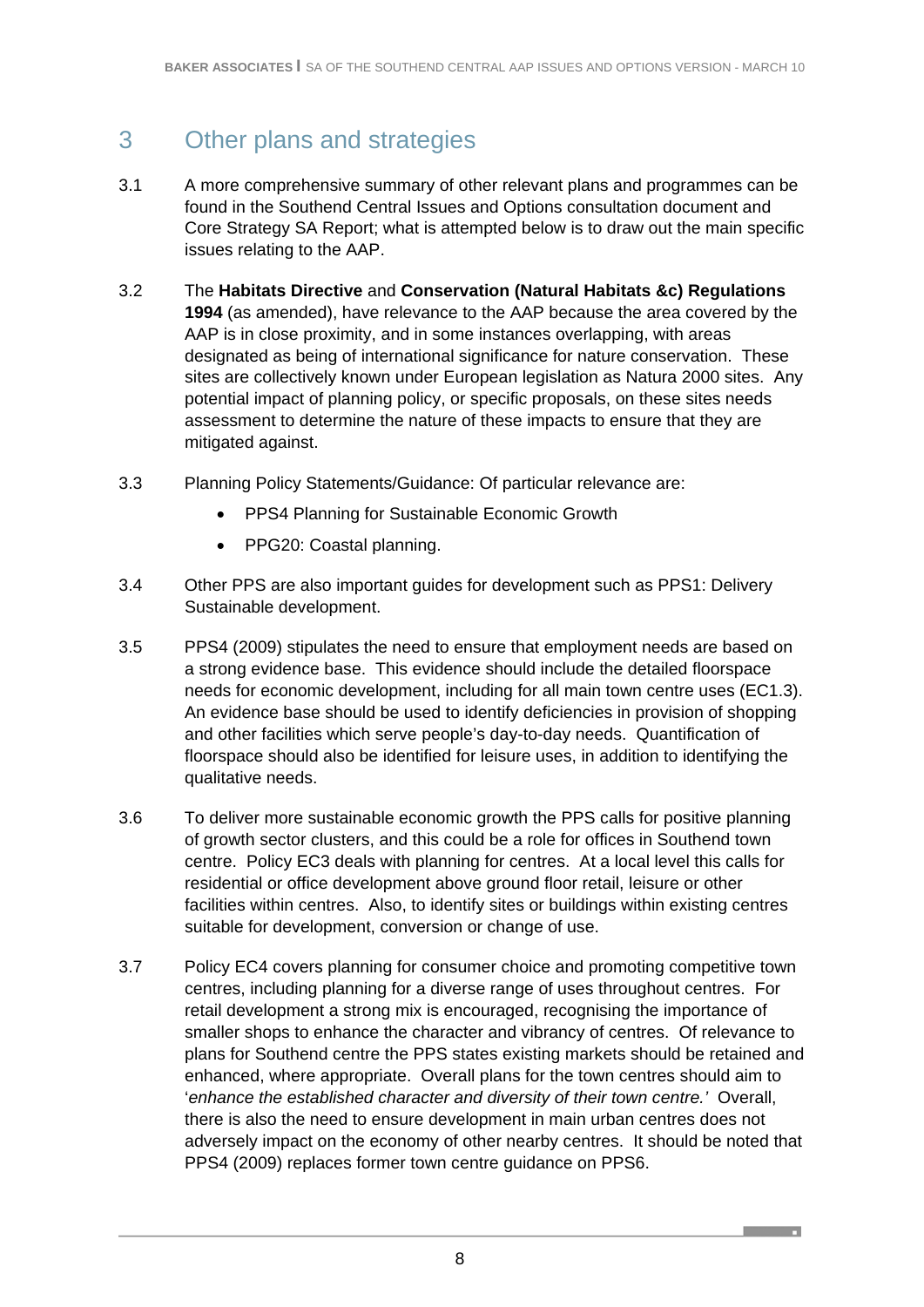# 3 Other plans and strategies

3.1 A more comprehensive summary of other relevant plans and programmes can be found in the Southend Central Issues and Options consultation document and Core Strategy SA Report; what is attempted below is to draw out the main specific issues relating to the AAP.

3.2 The **Habitats Directive** and **Conservation (Natural Habitats &c) Regulations 1994** (as amended), have relevance to the AAP because the area covered by the AAP is in close proximity, and in some instances overlapping, with areas designated as being of international significance for nature conservation. These sites are collectively known under European legislation as Natura 2000 sites. Any potential impact of planning policy, or specific proposals, on these sites needs assessment to determine the nature of these impacts to ensure that they are mitigated against.

3.3 Planning Policy Statements/Guidance: Of particular relevance are:

- PPS4 Planning for Sustainable Economic Growth
- PPG20: Coastal planning.

3.4 Other PPS are also important guides for development such as PPS1: Delivery Sustainable development.

3.5 PPS4 (2009) stipulates the need to ensure that employment needs are based on a strong evidence base. This evidence should include the detailed floorspace needs for economic development, including for all main town centre uses (EC1.3). An evidence base should be used to identify deficiencies in provision of shopping and other facilities which serve people's day-to-day needs. Quantification of floorspace should also be identified for leisure uses, in addition to identifying the qualitative needs.

3.6 To deliver more sustainable economic growth the PPS calls for positive planning of growth sector clusters, and this could be a role for offices in Southend town centre. Policy EC3 deals with planning for centres. At a local level this calls for residential or office development above ground floor retail, leisure or other facilities within centres. Also, to identify sites or buildings within existing centres suitable for development, conversion or change of use.

3.7 Policy EC4 covers planning for consumer choice and promoting competitive town centres, including planning for a diverse range of uses throughout centres. For retail development a strong mix is encouraged, recognising the importance of smaller shops to enhance the character and vibrancy of centres. Of relevance to plans for Southend centre the PPS states existing markets should be retained and enhanced, where appropriate. Overall plans for the town centres should aim to '*enhance the established character and diversity of their town centre.'* Overall, there is also the need to ensure development in main urban centres does not adversely impact on the economy of other nearby centres. It should be noted that PPS4 (2009) replaces former town centre guidance on PPS6.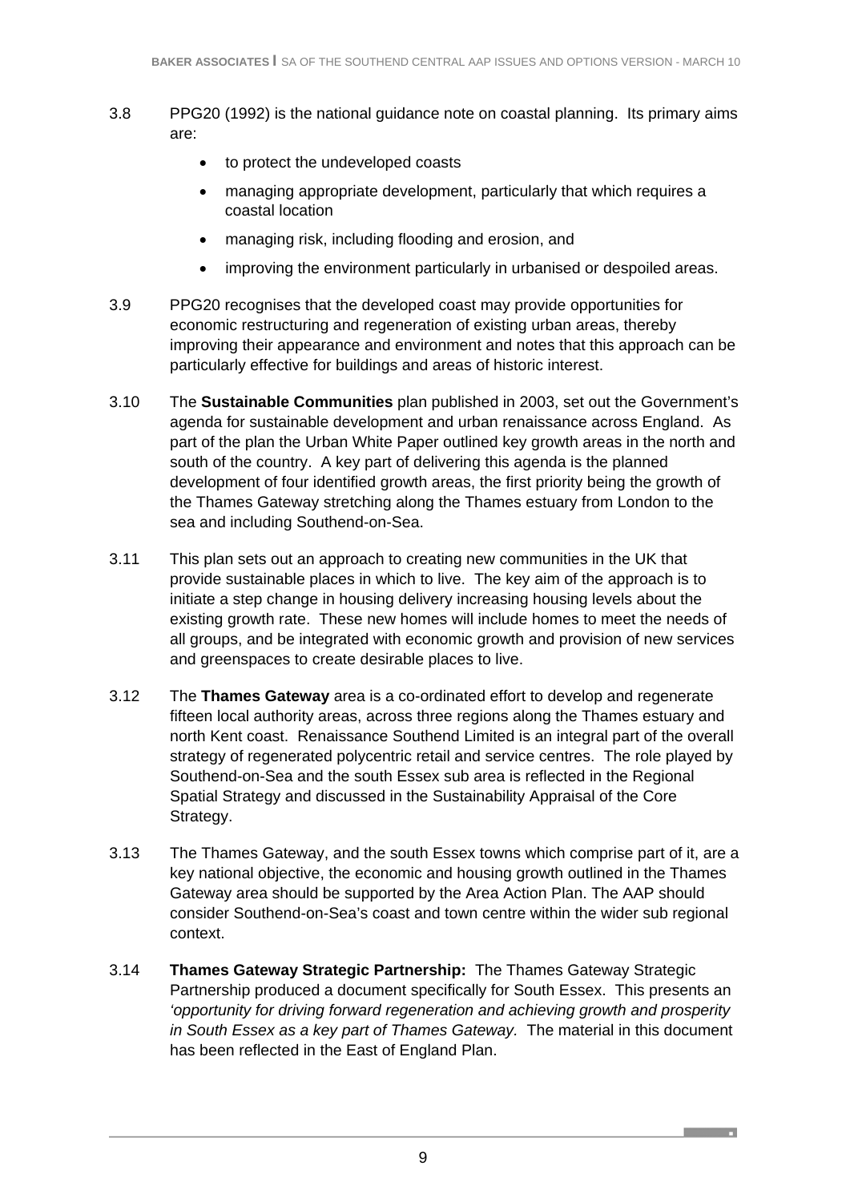3.8 PPG20 (1992) is the national guidance note on coastal planning. Its primary aims are:

- to protect the undeveloped coasts
- managing appropriate development, particularly that which requires a coastal location
- managing risk, including flooding and erosion, and
- improving the environment particularly in urbanised or despoiled areas.

3.9 PPG20 recognises that the developed coast may provide opportunities for economic restructuring and regeneration of existing urban areas, thereby improving their appearance and environment and notes that this approach can be particularly effective for buildings and areas of historic interest.

3.10 The **Sustainable Communities** plan published in 2003, set out the Government's agenda for sustainable development and urban renaissance across England. As part of the plan the Urban White Paper outlined key growth areas in the north and south of the country. A key part of delivering this agenda is the planned development of four identified growth areas, the first priority being the growth of the Thames Gateway stretching along the Thames estuary from London to the sea and including Southend-on-Sea.

3.11 This plan sets out an approach to creating new communities in the UK that provide sustainable places in which to live. The key aim of the approach is to initiate a step change in housing delivery increasing housing levels about the existing growth rate. These new homes will include homes to meet the needs of all groups, and be integrated with economic growth and provision of new services and greenspaces to create desirable places to live.

3.12 The **Thames Gateway** area is a co-ordinated effort to develop and regenerate fifteen local authority areas, across three regions along the Thames estuary and north Kent coast. Renaissance Southend Limited is an integral part of the overall strategy of regenerated polycentric retail and service centres. The role played by Southend-on-Sea and the south Essex sub area is reflected in the Regional Spatial Strategy and discussed in the Sustainability Appraisal of the Core Strategy.

3.13 The Thames Gateway, and the south Essex towns which comprise part of it, are a key national objective, the economic and housing growth outlined in the Thames Gateway area should be supported by the Area Action Plan. The AAP should consider Southend-on-Sea's coast and town centre within the wider sub regional context.

3.14 **Thames Gateway Strategic Partnership:** The Thames Gateway Strategic Partnership produced a document specifically for South Essex. This presents an *'opportunity for driving forward regeneration and achieving growth and prosperity in South Essex as a key part of Thames Gateway.* The material in this document has been reflected in the East of England Plan.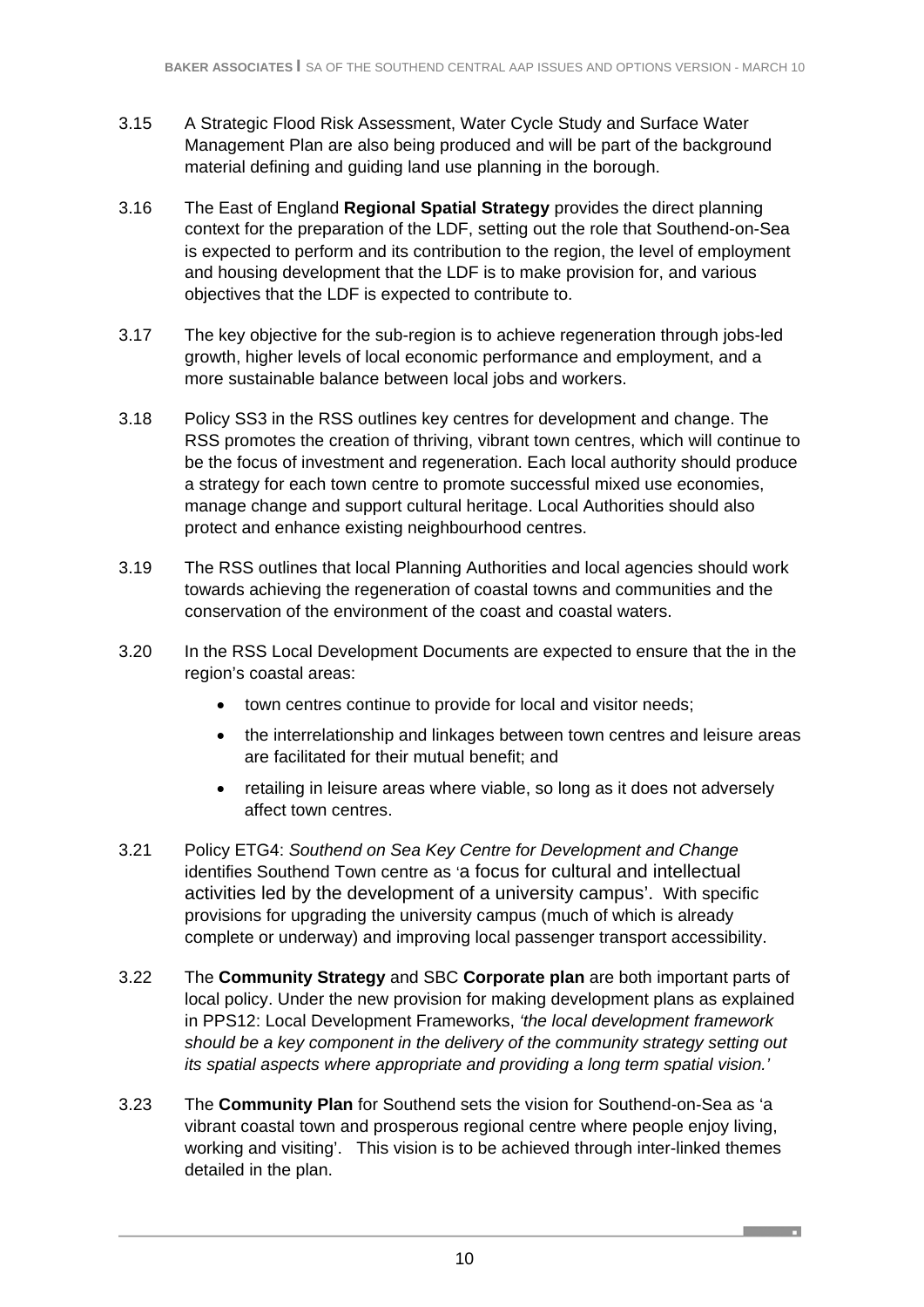3.15 A Strategic Flood Risk Assessment, Water Cycle Study and Surface Water Management Plan are also being produced and will be part of the background material defining and guiding land use planning in the borough.

3.16 The East of England **Regional Spatial Strategy** provides the direct planning context for the preparation of the LDF, setting out the role that Southend-on-Sea is expected to perform and its contribution to the region, the level of employment and housing development that the LDF is to make provision for, and various objectives that the LDF is expected to contribute to.

3.17 The key objective for the sub-region is to achieve regeneration through jobs-led growth, higher levels of local economic performance and employment, and a more sustainable balance between local jobs and workers.

3.18 Policy SS3 in the RSS outlines key centres for development and change. The RSS promotes the creation of thriving, vibrant town centres, which will continue to be the focus of investment and regeneration. Each local authority should produce a strategy for each town centre to promote successful mixed use economies, manage change and support cultural heritage. Local Authorities should also protect and enhance existing neighbourhood centres.

3.19 The RSS outlines that local Planning Authorities and local agencies should work towards achieving the regeneration of coastal towns and communities and the conservation of the environment of the coast and coastal waters.

3.20 In the RSS Local Development Documents are expected to ensure that the in the region's coastal areas:

- town centres continue to provide for local and visitor needs;
- the interrelationship and linkages between town centres and leisure areas are facilitated for their mutual benefit; and
- retailing in leisure areas where viable, so long as it does not adversely affect town centres.

3.21 Policy ETG4: *Southend on Sea Key Centre for Development and Change* identifies Southend Town centre as 'a focus for cultural and intellectual activities led by the development of a university campus'. With specific provisions for upgrading the university campus (much of which is already complete or underway) and improving local passenger transport accessibility.

3.22 The **Community Strategy** and SBC **Corporate plan** are both important parts of local policy. Under the new provision for making development plans as explained in PPS12: Local Development Frameworks, *'the local development framework should be a key component in the delivery of the community strategy setting out its spatial aspects where appropriate and providing a long term spatial vision.'*

3.23 The **Community Plan** for Southend sets the vision for Southend-on-Sea as 'a vibrant coastal town and prosperous regional centre where people enjoy living, working and visiting'. This vision is to be achieved through inter-linked themes detailed in the plan.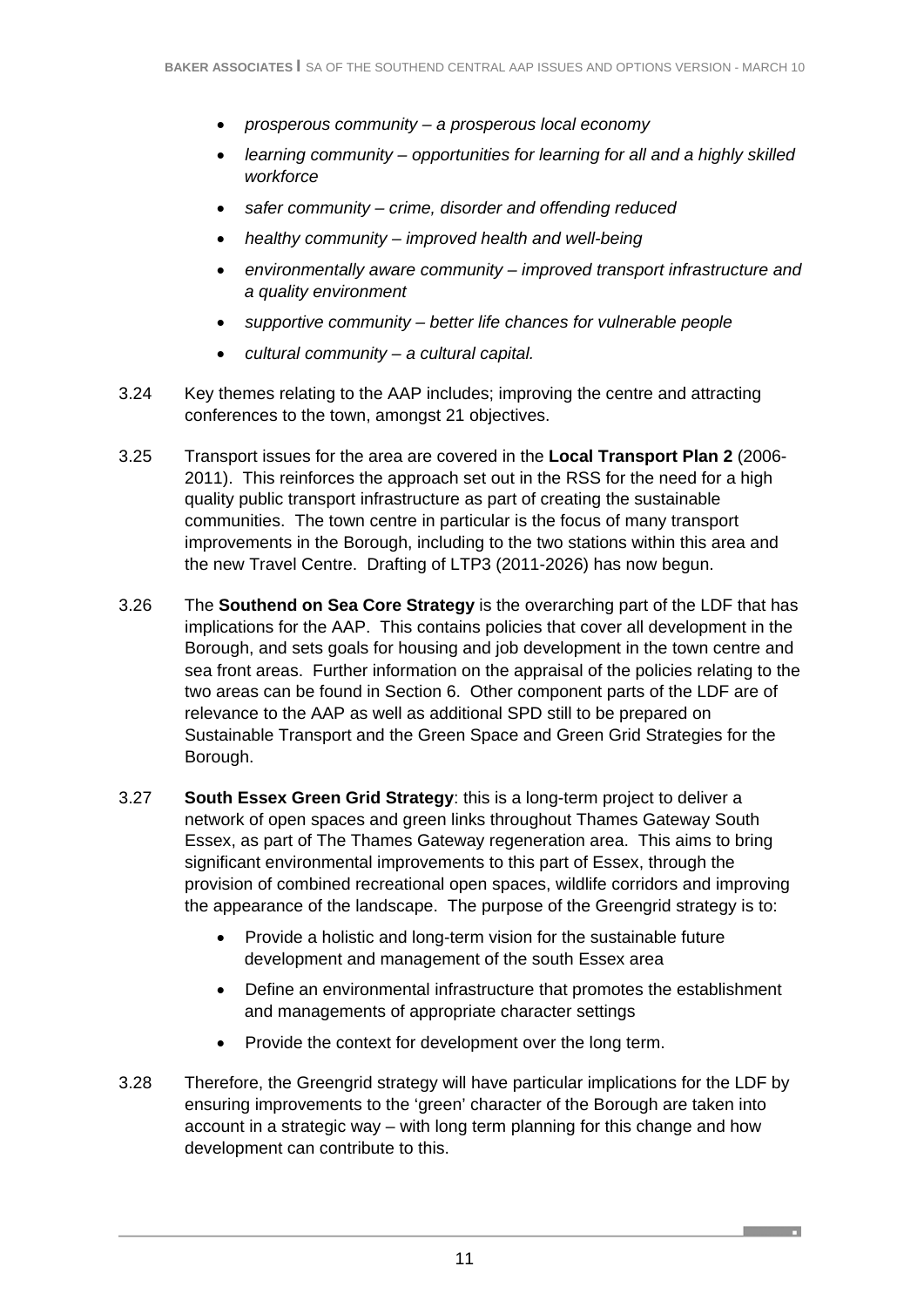- *prosperous community – a prosperous local economy*
- *learning community – opportunities for learning for all and a highly skilled workforce*
- *safer community – crime, disorder and offending reduced*
- *healthy community – improved health and well-being*
- *environmentally aware community – improved transport infrastructure and a quality environment*
- *supportive community – better life chances for vulnerable people*
- *cultural community – a cultural capital.*

3.24 Key themes relating to the AAP includes; improving the centre and attracting conferences to the town, amongst 21 objectives.

3.25 Transport issues for the area are covered in the **Local Transport Plan 2** (2006-2011). This reinforces the approach set out in the RSS for the need for a high quality public transport infrastructure as part of creating the sustainable communities. The town centre in particular is the focus of many transport improvements in the Borough, including to the two stations within this area and the new Travel Centre. Drafting of LTP3 (2011-2026) has now begun.

3.26 The **Southend on Sea Core Strategy** is the overarching part of the LDF that has implications for the AAP. This contains policies that cover all development in the Borough, and sets goals for housing and job development in the town centre and sea front areas. Further information on the appraisal of the policies relating to the two areas can be found in Section 6. Other component parts of the LDF are of relevance to the AAP as well as additional SPD still to be prepared on Sustainable Transport and the Green Space and Green Grid Strategies for the Borough.

3.27 **South Essex Green Grid Strategy**: this is a long-term project to deliver a network of open spaces and green links throughout Thames Gateway South Essex, as part of The Thames Gateway regeneration area. This aims to bring significant environmental improvements to this part of Essex, through the provision of combined recreational open spaces, wildlife corridors and improving the appearance of the landscape. The purpose of the Greengrid strategy is to:

- Provide a holistic and long-term vision for the sustainable future development and management of the south Essex area
- Define an environmental infrastructure that promotes the establishment and managements of appropriate character settings
- Provide the context for development over the long term.

3.28 Therefore, the Greengrid strategy will have particular implications for the LDF by ensuring improvements to the 'green' character of the Borough are taken into account in a strategic way – with long term planning for this change and how development can contribute to this.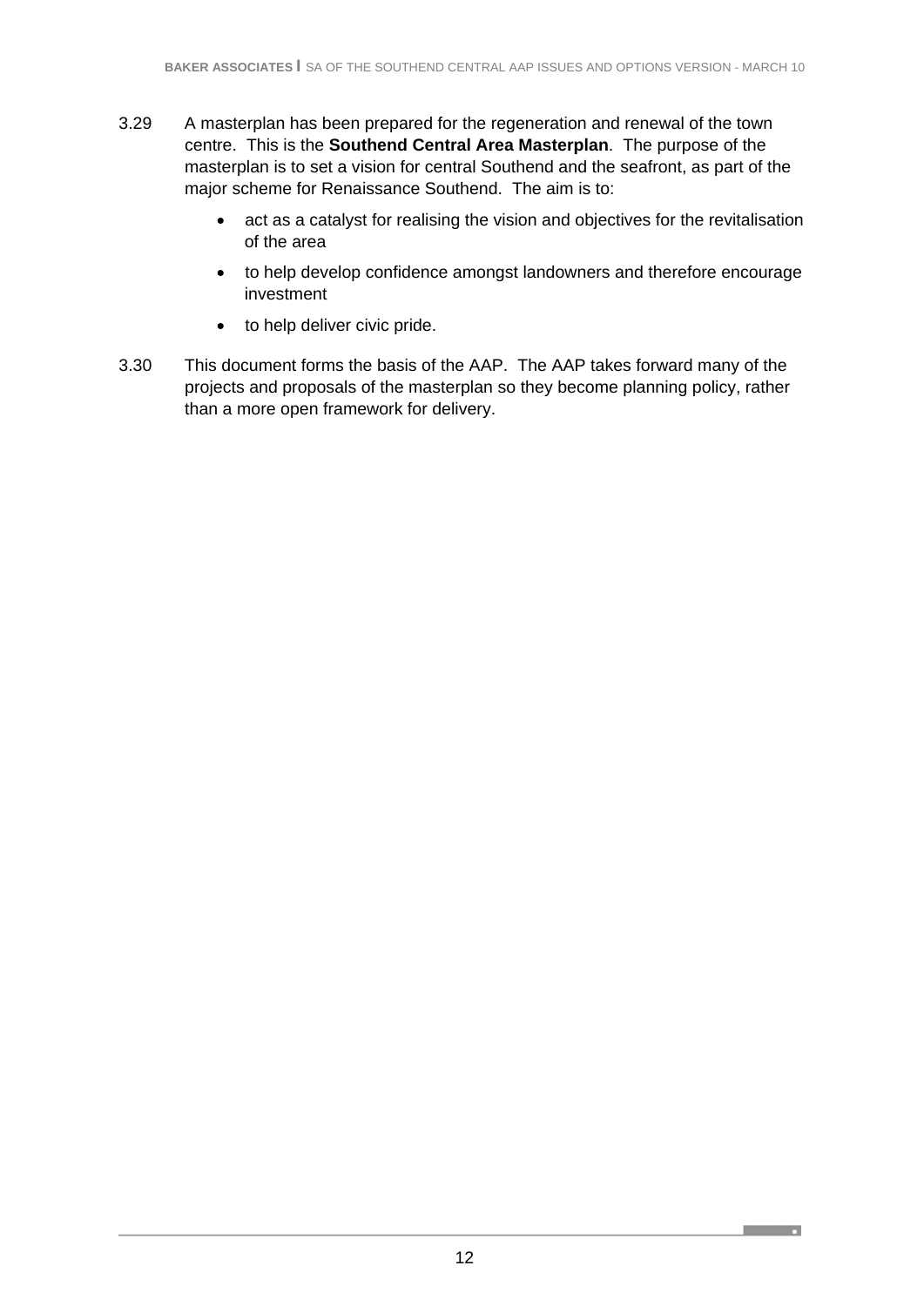3.29 A masterplan has been prepared for the regeneration and renewal of the town centre. This is the **Southend Central Area Masterplan**. The purpose of the masterplan is to set a vision for central Southend and the seafront, as part of the major scheme for Renaissance Southend. The aim is to:

- act as a catalyst for realising the vision and objectives for the revitalisation of the area
- to help develop confidence amongst landowners and therefore encourage investment
- to help deliver civic pride.

3.30 This document forms the basis of the AAP. The AAP takes forward many of the projects and proposals of the masterplan so they become planning policy, rather than a more open framework for delivery.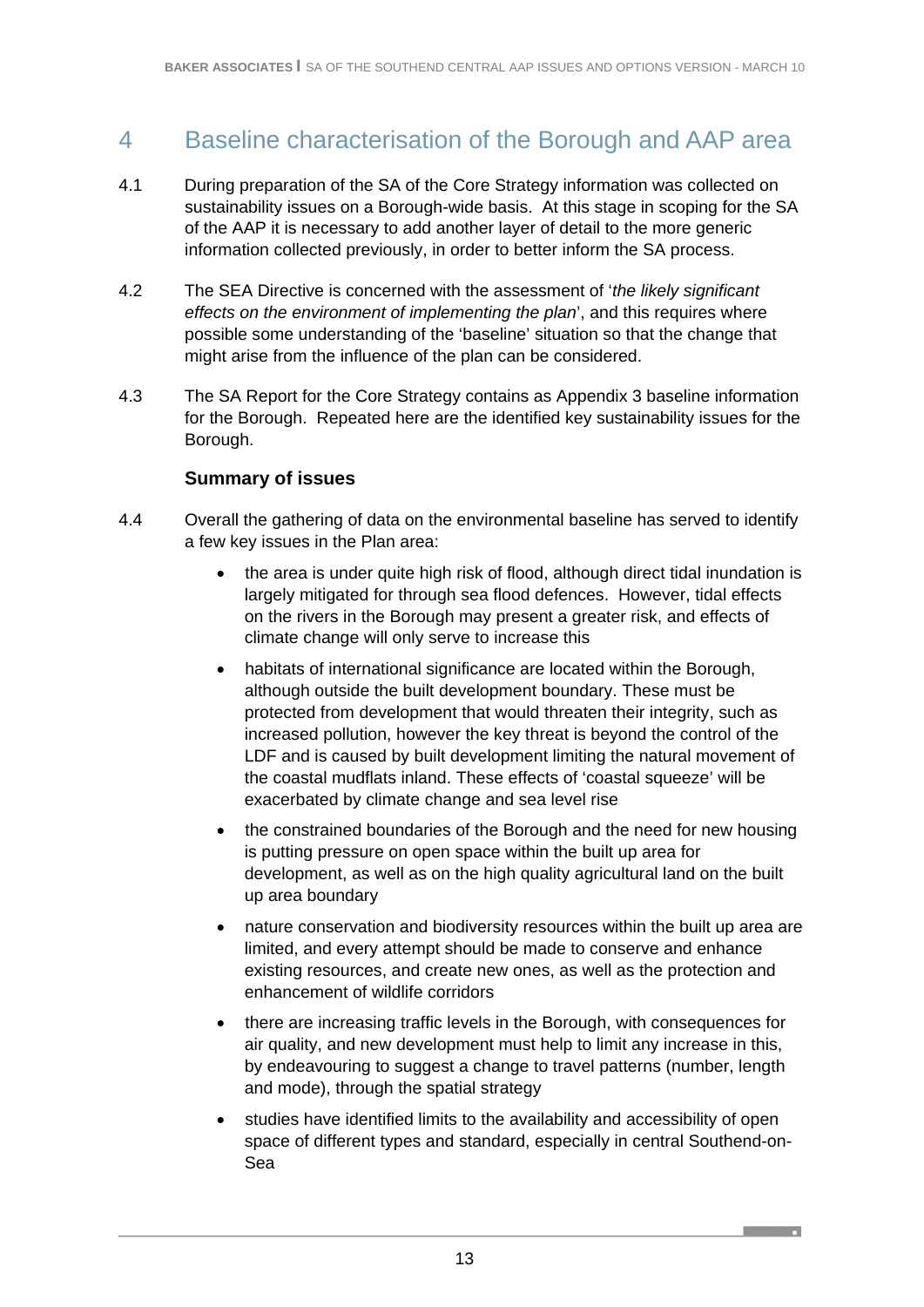# 4 Baseline characterisation of the Borough and AAP area

4.1 During preparation of the SA of the Core Strategy information was collected on sustainability issues on a Borough-wide basis. At this stage in scoping for the SA of the AAP it is necessary to add another layer of detail to the more generic information collected previously, in order to better inform the SA process.

4.2 The SEA Directive is concerned with the assessment of '*the likely significant effects on the environment of implementing the plan*', and this requires where possible some understanding of the 'baseline' situation so that the change that might arise from the influence of the plan can be considered.

4.3 The SA Report for the Core Strategy contains as Appendix 3 baseline information for the Borough. Repeated here are the identified key sustainability issues for the Borough.

### Summary of issues

4.4 Overall the gathering of data on the environmental baseline has served to identify a few key issues in the Plan area:

- the area is under quite high risk of flood, although direct tidal inundation is largely mitigated for through sea flood defences. However, tidal effects on the rivers in the Borough may present a greater risk, and effects of climate change will only serve to increase this
- habitats of international significance are located within the Borough, although outside the built development boundary. These must be protected from development that would threaten their integrity, such as increased pollution, however the key threat is beyond the control of the LDF and is caused by built development limiting the natural movement of the coastal mudflats inland. These effects of 'coastal squeeze' will be exacerbated by climate change and sea level rise
- the constrained boundaries of the Borough and the need for new housing is putting pressure on open space within the built up area for development, as well as on the high quality agricultural land on the built up area boundary
- nature conservation and biodiversity resources within the built up area are limited, and every attempt should be made to conserve and enhance existing resources, and create new ones, as well as the protection and enhancement of wildlife corridors
- there are increasing traffic levels in the Borough, with consequences for air quality, and new development must help to limit any increase in this, by endeavouring to suggest a change to travel patterns (number, length and mode), through the spatial strategy
- studies have identified limits to the availability and accessibility of open space of different types and standard, especially in central Southend-on-Sea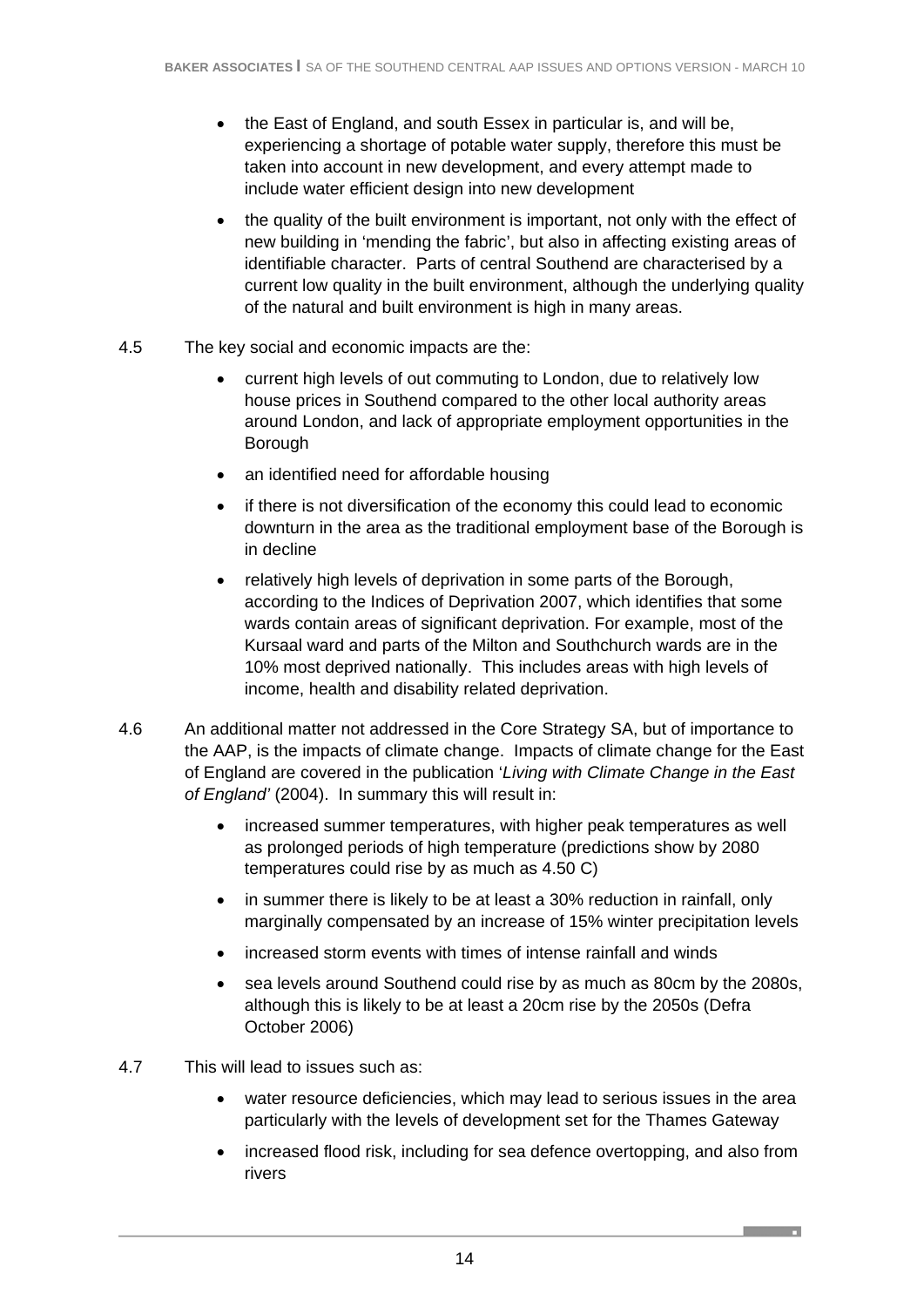- the East of England, and south Essex in particular is, and will be, experiencing a shortage of potable water supply, therefore this must be taken into account in new development, and every attempt made to include water efficient design into new development
- the quality of the built environment is important, not only with the effect of new building in 'mending the fabric', but also in affecting existing areas of identifiable character. Parts of central Southend are characterised by a current low quality in the built environment, although the underlying quality of the natural and built environment is high in many areas.

4.5 The key social and economic impacts are the:

- current high levels of out commuting to London, due to relatively low house prices in Southend compared to the other local authority areas around London, and lack of appropriate employment opportunities in the Borough
- an identified need for affordable housing
- if there is not diversification of the economy this could lead to economic downturn in the area as the traditional employment base of the Borough is in decline
- relatively high levels of deprivation in some parts of the Borough, according to the Indices of Deprivation 2007, which identifies that some wards contain areas of significant deprivation. For example, most of the Kursaal ward and parts of the Milton and Southchurch wards are in the 10% most deprived nationally. This includes areas with high levels of income, health and disability related deprivation.

4.6 An additional matter not addressed in the Core Strategy SA, but of importance to the AAP, is the impacts of climate change. Impacts of climate change for the East of England are covered in the publication '*Living with Climate Change in the East of England'* (2004). In summary this will result in:

- increased summer temperatures, with higher peak temperatures as well as prolonged periods of high temperature (predictions show by 2080 temperatures could rise by as much as 4.50 C)
- in summer there is likely to be at least a 30% reduction in rainfall, only marginally compensated by an increase of 15% winter precipitation levels
- increased storm events with times of intense rainfall and winds
- sea levels around Southend could rise by as much as 80cm by the 2080s, although this is likely to be at least a 20cm rise by the 2050s (Defra October 2006)

4.7 This will lead to issues such as:

- water resource deficiencies, which may lead to serious issues in the area particularly with the levels of development set for the Thames Gateway
- increased flood risk, including for sea defence overtopping, and also from rivers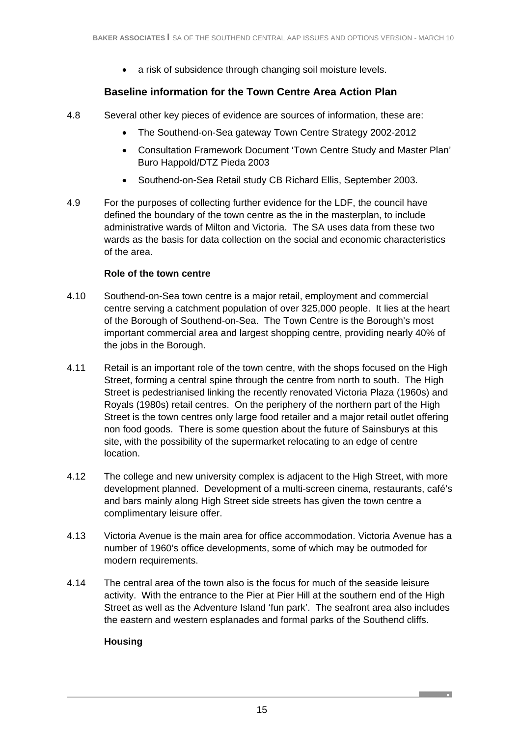- a risk of subsidence through changing soil moisture levels.

### Baseline information for the Town Centre Area Action Plan

4.8 Several other key pieces of evidence are sources of information, these are:

- The Southend-on-Sea gateway Town Centre Strategy 2002-2012
- Consultation Framework Document 'Town Centre Study and Master Plan' Buro Happold/DTZ Pieda 2003
- Southend-on-Sea Retail study CB Richard Ellis, September 2003.

4.9 For the purposes of collecting further evidence for the LDF, the council have defined the boundary of the town centre as the in the masterplan, to include administrative wards of Milton and Victoria. The SA uses data from these two wards as the basis for data collection on the social and economic characteristics of the area.

#### Role of the town centre

4.10 Southend-on-Sea town centre is a major retail, employment and commercial centre serving a catchment population of over 325,000 people. It lies at the heart of the Borough of Southend-on-Sea. The Town Centre is the Borough's most important commercial area and largest shopping centre, providing nearly 40% of the jobs in the Borough.

4.11 Retail is an important role of the town centre, with the shops focused on the High Street, forming a central spine through the centre from north to south. The High Street is pedestrianised linking the recently renovated Victoria Plaza (1960s) and Royals (1980s) retail centres. On the periphery of the northern part of the High Street is the town centres only large food retailer and a major retail outlet offering non food goods. There is some question about the future of Sainsburys at this site, with the possibility of the supermarket relocating to an edge of centre location.

4.12 The college and new university complex is adjacent to the High Street, with more development planned. Development of a multi-screen cinema, restaurants, café's and bars mainly along High Street side streets has given the town centre a complimentary leisure offer.

4.13 Victoria Avenue is the main area for office accommodation. Victoria Avenue has a number of 1960's office developments, some of which may be outmoded for modern requirements.

4.14 The central area of the town also is the focus for much of the seaside leisure activity. With the entrance to the Pier at Pier Hill at the southern end of the High Street as well as the Adventure Island 'fun park'. The seafront area also includes the eastern and western esplanades and formal parks of the Southend cliffs.

#### Housing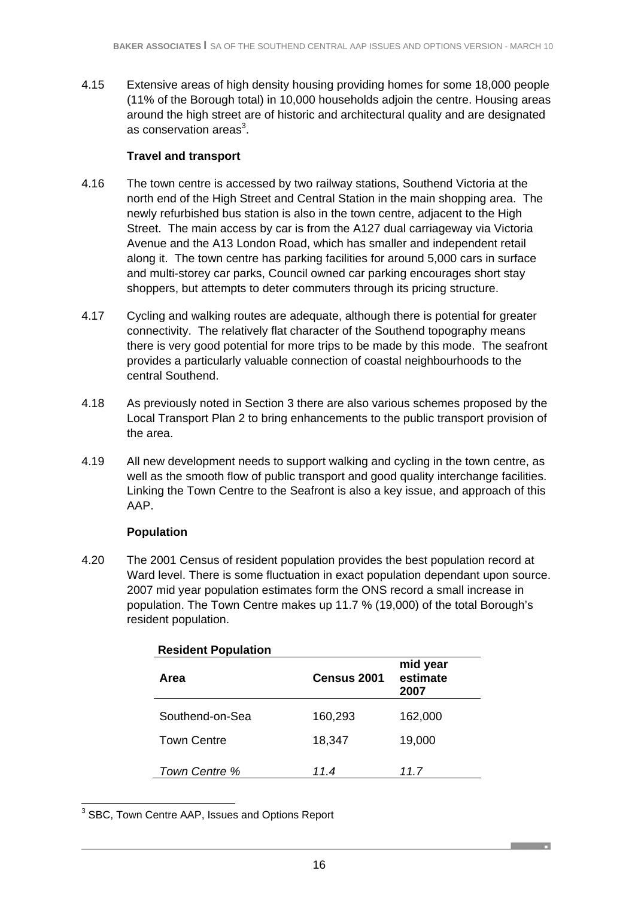4.15 Extensive areas of high density housing providing homes for some 18,000 people (11% of the Borough total) in 10,000 households adjoin the centre. Housing areas around the high street are of historic and architectural quality and are designated as conservation areas[3].

**Travel and transport**

4.16 The town centre is accessed by two railway stations, Southend Victoria at the north end of the High Street and Central Station in the main shopping area. The newly refurbished bus station is also in the town centre, adjacent to the High Street. The main access by car is from the A127 dual carriageway via Victoria Avenue and the A13 London Road, which has smaller and independent retail along it. The town centre has parking facilities for around 5,000 cars in surface and multi-storey car parks, Council owned car parking encourages short stay shoppers, but attempts to deter commuters through its pricing structure.

4.17 Cycling and walking routes are adequate, although there is potential for greater connectivity. The relatively flat character of the Southend topography means there is very good potential for more trips to be made by this mode. The seafront provides a particularly valuable connection of coastal neighbourhoods to the central Southend.

4.18 As previously noted in Section 3 there are also various schemes proposed by the Local Transport Plan 2 to bring enhancements to the public transport provision of the area.

4.19 All new development needs to support walking and cycling in the town centre, as well as the smooth flow of public transport and good quality interchange facilities. Linking the Town Centre to the Seafront is also a key issue, and approach of this AAP.

**Population**

4.20 The 2001 Census of resident population provides the best population record at Ward level. There is some fluctuation in exact population dependant upon source. 2007 mid year population estimates form the ONS record a small increase in population. The Town Centre makes up 11.7 % (19,000) of the total Borough's resident population.

**Resident Population**

| Area | Census 2001 | mid year estimate 2007 |
|---|---|---|
| Southend-on-Sea | 160,293 | 162,000 |
| Town Centre | 18,347 | 19,000 |
| *Town Centre %* | *11.4* | *11.7* |

[3] SBC, Town Centre AAP, Issues and Options Report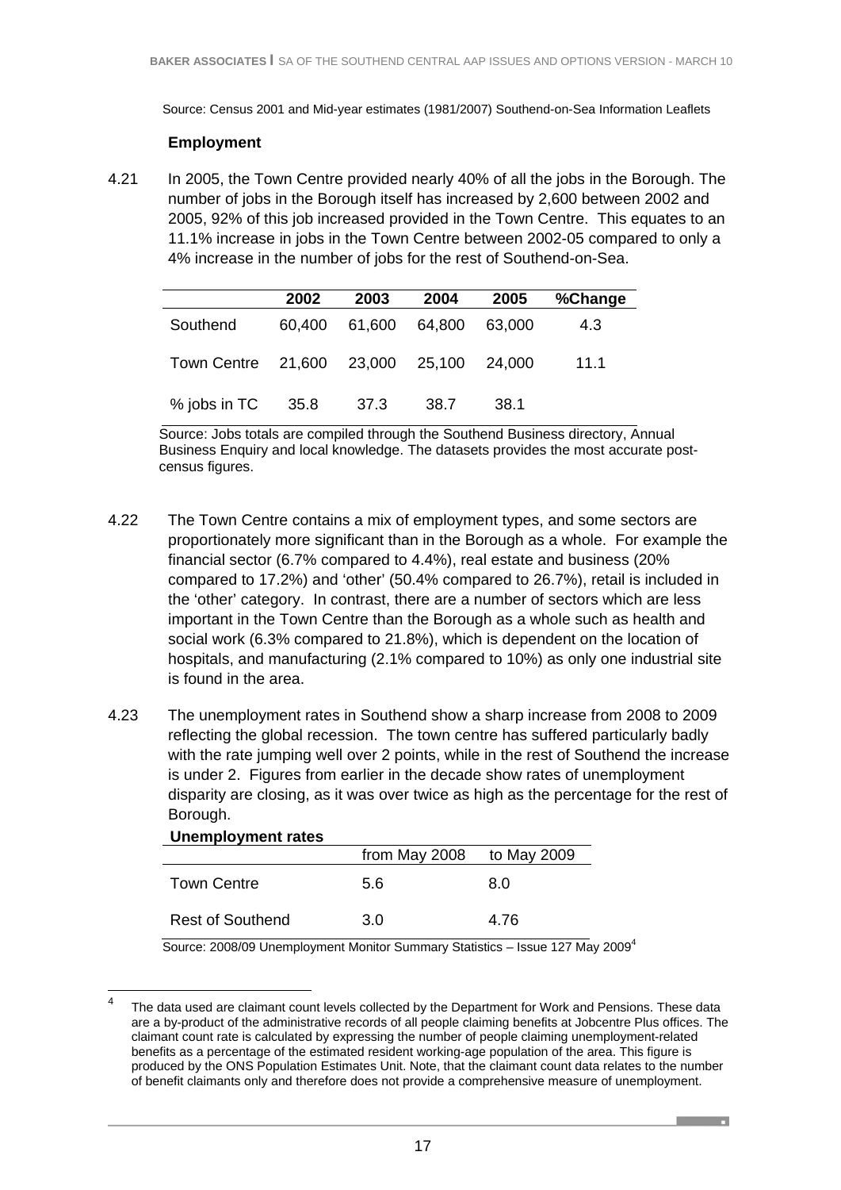Source: Census 2001 and Mid-year estimates (1981/2007) Southend-on-Sea Information Leaflets

### Employment

4.21 In 2005, the Town Centre provided nearly 40% of all the jobs in the Borough. The number of jobs in the Borough itself has increased by 2,600 between 2002 and 2005, 92% of this job increased provided in the Town Centre. This equates to an 11.1% increase in jobs in the Town Centre between 2002-05 compared to only a 4% increase in the number of jobs for the rest of Southend-on-Sea.

| | 2002 | 2003 | 2004 | 2005 | %Change |
|---|---|---|---|---|---|
| Southend | 60,400 | 61,600 | 64,800 | 63,000 | 4.3 |
| Town Centre | 21,600 | 23,000 | 25,100 | 24,000 | 11.1 |
| % jobs in TC | 35.8 | 37.3 | 38.7 | 38.1 | |

Source: Jobs totals are compiled through the Southend Business directory, Annual Business Enquiry and local knowledge. The datasets provides the most accurate post-census figures.

4.22 The Town Centre contains a mix of employment types, and some sectors are proportionately more significant than in the Borough as a whole. For example the financial sector (6.7% compared to 4.4%), real estate and business (20% compared to 17.2%) and 'other' (50.4% compared to 26.7%), retail is included in the 'other' category. In contrast, there are a number of sectors which are less important in the Town Centre than the Borough as a whole such as health and social work (6.3% compared to 21.8%), which is dependent on the location of hospitals, and manufacturing (2.1% compared to 10%) as only one industrial site is found in the area.

4.23 The unemployment rates in Southend show a sharp increase from 2008 to 2009 reflecting the global recession. The town centre has suffered particularly badly with the rate jumping well over 2 points, while in the rest of Southend the increase is under 2. Figures from earlier in the decade show rates of unemployment disparity are closing, as it was over twice as high as the percentage for the rest of Borough.

**Unemployment rates**

| | from May 2008 | to May 2009 |
|---|---|---|
| Town Centre | 5.6 | 8.0 |
| Rest of Southend | 3.0 | 4.76 |

Source: 2008/09 Unemployment Monitor Summary Statistics – Issue 127 May 2009[4]

[4] The data used are claimant count levels collected by the Department for Work and Pensions. These data are a by-product of the administrative records of all people claiming benefits at Jobcentre Plus offices. The claimant count rate is calculated by expressing the number of people claiming unemployment-related benefits as a percentage of the estimated resident working-age population of the area. This figure is produced by the ONS Population Estimates Unit. Note, that the claimant count data relates to the number of benefit claimants only and therefore does not provide a comprehensive measure of unemployment.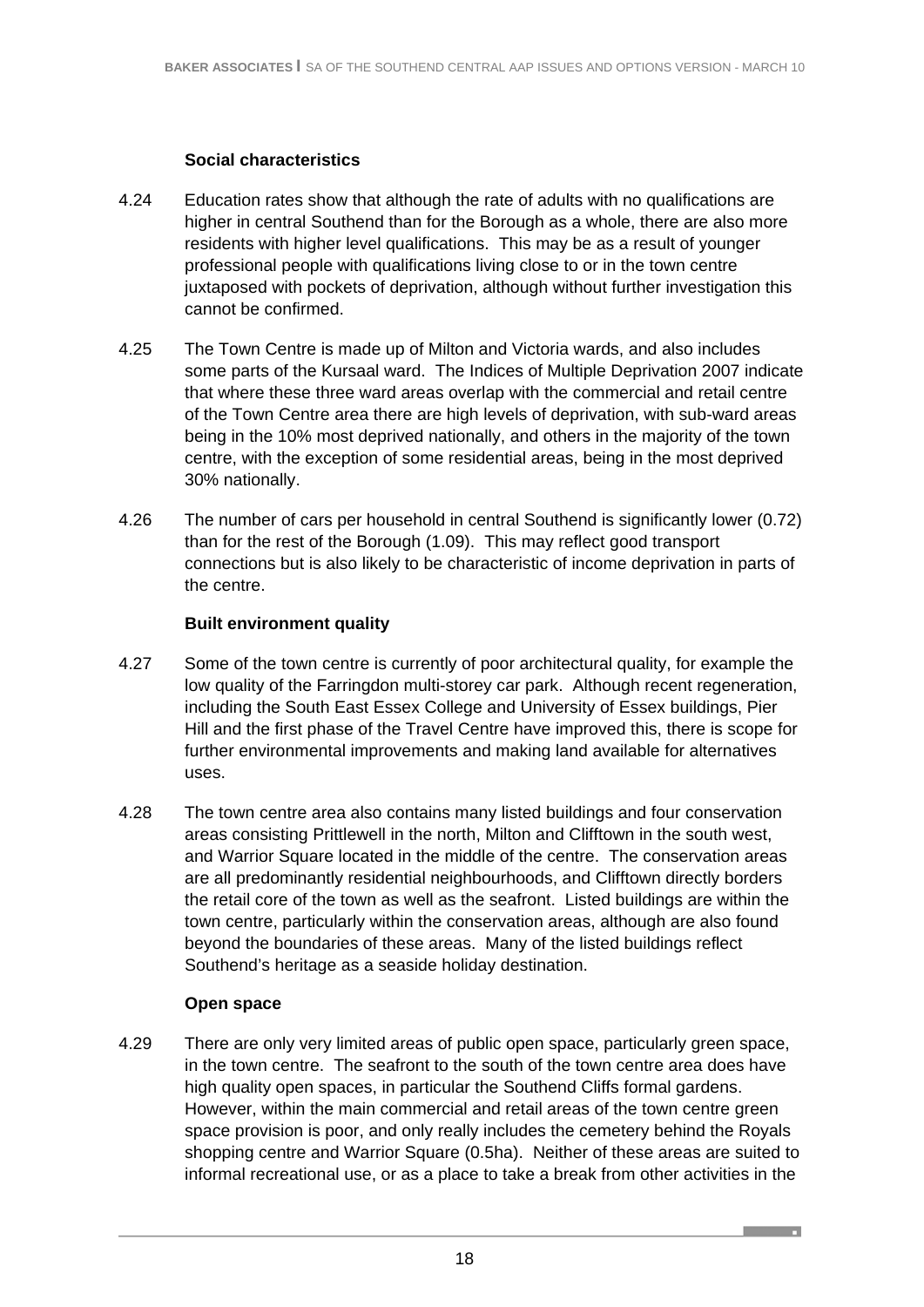### Social characteristics

4.24 Education rates show that although the rate of adults with no qualifications are higher in central Southend than for the Borough as a whole, there are also more residents with higher level qualifications. This may be as a result of younger professional people with qualifications living close to or in the town centre juxtaposed with pockets of deprivation, although without further investigation this cannot be confirmed.

4.25 The Town Centre is made up of Milton and Victoria wards, and also includes some parts of the Kursaal ward. The Indices of Multiple Deprivation 2007 indicate that where these three ward areas overlap with the commercial and retail centre of the Town Centre area there are high levels of deprivation, with sub-ward areas being in the 10% most deprived nationally, and others in the majority of the town centre, with the exception of some residential areas, being in the most deprived 30% nationally.

4.26 The number of cars per household in central Southend is significantly lower (0.72) than for the rest of the Borough (1.09). This may reflect good transport connections but is also likely to be characteristic of income deprivation in parts of the centre.

### Built environment quality

4.27 Some of the town centre is currently of poor architectural quality, for example the low quality of the Farringdon multi-storey car park. Although recent regeneration, including the South East Essex College and University of Essex buildings, Pier Hill and the first phase of the Travel Centre have improved this, there is scope for further environmental improvements and making land available for alternatives uses.

4.28 The town centre area also contains many listed buildings and four conservation areas consisting Prittlewell in the north, Milton and Clifftown in the south west, and Warrior Square located in the middle of the centre. The conservation areas are all predominantly residential neighbourhoods, and Clifftown directly borders the retail core of the town as well as the seafront. Listed buildings are within the town centre, particularly within the conservation areas, although are also found beyond the boundaries of these areas. Many of the listed buildings reflect Southend's heritage as a seaside holiday destination.

### Open space

4.29 There are only very limited areas of public open space, particularly green space, in the town centre. The seafront to the south of the town centre area does have high quality open spaces, in particular the Southend Cliffs formal gardens. However, within the main commercial and retail areas of the town centre green space provision is poor, and only really includes the cemetery behind the Royals shopping centre and Warrior Square (0.5ha). Neither of these areas are suited to informal recreational use, or as a place to take a break from other activities in the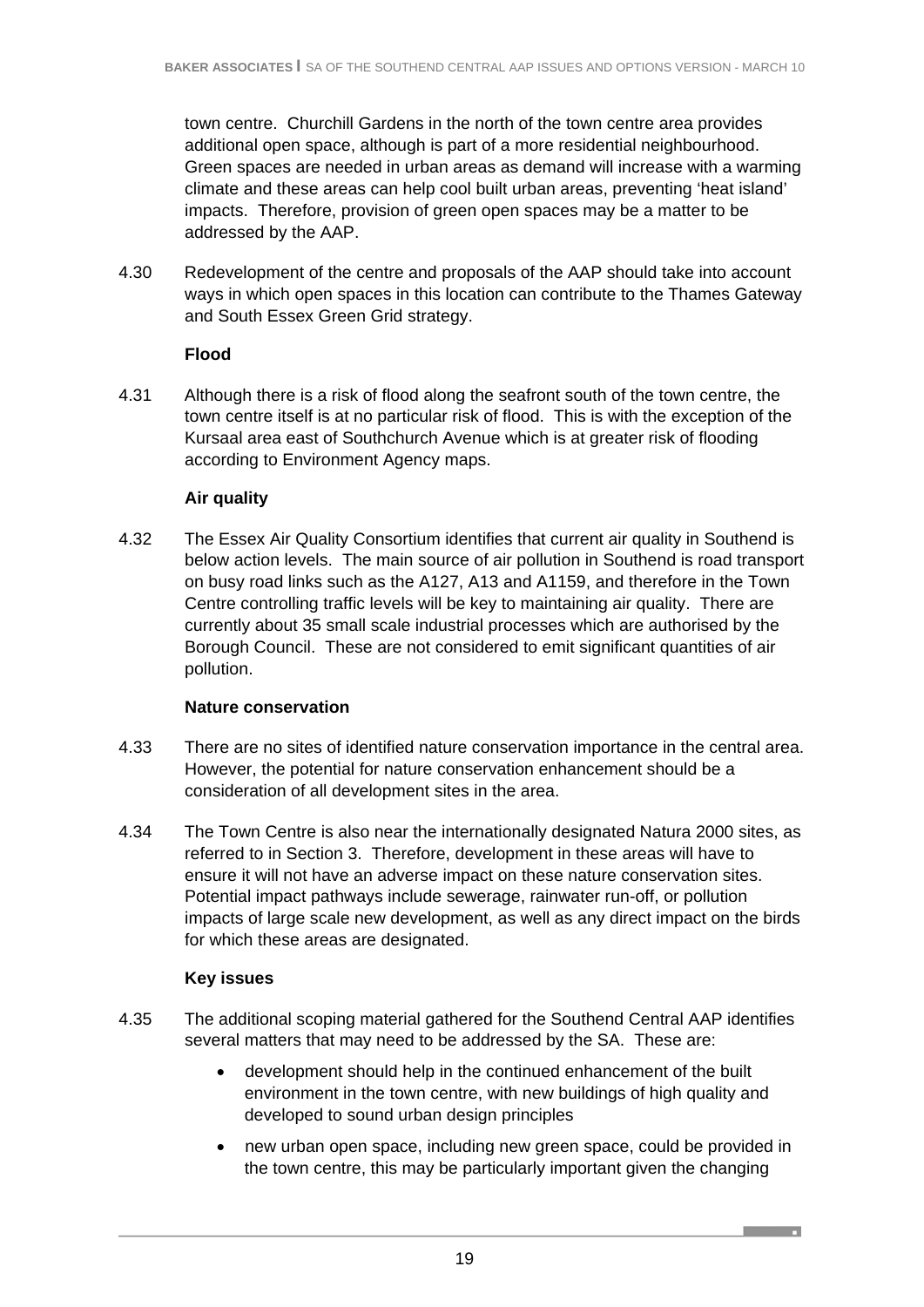town centre. Churchill Gardens in the north of the town centre area provides additional open space, although is part of a more residential neighbourhood. Green spaces are needed in urban areas as demand will increase with a warming climate and these areas can help cool built urban areas, preventing 'heat island' impacts. Therefore, provision of green open spaces may be a matter to be addressed by the AAP.

4.30 Redevelopment of the centre and proposals of the AAP should take into account ways in which open spaces in this location can contribute to the Thames Gateway and South Essex Green Grid strategy.

**Flood**

4.31 Although there is a risk of flood along the seafront south of the town centre, the town centre itself is at no particular risk of flood. This is with the exception of the Kursaal area east of Southchurch Avenue which is at greater risk of flooding according to Environment Agency maps.

**Air quality**

4.32 The Essex Air Quality Consortium identifies that current air quality in Southend is below action levels. The main source of air pollution in Southend is road transport on busy road links such as the A127, A13 and A1159, and therefore in the Town Centre controlling traffic levels will be key to maintaining air quality. There are currently about 35 small scale industrial processes which are authorised by the Borough Council. These are not considered to emit significant quantities of air pollution.

**Nature conservation**

4.33 There are no sites of identified nature conservation importance in the central area. However, the potential for nature conservation enhancement should be a consideration of all development sites in the area.

4.34 The Town Centre is also near the internationally designated Natura 2000 sites, as referred to in Section 3. Therefore, development in these areas will have to ensure it will not have an adverse impact on these nature conservation sites. Potential impact pathways include sewerage, rainwater run-off, or pollution impacts of large scale new development, as well as any direct impact on the birds for which these areas are designated.

**Key issues**

4.35 The additional scoping material gathered for the Southend Central AAP identifies several matters that may need to be addressed by the SA. These are:

- development should help in the continued enhancement of the built environment in the town centre, with new buildings of high quality and developed to sound urban design principles
- new urban open space, including new green space, could be provided in the town centre, this may be particularly important given the changing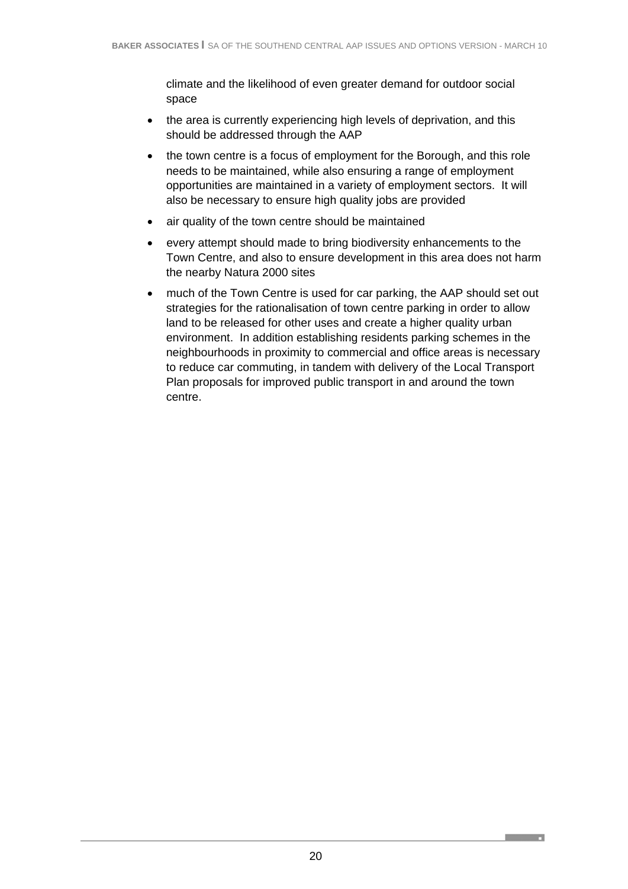climate and the likelihood of even greater demand for outdoor social space

- the area is currently experiencing high levels of deprivation, and this should be addressed through the AAP
- the town centre is a focus of employment for the Borough, and this role needs to be maintained, while also ensuring a range of employment opportunities are maintained in a variety of employment sectors. It will also be necessary to ensure high quality jobs are provided
- air quality of the town centre should be maintained
- every attempt should made to bring biodiversity enhancements to the Town Centre, and also to ensure development in this area does not harm the nearby Natura 2000 sites
- much of the Town Centre is used for car parking, the AAP should set out strategies for the rationalisation of town centre parking in order to allow land to be released for other uses and create a higher quality urban environment. In addition establishing residents parking schemes in the neighbourhoods in proximity to commercial and office areas is necessary to reduce car commuting, in tandem with delivery of the Local Transport Plan proposals for improved public transport in and around the town centre.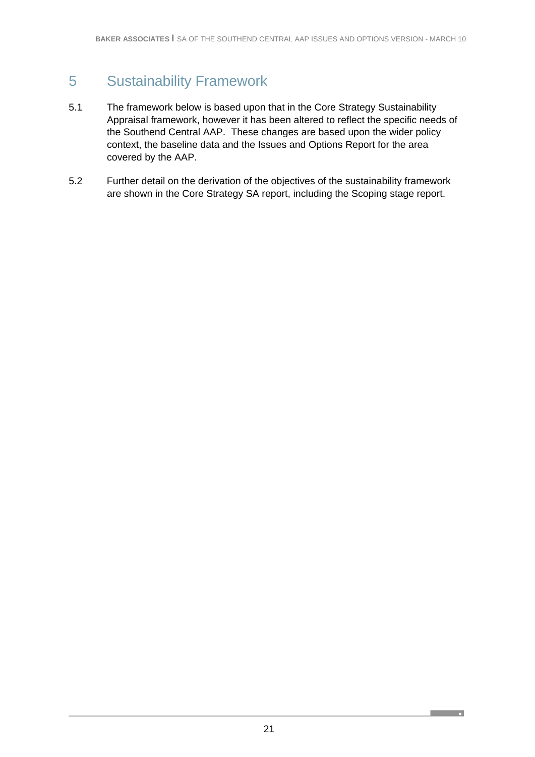# 5 Sustainability Framework

5.1 The framework below is based upon that in the Core Strategy Sustainability Appraisal framework, however it has been altered to reflect the specific needs of the Southend Central AAP. These changes are based upon the wider policy context, the baseline data and the Issues and Options Report for the area covered by the AAP.

5.2 Further detail on the derivation of the objectives of the sustainability framework are shown in the Core Strategy SA report, including the Scoping stage report.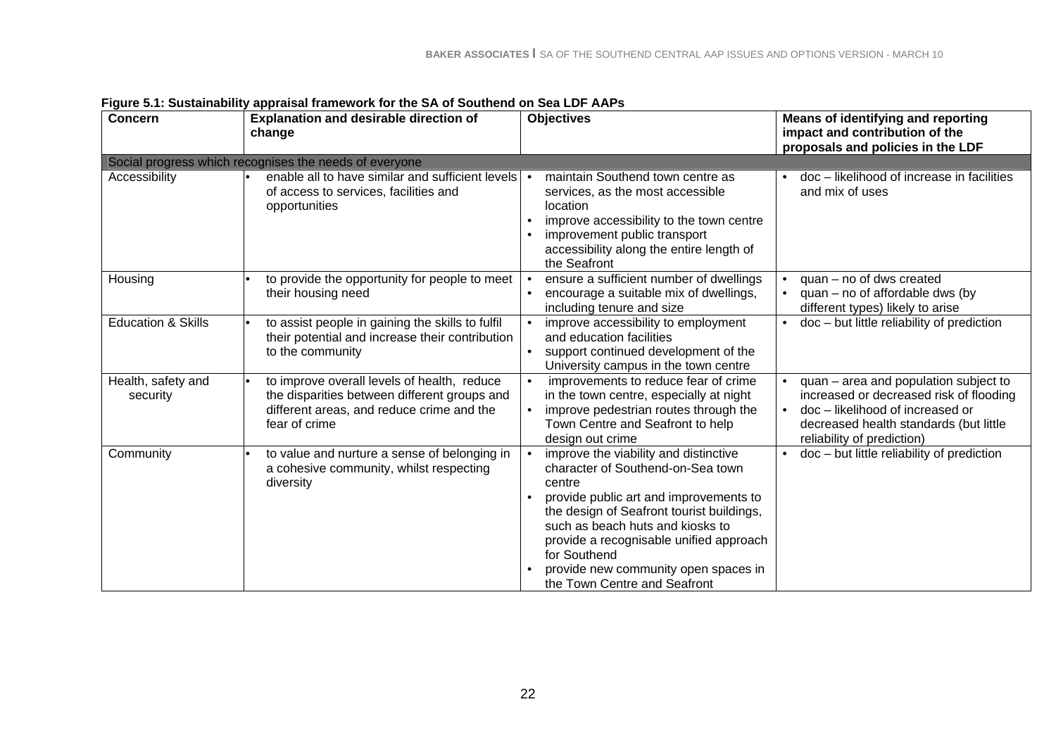**Figure 5.1: Sustainability appraisal framework for the SA of Southend on Sea LDF AAPs**

| Concern | Explanation and desirable direction of change | Objectives | Means of identifying and reporting impact and contribution of the proposals and policies in the LDF |
|---|---|---|---|
| Social progress which recognises the needs of everyone | | | |
| Accessibility | • enable all to have similar and sufficient levels of access to services, facilities and opportunities | • maintain Southend town centre as services, as the most accessible location<br>• improve accessibility to the town centre<br>• improvement public transport accessibility along the entire length of the Seafront | • doc – likelihood of increase in facilities and mix of uses |
| Housing | • to provide the opportunity for people to meet their housing need | • ensure a sufficient number of dwellings<br>• encourage a suitable mix of dwellings, including tenure and size | • quan – no of dws created<br>• quan – no of affordable dws (by different types) likely to arise |
| Education & Skills | • to assist people in gaining the skills to fulfil their potential and increase their contribution to the community | • improve accessibility to employment and education facilities<br>• support continued development of the University campus in the town centre | • doc – but little reliability of prediction |
| Health, safety and security | • to improve overall levels of health, reduce the disparities between different groups and different areas, and reduce crime and the fear of crime | • improvements to reduce fear of crime in the town centre, especially at night<br>• improve pedestrian routes through the Town Centre and Seafront to help design out crime | • quan – area and population subject to increased or decreased risk of flooding<br>• doc – likelihood of increased or decreased health standards (but little reliability of prediction) |
| Community | • to value and nurture a sense of belonging in a cohesive community, whilst respecting diversity | • improve the viability and distinctive character of Southend-on-Sea town centre<br>• provide public art and improvements to the design of Seafront tourist buildings, such as beach huts and kiosks to provide a recognisable unified approach for Southend<br>• provide new community open spaces in the Town Centre and Seafront | • doc – but little reliability of prediction |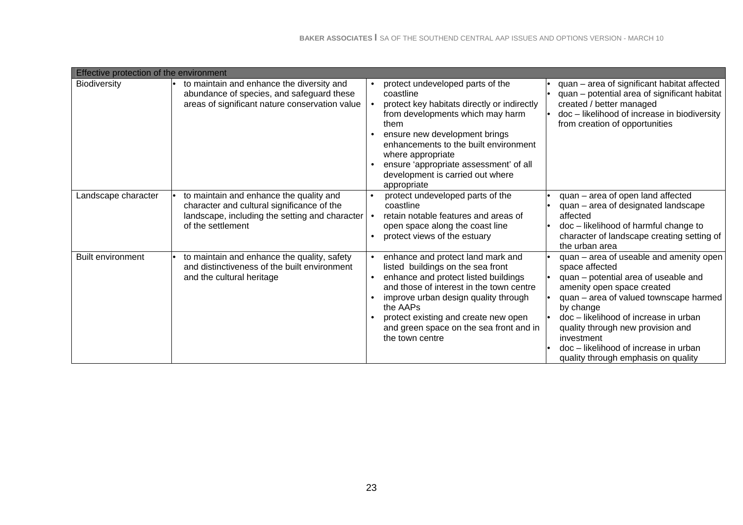| Effective protection of the environment | | | |
|---|---|---|---|
| Biodiversity | • to maintain and enhance the diversity and abundance of species, and safeguard these areas of significant nature conservation value | • protect undeveloped parts of the coastline<br>• protect key habitats directly or indirectly from developments which may harm them<br>• ensure new development brings enhancements to the built environment where appropriate<br>• ensure 'appropriate assessment' of all development is carried out where appropriate | • quan – area of significant habitat affected<br>• quan – potential area of significant habitat created / better managed<br>• doc – likelihood of increase in biodiversity from creation of opportunities |
| Landscape character | • to maintain and enhance the quality and character and cultural significance of the landscape, including the setting and character of the settlement | • protect undeveloped parts of the coastline<br>• retain notable features and areas of open space along the coast line<br>• protect views of the estuary | • quan – area of open land affected<br>• quan – area of designated landscape affected<br>• doc – likelihood of harmful change to character of landscape creating setting of the urban area |
| Built environment | • to maintain and enhance the quality, safety and distinctiveness of the built environment and the cultural heritage | • enhance and protect land mark and listed buildings on the sea front<br>• enhance and protect listed buildings and those of interest in the town centre<br>• improve urban design quality through the AAPs<br>• protect existing and create new open and green space on the sea front and in the town centre | • quan – area of useable and amenity open space affected<br>• quan – potential area of useable and amenity open space created<br>• quan – area of valued townscape harmed by change<br>• doc – likelihood of increase in urban quality through new provision and investment<br>• doc – likelihood of increase in urban quality through emphasis on quality |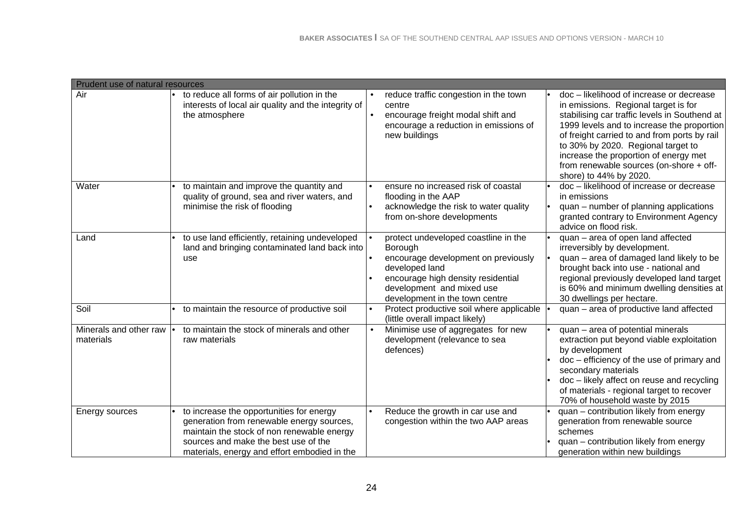| Prudent use of natural resources | | | |
|---|---|---|---|
| Air | • to reduce all forms of air pollution in the interests of local air quality and the integrity of the atmosphere | • reduce traffic congestion in the town centre<br>• encourage freight modal shift and encourage a reduction in emissions of new buildings | • doc – likelihood of increase or decrease in emissions. Regional target is for stabilising car traffic levels in Southend at 1999 levels and to increase the proportion of freight carried to and from ports by rail to 30% by 2020. Regional target to increase the proportion of energy met from renewable sources (on-shore + off-shore) to 44% by 2020. |
| Water | • to maintain and improve the quantity and quality of ground, sea and river waters, and minimise the risk of flooding | • ensure no increased risk of coastal flooding in the AAP<br>• acknowledge the risk to water quality from on-shore developments | • doc – likelihood of increase or decrease in emissions<br>• quan – number of planning applications granted contrary to Environment Agency advice on flood risk. |
| Land | • to use land efficiently, retaining undeveloped land and bringing contaminated land back into use | • protect undeveloped coastline in the Borough<br>• encourage development on previously developed land<br>• encourage high density residential development and mixed use development in the town centre | • quan – area of open land affected irreversibly by development.<br>• quan – area of damaged land likely to be brought back into use - national and regional previously developed land target is 60% and minimum dwelling densities at 30 dwellings per hectare. |
| Soil | • to maintain the resource of productive soil | • Protect productive soil where applicable (little overall impact likely) | • quan – area of productive land affected |
| Minerals and other raw materials | • to maintain the stock of minerals and other raw materials | • Minimise use of aggregates for new development (relevance to sea defences) | • quan – area of potential minerals extraction put beyond viable exploitation by development<br>• doc – efficiency of the use of primary and secondary materials<br>• doc – likely affect on reuse and recycling of materials - regional target to recover 70% of household waste by 2015 |
| Energy sources | • to increase the opportunities for energy generation from renewable energy sources, maintain the stock of non renewable energy sources and make the best use of the materials, energy and effort embodied in the | • Reduce the growth in car use and congestion within the two AAP areas | • quan – contribution likely from energy generation from renewable source schemes<br>• quan – contribution likely from energy generation within new buildings |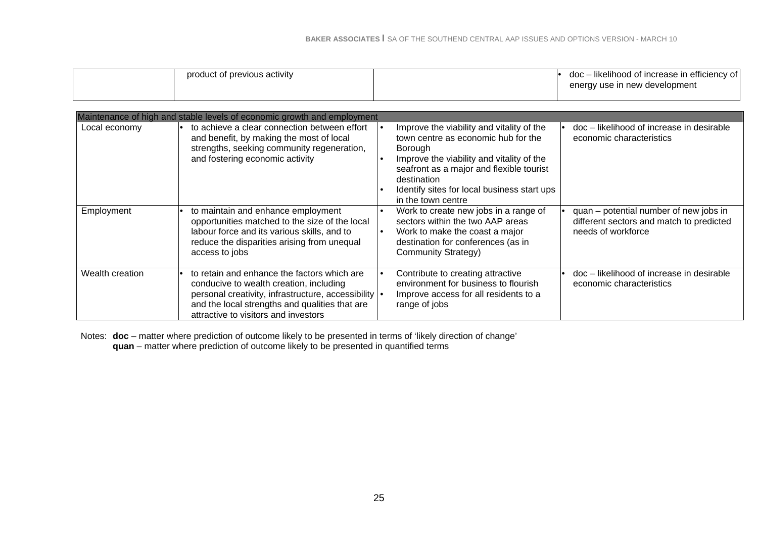| | | | |
|---|---|---|---|
| | product of previous activity | | • doc – likelihood of increase in efficiency of energy use in new development |

| Maintenance of high and stable levels of economic growth and employment | | | |
|---|---|---|---|
| Local economy | • to achieve a clear connection between effort and benefit, by making the most of local strengths, seeking community regeneration, and fostering economic activity | • Improve the viability and vitality of the town centre as economic hub for the Borough<br>• Improve the viability and vitality of the seafront as a major and flexible tourist destination<br>• Identify sites for local business start ups in the town centre | • doc – likelihood of increase in desirable economic characteristics |
| Employment | • to maintain and enhance employment opportunities matched to the size of the local labour force and its various skills, and to reduce the disparities arising from unequal access to jobs | • Work to create new jobs in a range of sectors within the two AAP areas<br>• Work to make the coast a major destination for conferences (as in Community Strategy) | • quan – potential number of new jobs in different sectors and match to predicted needs of workforce |
| Wealth creation | • to retain and enhance the factors which are conducive to wealth creation, including personal creativity, infrastructure, accessibility and the local strengths and qualities that are attractive to visitors and investors | • Contribute to creating attractive environment for business to flourish<br>• Improve access for all residents to a range of jobs | • doc – likelihood of increase in desirable economic characteristics |

Notes: **doc** – matter where prediction of outcome likely to be presented in terms of 'likely direction of change'
**quan** – matter where prediction of outcome likely to be presented in quantified terms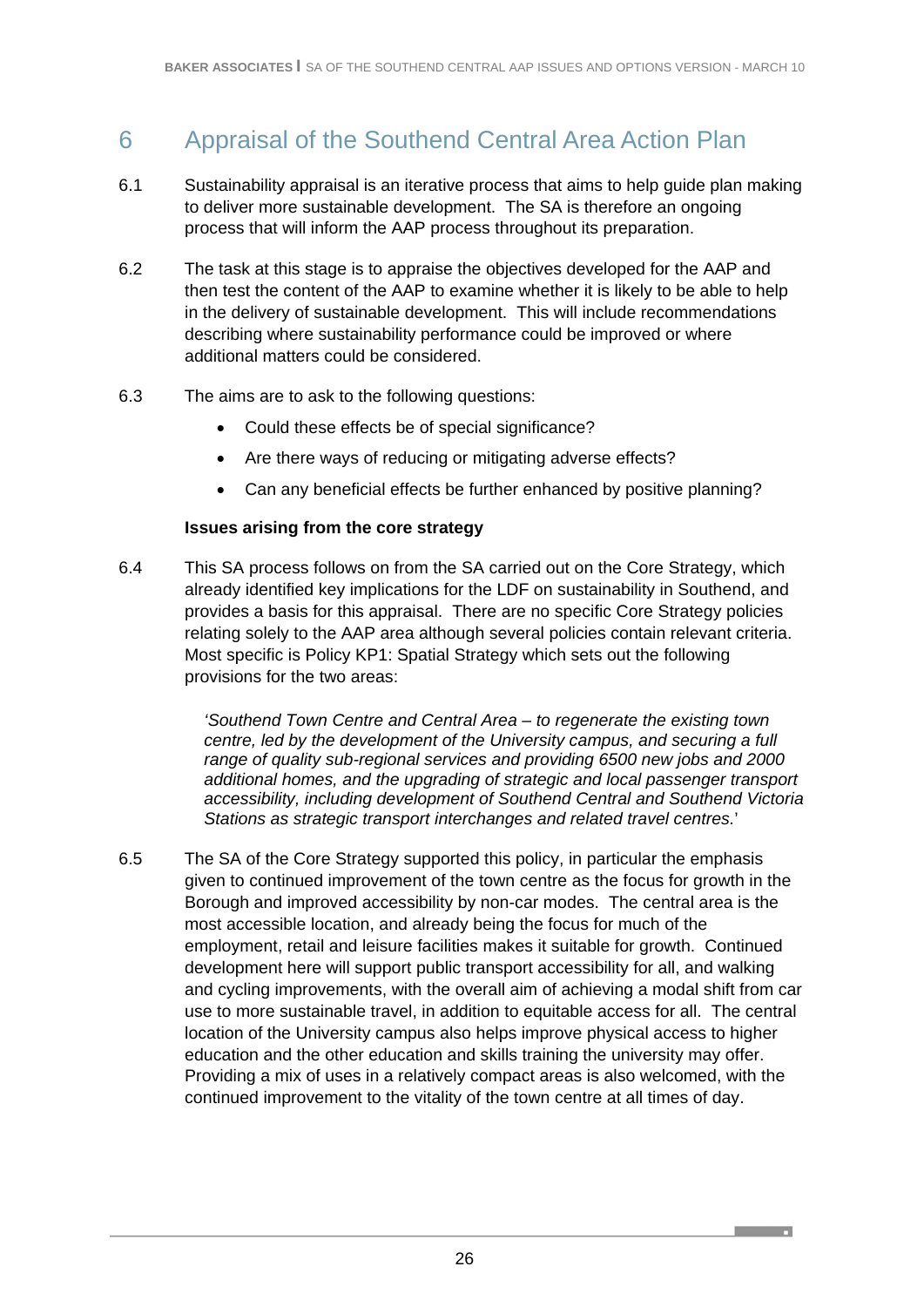# 6 Appraisal of the Southend Central Area Action Plan

6.1 Sustainability appraisal is an iterative process that aims to help guide plan making to deliver more sustainable development. The SA is therefore an ongoing process that will inform the AAP process throughout its preparation.

6.2 The task at this stage is to appraise the objectives developed for the AAP and then test the content of the AAP to examine whether it is likely to be able to help in the delivery of sustainable development. This will include recommendations describing where sustainability performance could be improved or where additional matters could be considered.

6.3 The aims are to ask to the following questions:

- Could these effects be of special significance?
- Are there ways of reducing or mitigating adverse effects?
- Can any beneficial effects be further enhanced by positive planning?

**Issues arising from the core strategy**

6.4 This SA process follows on from the SA carried out on the Core Strategy, which already identified key implications for the LDF on sustainability in Southend, and provides a basis for this appraisal. There are no specific Core Strategy policies relating solely to the AAP area although several policies contain relevant criteria. Most specific is Policy KP1: Spatial Strategy which sets out the following provisions for the two areas:

> *'Southend Town Centre and Central Area – to regenerate the existing town centre, led by the development of the University campus, and securing a full range of quality sub-regional services and providing 6500 new jobs and 2000 additional homes, and the upgrading of strategic and local passenger transport accessibility, including development of Southend Central and Southend Victoria Stations as strategic transport interchanges and related travel centres.*'

6.5 The SA of the Core Strategy supported this policy, in particular the emphasis given to continued improvement of the town centre as the focus for growth in the Borough and improved accessibility by non-car modes. The central area is the most accessible location, and already being the focus for much of the employment, retail and leisure facilities makes it suitable for growth. Continued development here will support public transport accessibility for all, and walking and cycling improvements, with the overall aim of achieving a modal shift from car use to more sustainable travel, in addition to equitable access for all. The central location of the University campus also helps improve physical access to higher education and the other education and skills training the university may offer. Providing a mix of uses in a relatively compact areas is also welcomed, with the continued improvement to the vitality of the town centre at all times of day.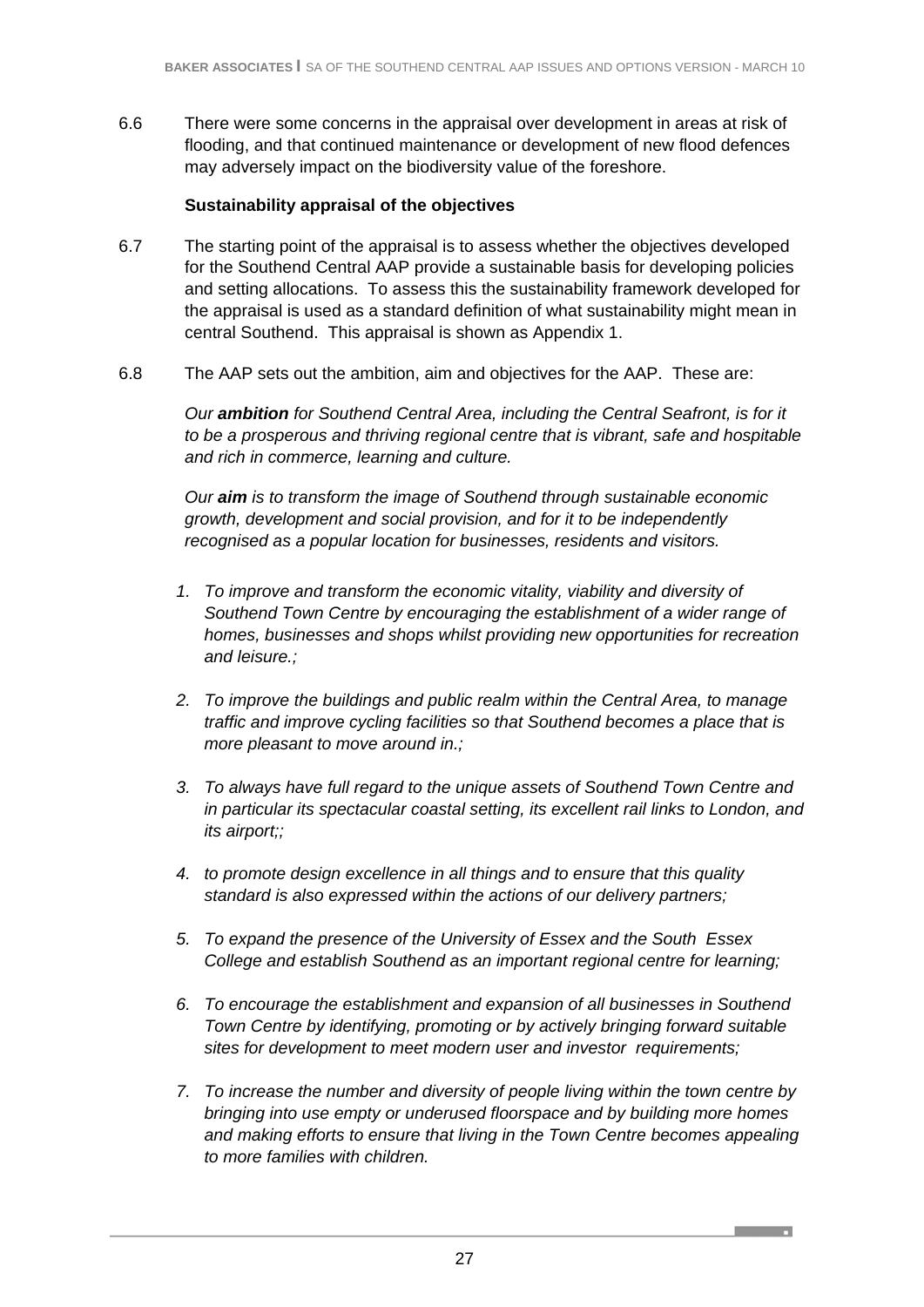6.6 There were some concerns in the appraisal over development in areas at risk of flooding, and that continued maintenance or development of new flood defences may adversely impact on the biodiversity value of the foreshore.

**Sustainability appraisal of the objectives**

6.7 The starting point of the appraisal is to assess whether the objectives developed for the Southend Central AAP provide a sustainable basis for developing policies and setting allocations. To assess this the sustainability framework developed for the appraisal is used as a standard definition of what sustainability might mean in central Southend. This appraisal is shown as Appendix 1.

6.8 The AAP sets out the ambition, aim and objectives for the AAP. These are:

*Our **ambition** for Southend Central Area, including the Central Seafront, is for it to be a prosperous and thriving regional centre that is vibrant, safe and hospitable and rich in commerce, learning and culture.*

*Our **aim** is to transform the image of Southend through sustainable economic growth, development and social provision, and for it to be independently recognised as a popular location for businesses, residents and visitors.*

1. *To improve and transform the economic vitality, viability and diversity of Southend Town Centre by encouraging the establishment of a wider range of homes, businesses and shops whilst providing new opportunities for recreation and leisure.;*
2. *To improve the buildings and public realm within the Central Area, to manage traffic and improve cycling facilities so that Southend becomes a place that is more pleasant to move around in.;*
3. *To always have full regard to the unique assets of Southend Town Centre and in particular its spectacular coastal setting, its excellent rail links to London, and its airport;;*
4. *to promote design excellence in all things and to ensure that this quality standard is also expressed within the actions of our delivery partners;*
5. *To expand the presence of the University of Essex and the South Essex College and establish Southend as an important regional centre for learning;*
6. *To encourage the establishment and expansion of all businesses in Southend Town Centre by identifying, promoting or by actively bringing forward suitable sites for development to meet modern user and investor requirements;*
7. *To increase the number and diversity of people living within the town centre by bringing into use empty or underused floorspace and by building more homes and making efforts to ensure that living in the Town Centre becomes appealing to more families with children.*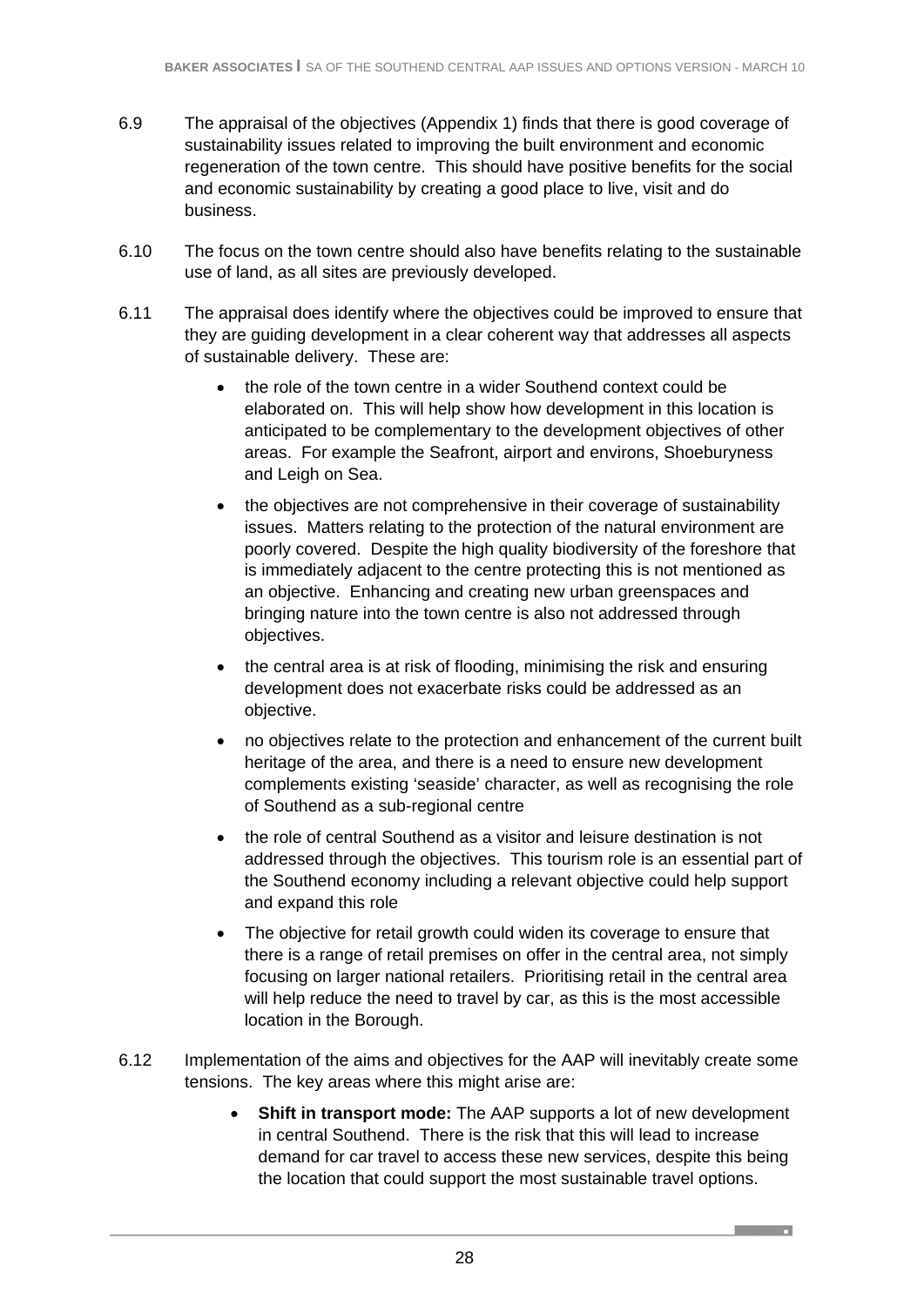6.9 The appraisal of the objectives (Appendix 1) finds that there is good coverage of sustainability issues related to improving the built environment and economic regeneration of the town centre. This should have positive benefits for the social and economic sustainability by creating a good place to live, visit and do business.

6.10 The focus on the town centre should also have benefits relating to the sustainable use of land, as all sites are previously developed.

6.11 The appraisal does identify where the objectives could be improved to ensure that they are guiding development in a clear coherent way that addresses all aspects of sustainable delivery. These are:

- the role of the town centre in a wider Southend context could be elaborated on. This will help show how development in this location is anticipated to be complementary to the development objectives of other areas. For example the Seafront, airport and environs, Shoeburyness and Leigh on Sea.
- the objectives are not comprehensive in their coverage of sustainability issues. Matters relating to the protection of the natural environment are poorly covered. Despite the high quality biodiversity of the foreshore that is immediately adjacent to the centre protecting this is not mentioned as an objective. Enhancing and creating new urban greenspaces and bringing nature into the town centre is also not addressed through objectives.
- the central area is at risk of flooding, minimising the risk and ensuring development does not exacerbate risks could be addressed as an objective.
- no objectives relate to the protection and enhancement of the current built heritage of the area, and there is a need to ensure new development complements existing 'seaside' character, as well as recognising the role of Southend as a sub-regional centre
- the role of central Southend as a visitor and leisure destination is not addressed through the objectives. This tourism role is an essential part of the Southend economy including a relevant objective could help support and expand this role
- The objective for retail growth could widen its coverage to ensure that there is a range of retail premises on offer in the central area, not simply focusing on larger national retailers. Prioritising retail in the central area will help reduce the need to travel by car, as this is the most accessible location in the Borough.

6.12 Implementation of the aims and objectives for the AAP will inevitably create some tensions. The key areas where this might arise are:

- **Shift in transport mode:** The AAP supports a lot of new development in central Southend. There is the risk that this will lead to increase demand for car travel to access these new services, despite this being the location that could support the most sustainable travel options.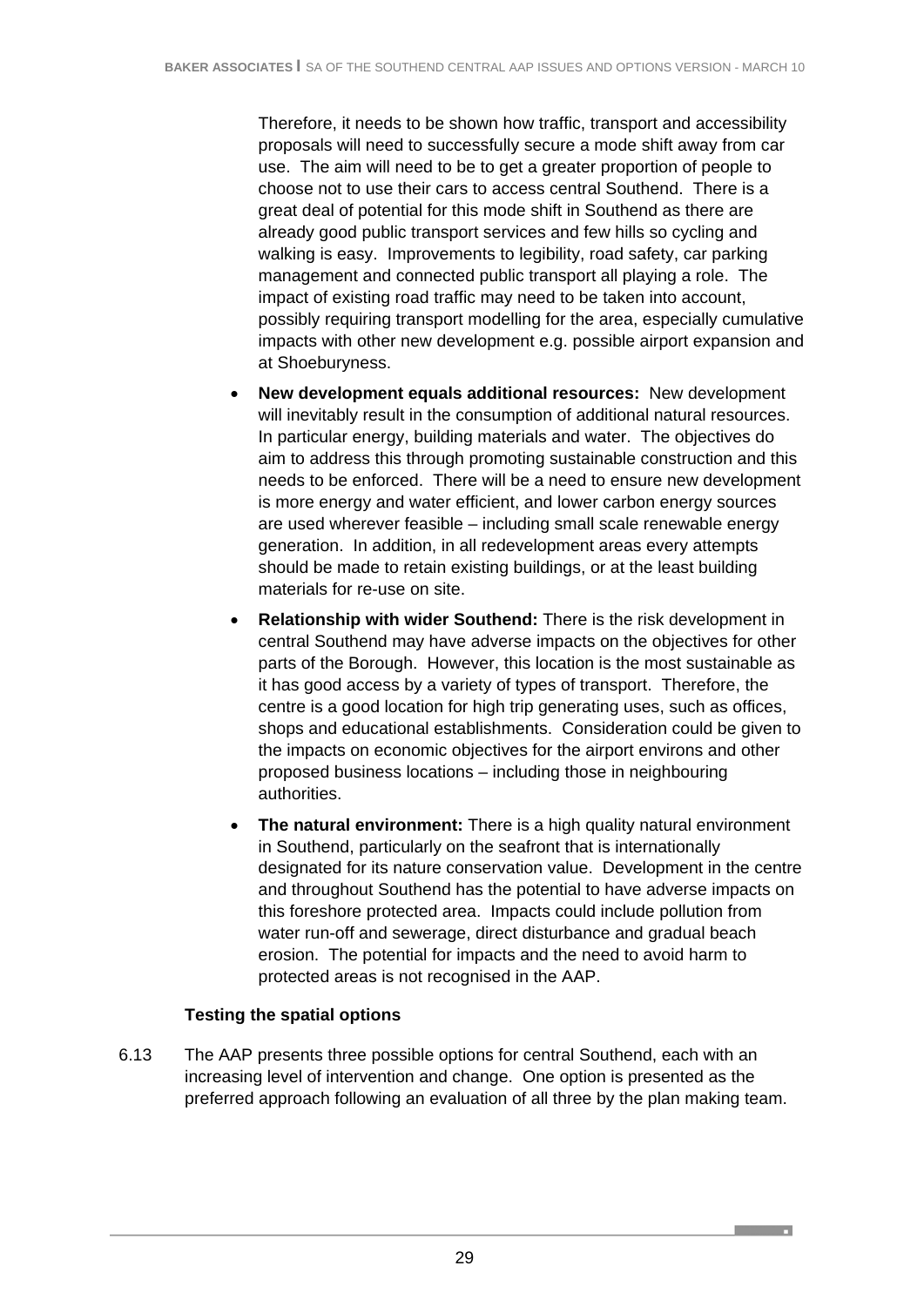Therefore, it needs to be shown how traffic, transport and accessibility proposals will need to successfully secure a mode shift away from car use. The aim will need to be to get a greater proportion of people to choose not to use their cars to access central Southend. There is a great deal of potential for this mode shift in Southend as there are already good public transport services and few hills so cycling and walking is easy. Improvements to legibility, road safety, car parking management and connected public transport all playing a role. The impact of existing road traffic may need to be taken into account, possibly requiring transport modelling for the area, especially cumulative impacts with other new development e.g. possible airport expansion and at Shoeburyness.

- **New development equals additional resources:** New development will inevitably result in the consumption of additional natural resources. In particular energy, building materials and water. The objectives do aim to address this through promoting sustainable construction and this needs to be enforced. There will be a need to ensure new development is more energy and water efficient, and lower carbon energy sources are used wherever feasible – including small scale renewable energy generation. In addition, in all redevelopment areas every attempts should be made to retain existing buildings, or at the least building materials for re-use on site.
- **Relationship with wider Southend:** There is the risk development in central Southend may have adverse impacts on the objectives for other parts of the Borough. However, this location is the most sustainable as it has good access by a variety of types of transport. Therefore, the centre is a good location for high trip generating uses, such as offices, shops and educational establishments. Consideration could be given to the impacts on economic objectives for the airport environs and other proposed business locations – including those in neighbouring authorities.
- **The natural environment:** There is a high quality natural environment in Southend, particularly on the seafront that is internationally designated for its nature conservation value. Development in the centre and throughout Southend has the potential to have adverse impacts on this foreshore protected area. Impacts could include pollution from water run-off and sewerage, direct disturbance and gradual beach erosion. The potential for impacts and the need to avoid harm to protected areas is not recognised in the AAP.

### Testing the spatial options

6.13 The AAP presents three possible options for central Southend, each with an increasing level of intervention and change. One option is presented as the preferred approach following an evaluation of all three by the plan making team.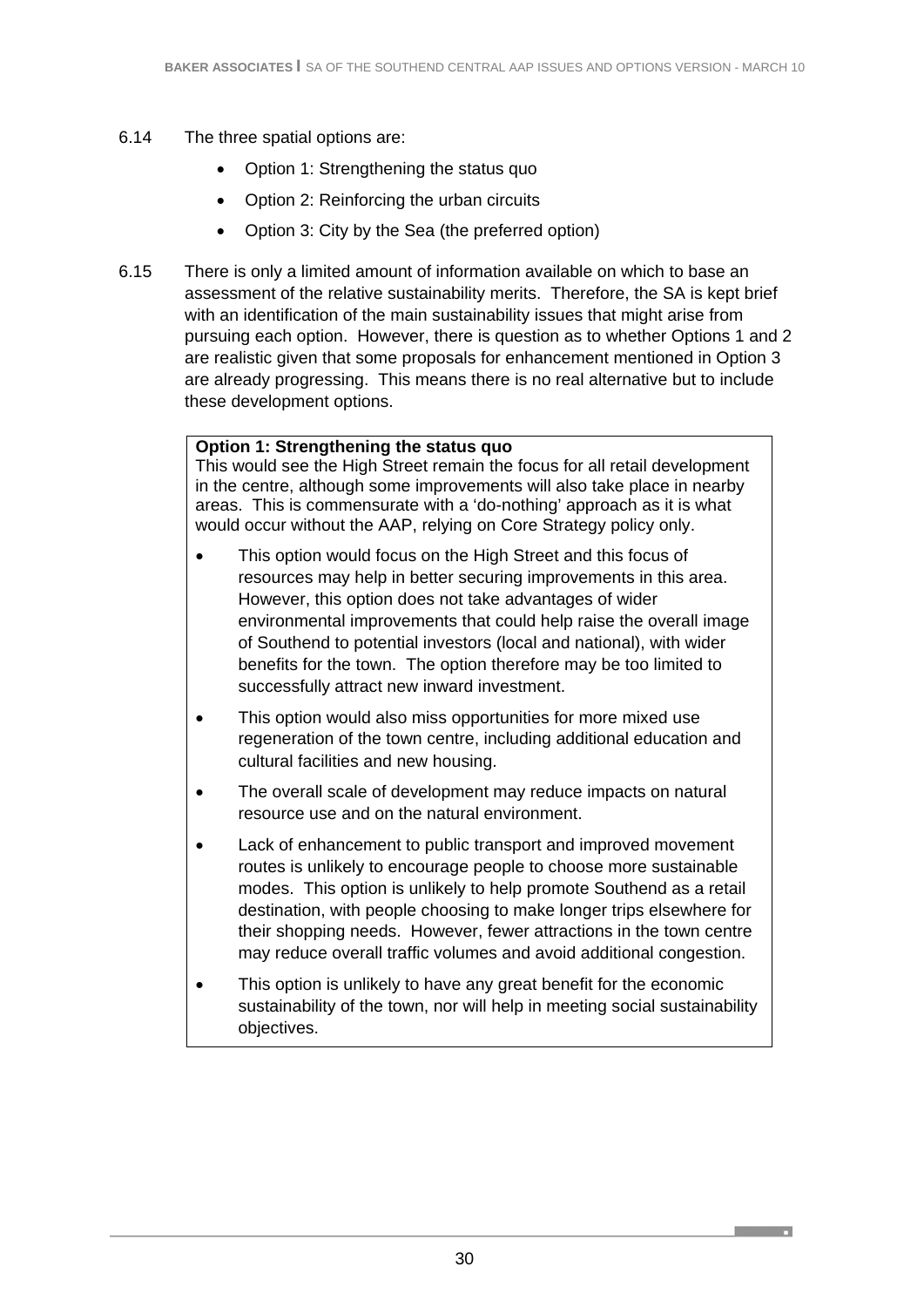6.14 The three spatial options are:

- Option 1: Strengthening the status quo
- Option 2: Reinforcing the urban circuits
- Option 3: City by the Sea (the preferred option)

6.15 There is only a limited amount of information available on which to base an assessment of the relative sustainability merits. Therefore, the SA is kept brief with an identification of the main sustainability issues that might arise from pursuing each option. However, there is question as to whether Options 1 and 2 are realistic given that some proposals for enhancement mentioned in Option 3 are already progressing. This means there is no real alternative but to include these development options.

**Option 1: Strengthening the status quo**
This would see the High Street remain the focus for all retail development in the centre, although some improvements will also take place in nearby areas. This is commensurate with a 'do-nothing' approach as it is what would occur without the AAP, relying on Core Strategy policy only.

- This option would focus on the High Street and this focus of resources may help in better securing improvements in this area. However, this option does not take advantages of wider environmental improvements that could help raise the overall image of Southend to potential investors (local and national), with wider benefits for the town. The option therefore may be too limited to successfully attract new inward investment.
- This option would also miss opportunities for more mixed use regeneration of the town centre, including additional education and cultural facilities and new housing.
- The overall scale of development may reduce impacts on natural resource use and on the natural environment.
- Lack of enhancement to public transport and improved movement routes is unlikely to encourage people to choose more sustainable modes. This option is unlikely to help promote Southend as a retail destination, with people choosing to make longer trips elsewhere for their shopping needs. However, fewer attractions in the town centre may reduce overall traffic volumes and avoid additional congestion.
- This option is unlikely to have any great benefit for the economic sustainability of the town, nor will help in meeting social sustainability objectives.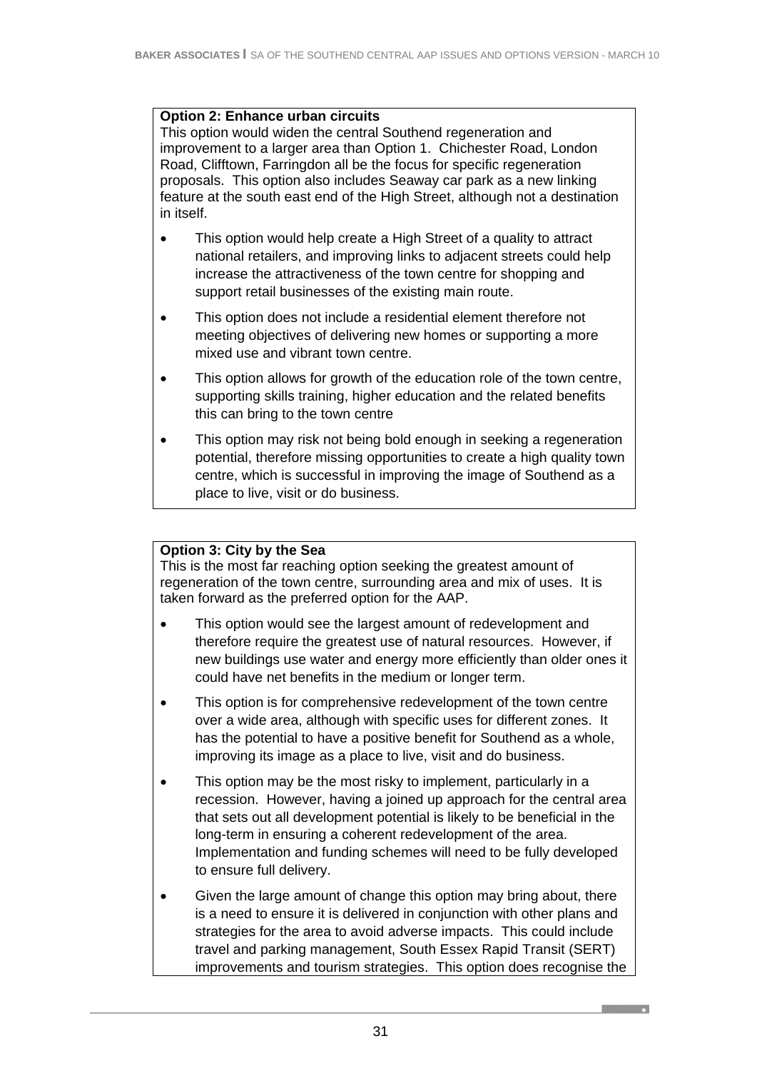**Option 2: Enhance urban circuits**
This option would widen the central Southend regeneration and improvement to a larger area than Option 1. Chichester Road, London Road, Clifftown, Farringdon all be the focus for specific regeneration proposals. This option also includes Seaway car park as a new linking feature at the south east end of the High Street, although not a destination in itself.

- This option would help create a High Street of a quality to attract national retailers, and improving links to adjacent streets could help increase the attractiveness of the town centre for shopping and support retail businesses of the existing main route.
- This option does not include a residential element therefore not meeting objectives of delivering new homes or supporting a more mixed use and vibrant town centre.
- This option allows for growth of the education role of the town centre, supporting skills training, higher education and the related benefits this can bring to the town centre
- This option may risk not being bold enough in seeking a regeneration potential, therefore missing opportunities to create a high quality town centre, which is successful in improving the image of Southend as a place to live, visit or do business.

**Option 3: City by the Sea**
This is the most far reaching option seeking the greatest amount of regeneration of the town centre, surrounding area and mix of uses. It is taken forward as the preferred option for the AAP.

- This option would see the largest amount of redevelopment and therefore require the greatest use of natural resources. However, if new buildings use water and energy more efficiently than older ones it could have net benefits in the medium or longer term.
- This option is for comprehensive redevelopment of the town centre over a wide area, although with specific uses for different zones. It has the potential to have a positive benefit for Southend as a whole, improving its image as a place to live, visit and do business.
- This option may be the most risky to implement, particularly in a recession. However, having a joined up approach for the central area that sets out all development potential is likely to be beneficial in the long-term in ensuring a coherent redevelopment of the area. Implementation and funding schemes will need to be fully developed to ensure full delivery.
- Given the large amount of change this option may bring about, there is a need to ensure it is delivered in conjunction with other plans and strategies for the area to avoid adverse impacts. This could include travel and parking management, South Essex Rapid Transit (SERT) improvements and tourism strategies. This option does recognise the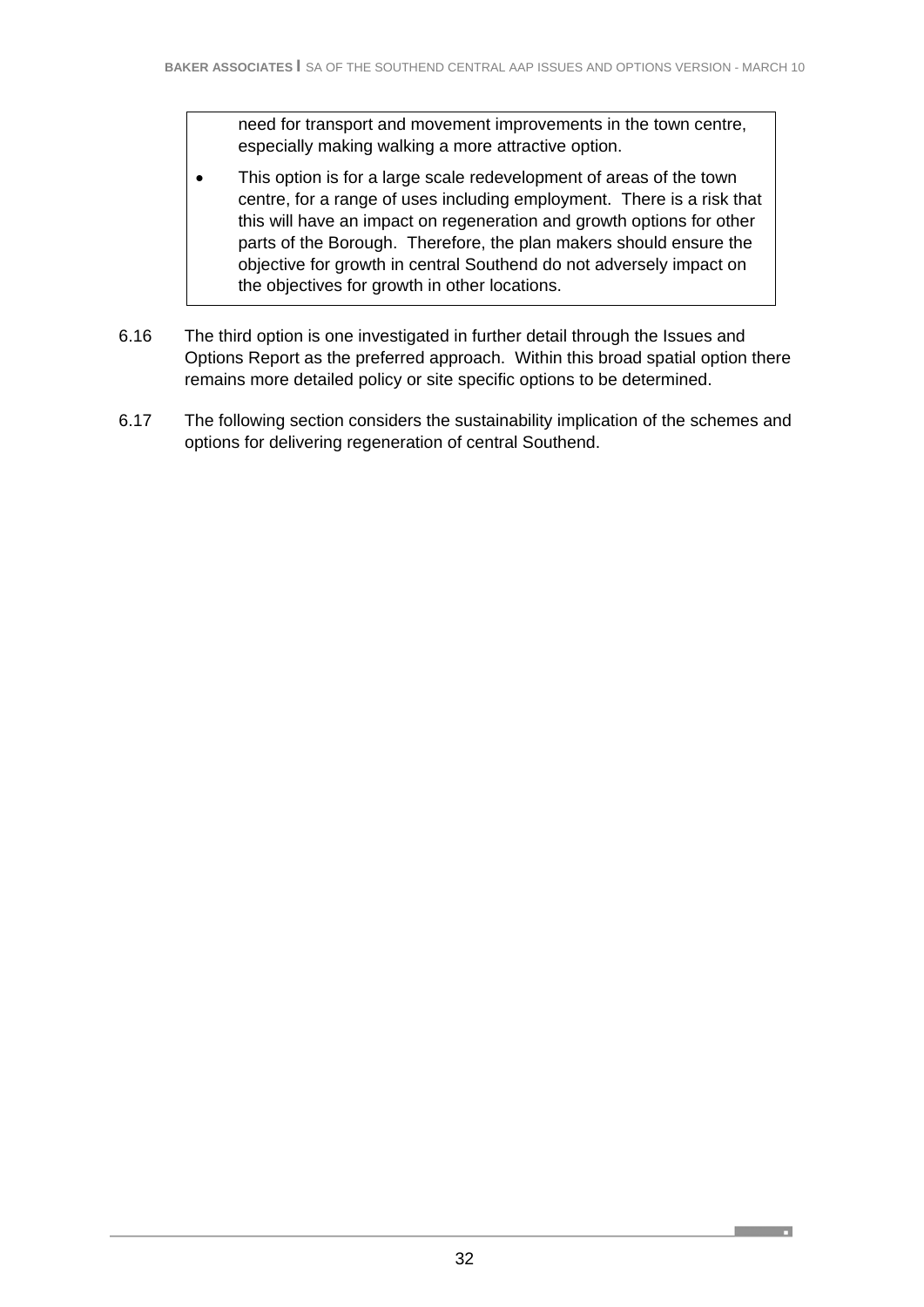need for transport and movement improvements in the town centre, especially making walking a more attractive option.

- This option is for a large scale redevelopment of areas of the town centre, for a range of uses including employment. There is a risk that this will have an impact on regeneration and growth options for other parts of the Borough. Therefore, the plan makers should ensure the objective for growth in central Southend do not adversely impact on the objectives for growth in other locations.

6.16 The third option is one investigated in further detail through the Issues and Options Report as the preferred approach. Within this broad spatial option there remains more detailed policy or site specific options to be determined.

6.17 The following section considers the sustainability implication of the schemes and options for delivering regeneration of central Southend.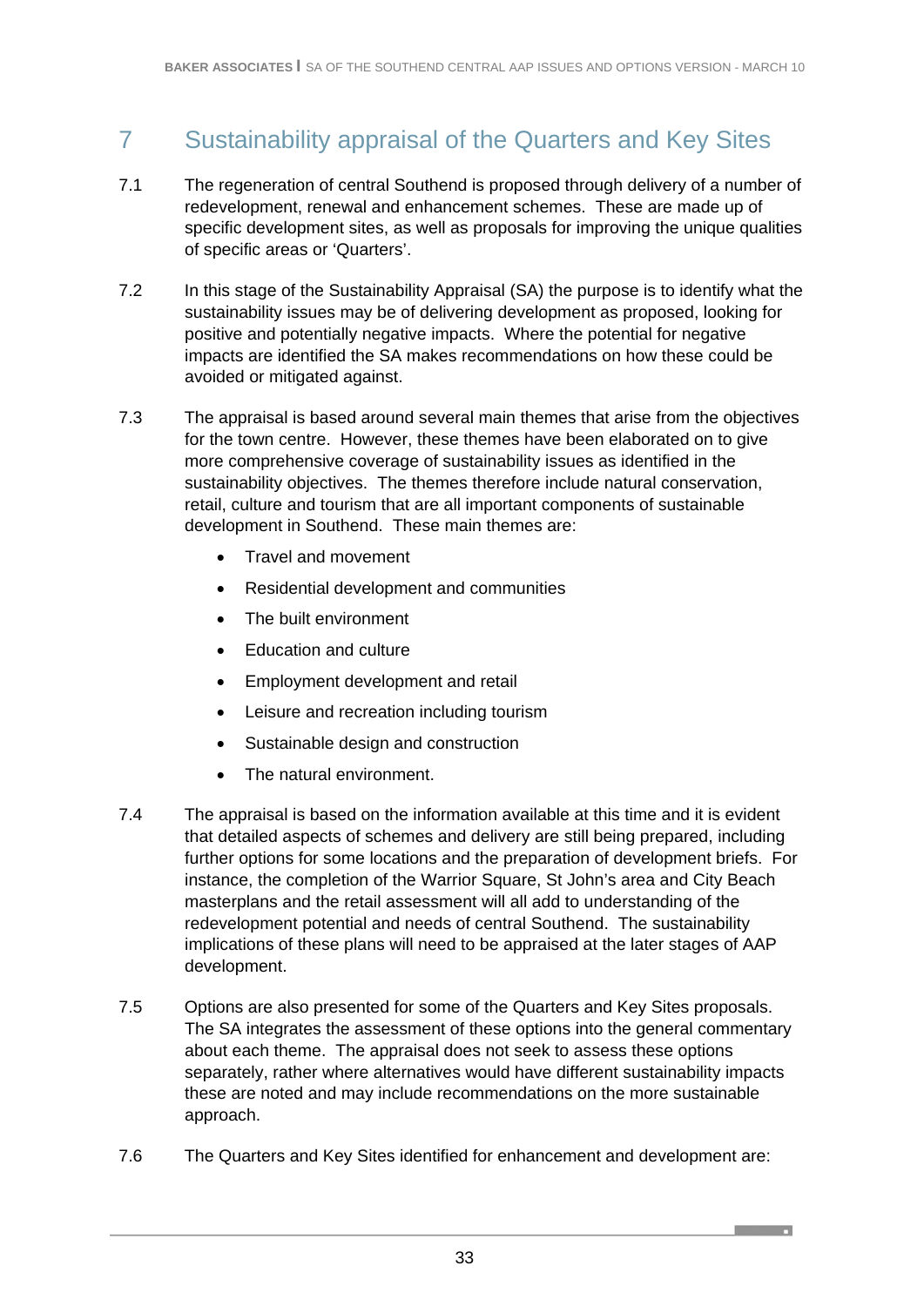# 7 Sustainability appraisal of the Quarters and Key Sites

7.1 The regeneration of central Southend is proposed through delivery of a number of redevelopment, renewal and enhancement schemes. These are made up of specific development sites, as well as proposals for improving the unique qualities of specific areas or 'Quarters'.

7.2 In this stage of the Sustainability Appraisal (SA) the purpose is to identify what the sustainability issues may be of delivering development as proposed, looking for positive and potentially negative impacts. Where the potential for negative impacts are identified the SA makes recommendations on how these could be avoided or mitigated against.

7.3 The appraisal is based around several main themes that arise from the objectives for the town centre. However, these themes have been elaborated on to give more comprehensive coverage of sustainability issues as identified in the sustainability objectives. The themes therefore include natural conservation, retail, culture and tourism that are all important components of sustainable development in Southend. These main themes are:

- Travel and movement
- Residential development and communities
- The built environment
- Education and culture
- Employment development and retail
- Leisure and recreation including tourism
- Sustainable design and construction
- The natural environment.

7.4 The appraisal is based on the information available at this time and it is evident that detailed aspects of schemes and delivery are still being prepared, including further options for some locations and the preparation of development briefs. For instance, the completion of the Warrior Square, St John's area and City Beach masterplans and the retail assessment will all add to understanding of the redevelopment potential and needs of central Southend. The sustainability implications of these plans will need to be appraised at the later stages of AAP development.

7.5 Options are also presented for some of the Quarters and Key Sites proposals. The SA integrates the assessment of these options into the general commentary about each theme. The appraisal does not seek to assess these options separately, rather where alternatives would have different sustainability impacts these are noted and may include recommendations on the more sustainable approach.

7.6 The Quarters and Key Sites identified for enhancement and development are: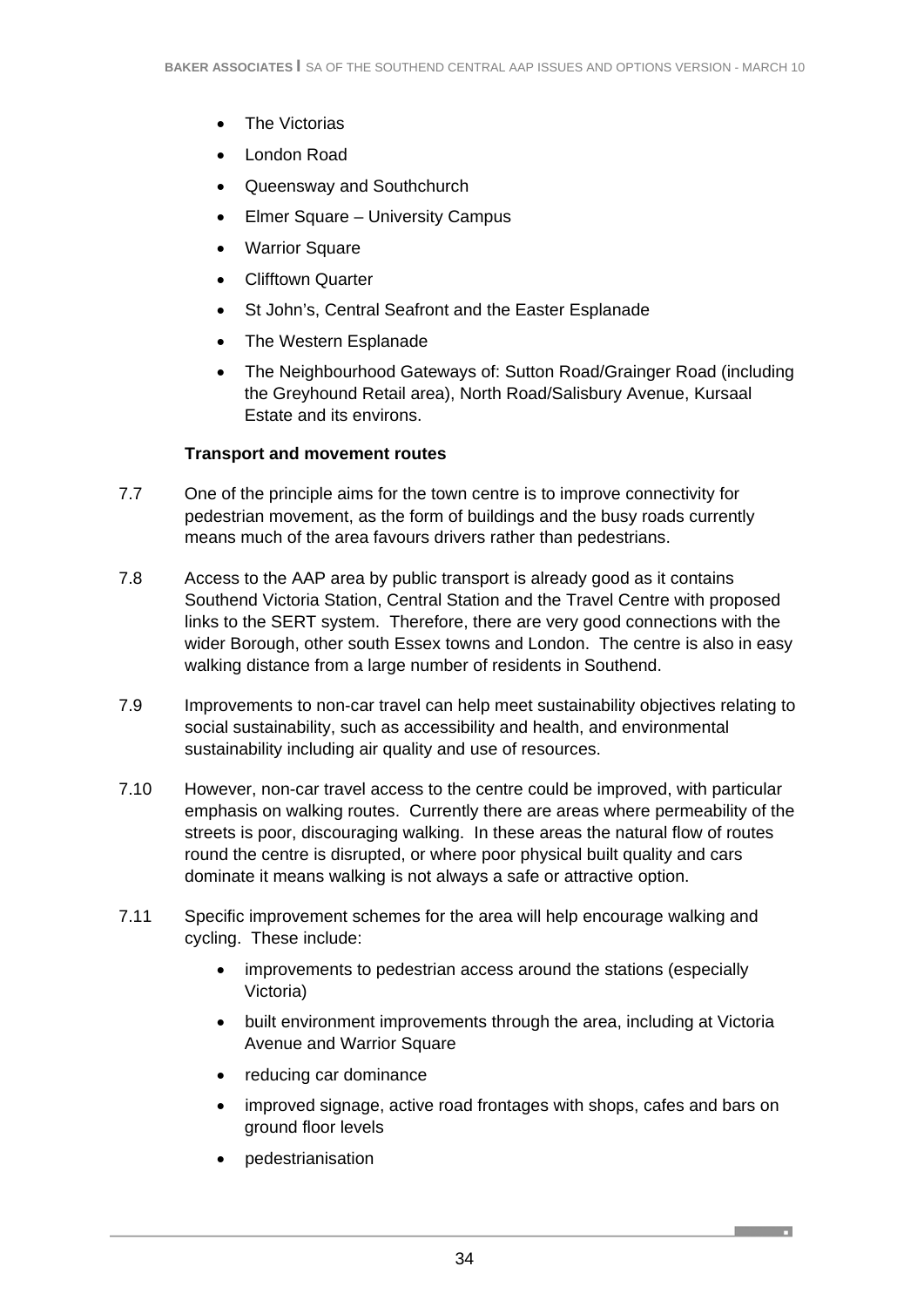- The Victorias
- London Road
- Queensway and Southchurch
- Elmer Square – University Campus
- Warrior Square
- Clifftown Quarter
- St John's, Central Seafront and the Easter Esplanade
- The Western Esplanade
- The Neighbourhood Gateways of: Sutton Road/Grainger Road (including the Greyhound Retail area), North Road/Salisbury Avenue, Kursaal Estate and its environs.

**Transport and movement routes**

7.7 One of the principle aims for the town centre is to improve connectivity for pedestrian movement, as the form of buildings and the busy roads currently means much of the area favours drivers rather than pedestrians.

7.8 Access to the AAP area by public transport is already good as it contains Southend Victoria Station, Central Station and the Travel Centre with proposed links to the SERT system. Therefore, there are very good connections with the wider Borough, other south Essex towns and London. The centre is also in easy walking distance from a large number of residents in Southend.

7.9 Improvements to non-car travel can help meet sustainability objectives relating to social sustainability, such as accessibility and health, and environmental sustainability including air quality and use of resources.

7.10 However, non-car travel access to the centre could be improved, with particular emphasis on walking routes. Currently there are areas where permeability of the streets is poor, discouraging walking. In these areas the natural flow of routes round the centre is disrupted, or where poor physical built quality and cars dominate it means walking is not always a safe or attractive option.

7.11 Specific improvement schemes for the area will help encourage walking and cycling. These include:

- improvements to pedestrian access around the stations (especially Victoria)
- built environment improvements through the area, including at Victoria Avenue and Warrior Square
- reducing car dominance
- improved signage, active road frontages with shops, cafes and bars on ground floor levels
- pedestrianisation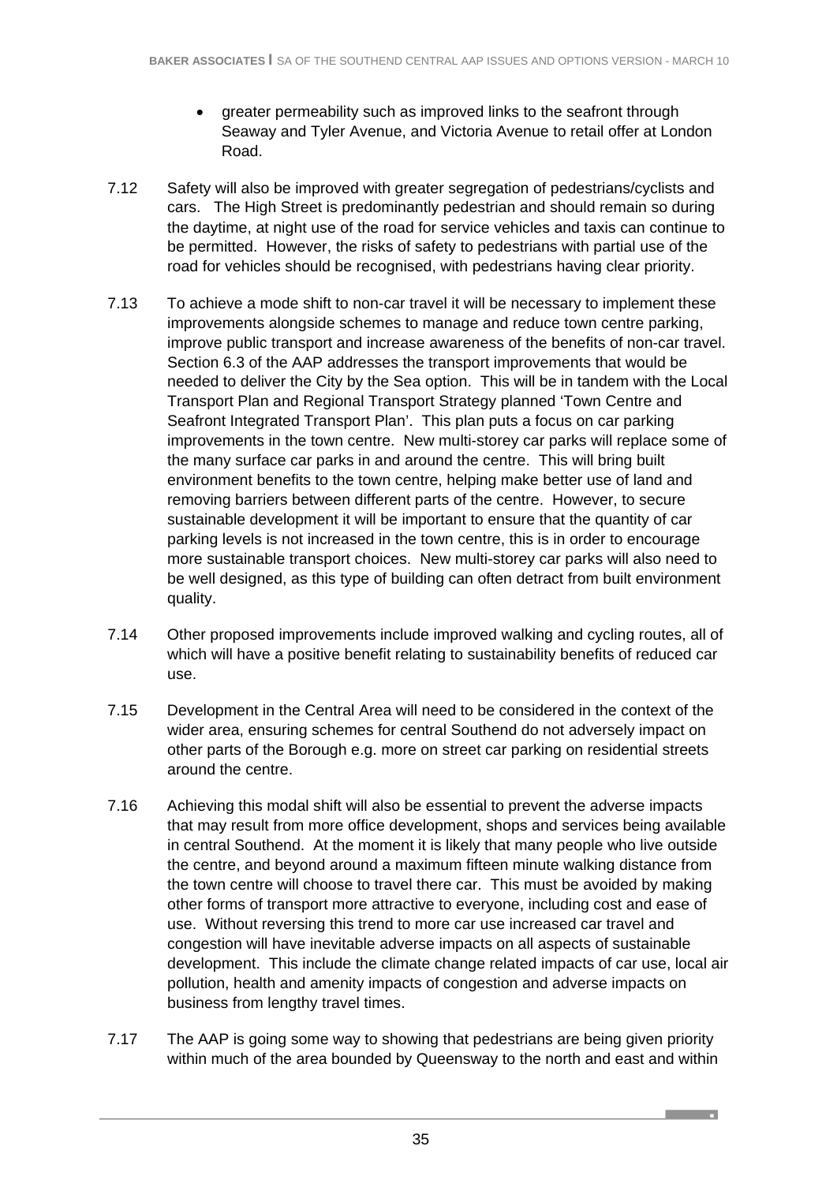- greater permeability such as improved links to the seafront through Seaway and Tyler Avenue, and Victoria Avenue to retail offer at London Road.

7.12 Safety will also be improved with greater segregation of pedestrians/cyclists and cars. The High Street is predominantly pedestrian and should remain so during the daytime, at night use of the road for service vehicles and taxis can continue to be permitted. However, the risks of safety to pedestrians with partial use of the road for vehicles should be recognised, with pedestrians having clear priority.

7.13 To achieve a mode shift to non-car travel it will be necessary to implement these improvements alongside schemes to manage and reduce town centre parking, improve public transport and increase awareness of the benefits of non-car travel. Section 6.3 of the AAP addresses the transport improvements that would be needed to deliver the City by the Sea option. This will be in tandem with the Local Transport Plan and Regional Transport Strategy planned 'Town Centre and Seafront Integrated Transport Plan'. This plan puts a focus on car parking improvements in the town centre. New multi-storey car parks will replace some of the many surface car parks in and around the centre. This will bring built environment benefits to the town centre, helping make better use of land and removing barriers between different parts of the centre. However, to secure sustainable development it will be important to ensure that the quantity of car parking levels is not increased in the town centre, this is in order to encourage more sustainable transport choices. New multi-storey car parks will also need to be well designed, as this type of building can often detract from built environment quality.

7.14 Other proposed improvements include improved walking and cycling routes, all of which will have a positive benefit relating to sustainability benefits of reduced car use.

7.15 Development in the Central Area will need to be considered in the context of the wider area, ensuring schemes for central Southend do not adversely impact on other parts of the Borough e.g. more on street car parking on residential streets around the centre.

7.16 Achieving this modal shift will also be essential to prevent the adverse impacts that may result from more office development, shops and services being available in central Southend. At the moment it is likely that many people who live outside the centre, and beyond around a maximum fifteen minute walking distance from the town centre will choose to travel there car. This must be avoided by making other forms of transport more attractive to everyone, including cost and ease of use. Without reversing this trend to more car use increased car travel and congestion will have inevitable adverse impacts on all aspects of sustainable development. This include the climate change related impacts of car use, local air pollution, health and amenity impacts of congestion and adverse impacts on business from lengthy travel times.

7.17 The AAP is going some way to showing that pedestrians are being given priority within much of the area bounded by Queensway to the north and east and within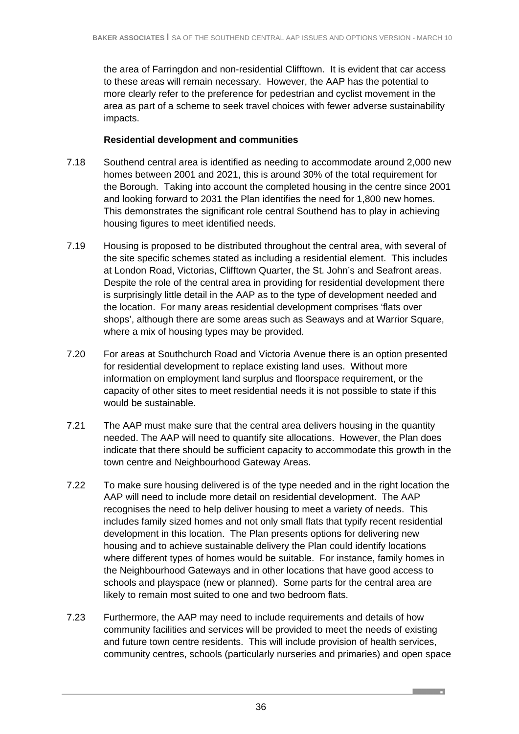the area of Farringdon and non-residential Clifftown. It is evident that car access to these areas will remain necessary. However, the AAP has the potential to more clearly refer to the preference for pedestrian and cyclist movement in the area as part of a scheme to seek travel choices with fewer adverse sustainability impacts.

**Residential development and communities**

7.18 Southend central area is identified as needing to accommodate around 2,000 new homes between 2001 and 2021, this is around 30% of the total requirement for the Borough. Taking into account the completed housing in the centre since 2001 and looking forward to 2031 the Plan identifies the need for 1,800 new homes. This demonstrates the significant role central Southend has to play in achieving housing figures to meet identified needs.

7.19 Housing is proposed to be distributed throughout the central area, with several of the site specific schemes stated as including a residential element. This includes at London Road, Victorias, Clifftown Quarter, the St. John's and Seafront areas. Despite the role of the central area in providing for residential development there is surprisingly little detail in the AAP as to the type of development needed and the location. For many areas residential development comprises 'flats over shops', although there are some areas such as Seaways and at Warrior Square, where a mix of housing types may be provided.

7.20 For areas at Southchurch Road and Victoria Avenue there is an option presented for residential development to replace existing land uses. Without more information on employment land surplus and floorspace requirement, or the capacity of other sites to meet residential needs it is not possible to state if this would be sustainable.

7.21 The AAP must make sure that the central area delivers housing in the quantity needed. The AAP will need to quantify site allocations. However, the Plan does indicate that there should be sufficient capacity to accommodate this growth in the town centre and Neighbourhood Gateway Areas.

7.22 To make sure housing delivered is of the type needed and in the right location the AAP will need to include more detail on residential development. The AAP recognises the need to help deliver housing to meet a variety of needs. This includes family sized homes and not only small flats that typify recent residential development in this location. The Plan presents options for delivering new housing and to achieve sustainable delivery the Plan could identify locations where different types of homes would be suitable. For instance, family homes in the Neighbourhood Gateways and in other locations that have good access to schools and playspace (new or planned). Some parts for the central area are likely to remain most suited to one and two bedroom flats.

7.23 Furthermore, the AAP may need to include requirements and details of how community facilities and services will be provided to meet the needs of existing and future town centre residents. This will include provision of health services, community centres, schools (particularly nurseries and primaries) and open space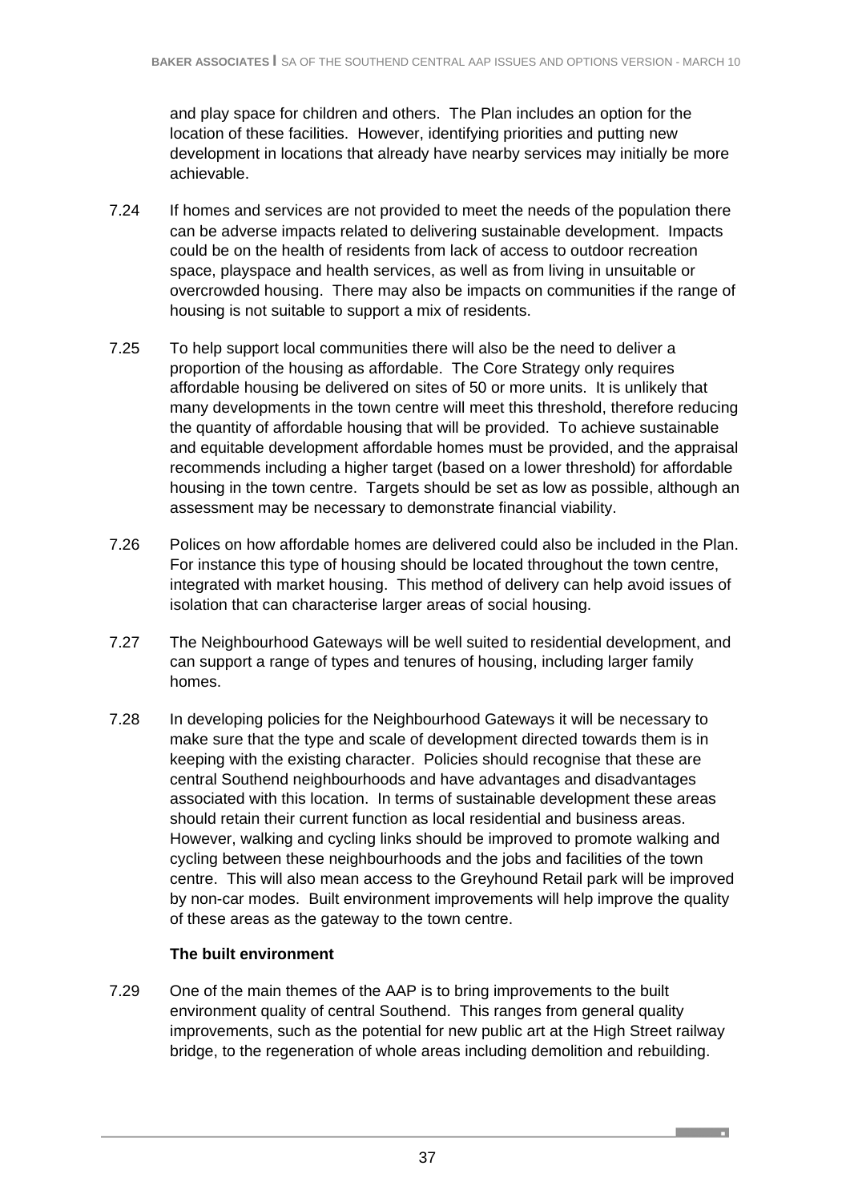and play space for children and others. The Plan includes an option for the location of these facilities. However, identifying priorities and putting new development in locations that already have nearby services may initially be more achievable.

7.24 If homes and services are not provided to meet the needs of the population there can be adverse impacts related to delivering sustainable development. Impacts could be on the health of residents from lack of access to outdoor recreation space, playspace and health services, as well as from living in unsuitable or overcrowded housing. There may also be impacts on communities if the range of housing is not suitable to support a mix of residents.

7.25 To help support local communities there will also be the need to deliver a proportion of the housing as affordable. The Core Strategy only requires affordable housing be delivered on sites of 50 or more units. It is unlikely that many developments in the town centre will meet this threshold, therefore reducing the quantity of affordable housing that will be provided. To achieve sustainable and equitable development affordable homes must be provided, and the appraisal recommends including a higher target (based on a lower threshold) for affordable housing in the town centre. Targets should be set as low as possible, although an assessment may be necessary to demonstrate financial viability.

7.26 Polices on how affordable homes are delivered could also be included in the Plan. For instance this type of housing should be located throughout the town centre, integrated with market housing. This method of delivery can help avoid issues of isolation that can characterise larger areas of social housing.

7.27 The Neighbourhood Gateways will be well suited to residential development, and can support a range of types and tenures of housing, including larger family homes.

7.28 In developing policies for the Neighbourhood Gateways it will be necessary to make sure that the type and scale of development directed towards them is in keeping with the existing character. Policies should recognise that these are central Southend neighbourhoods and have advantages and disadvantages associated with this location. In terms of sustainable development these areas should retain their current function as local residential and business areas. However, walking and cycling links should be improved to promote walking and cycling between these neighbourhoods and the jobs and facilities of the town centre. This will also mean access to the Greyhound Retail park will be improved by non-car modes. Built environment improvements will help improve the quality of these areas as the gateway to the town centre.

**The built environment**

7.29 One of the main themes of the AAP is to bring improvements to the built environment quality of central Southend. This ranges from general quality improvements, such as the potential for new public art at the High Street railway bridge, to the regeneration of whole areas including demolition and rebuilding.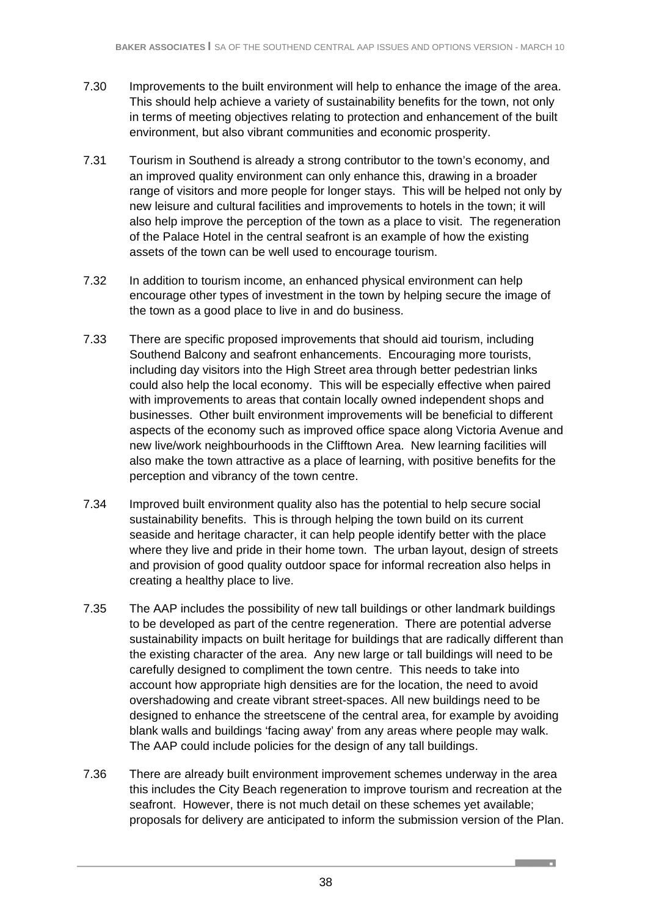7.30 Improvements to the built environment will help to enhance the image of the area. This should help achieve a variety of sustainability benefits for the town, not only in terms of meeting objectives relating to protection and enhancement of the built environment, but also vibrant communities and economic prosperity.

7.31 Tourism in Southend is already a strong contributor to the town's economy, and an improved quality environment can only enhance this, drawing in a broader range of visitors and more people for longer stays. This will be helped not only by new leisure and cultural facilities and improvements to hotels in the town; it will also help improve the perception of the town as a place to visit. The regeneration of the Palace Hotel in the central seafront is an example of how the existing assets of the town can be well used to encourage tourism.

7.32 In addition to tourism income, an enhanced physical environment can help encourage other types of investment in the town by helping secure the image of the town as a good place to live in and do business.

7.33 There are specific proposed improvements that should aid tourism, including Southend Balcony and seafront enhancements. Encouraging more tourists, including day visitors into the High Street area through better pedestrian links could also help the local economy. This will be especially effective when paired with improvements to areas that contain locally owned independent shops and businesses. Other built environment improvements will be beneficial to different aspects of the economy such as improved office space along Victoria Avenue and new live/work neighbourhoods in the Clifftown Area. New learning facilities will also make the town attractive as a place of learning, with positive benefits for the perception and vibrancy of the town centre.

7.34 Improved built environment quality also has the potential to help secure social sustainability benefits. This is through helping the town build on its current seaside and heritage character, it can help people identify better with the place where they live and pride in their home town. The urban layout, design of streets and provision of good quality outdoor space for informal recreation also helps in creating a healthy place to live.

7.35 The AAP includes the possibility of new tall buildings or other landmark buildings to be developed as part of the centre regeneration. There are potential adverse sustainability impacts on built heritage for buildings that are radically different than the existing character of the area. Any new large or tall buildings will need to be carefully designed to compliment the town centre. This needs to take into account how appropriate high densities are for the location, the need to avoid overshadowing and create vibrant street-spaces. All new buildings need to be designed to enhance the streetscene of the central area, for example by avoiding blank walls and buildings 'facing away' from any areas where people may walk. The AAP could include policies for the design of any tall buildings.

7.36 There are already built environment improvement schemes underway in the area this includes the City Beach regeneration to improve tourism and recreation at the seafront. However, there is not much detail on these schemes yet available; proposals for delivery are anticipated to inform the submission version of the Plan.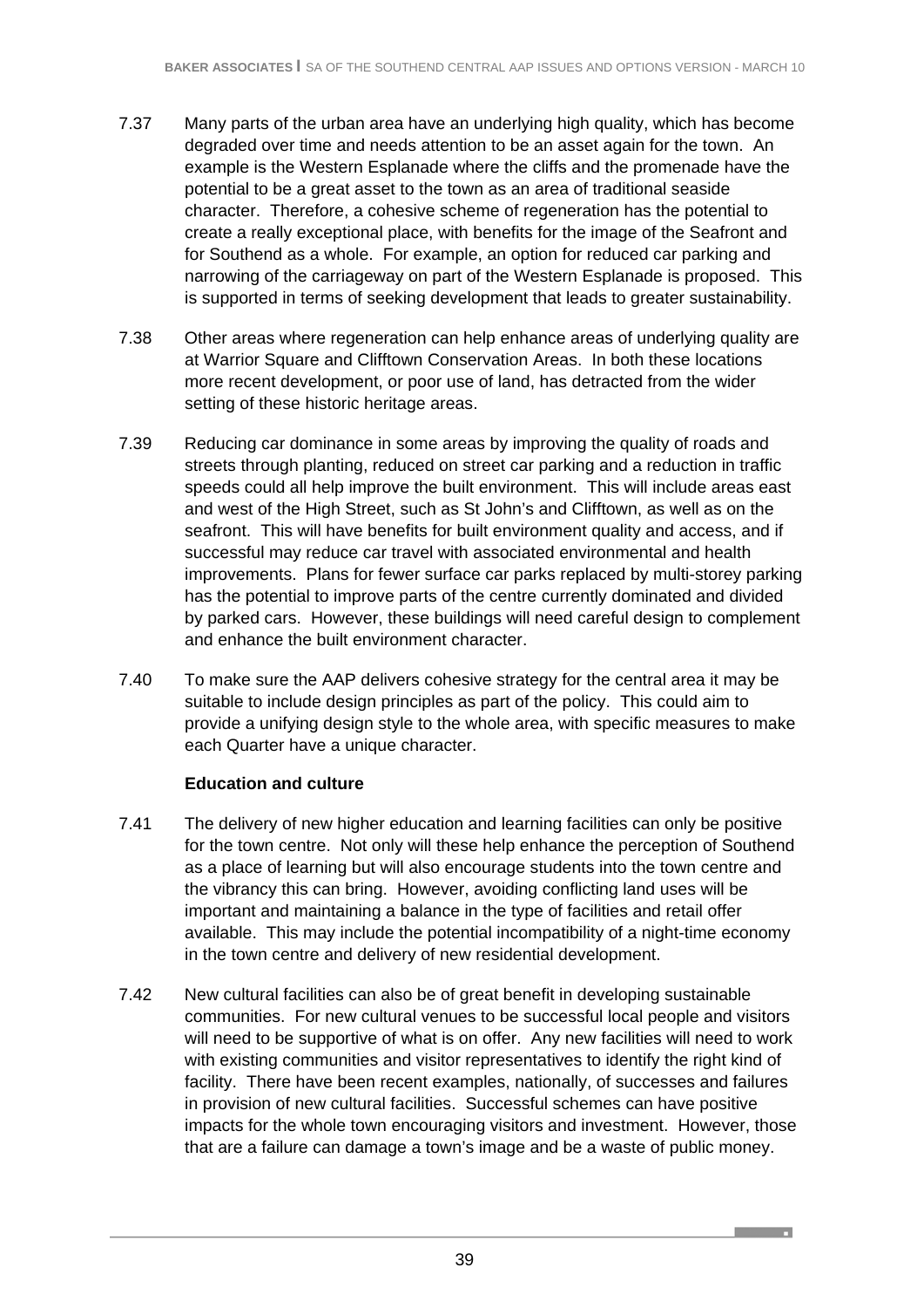7.37 Many parts of the urban area have an underlying high quality, which has become degraded over time and needs attention to be an asset again for the town. An example is the Western Esplanade where the cliffs and the promenade have the potential to be a great asset to the town as an area of traditional seaside character. Therefore, a cohesive scheme of regeneration has the potential to create a really exceptional place, with benefits for the image of the Seafront and for Southend as a whole. For example, an option for reduced car parking and narrowing of the carriageway on part of the Western Esplanade is proposed. This is supported in terms of seeking development that leads to greater sustainability.

7.38 Other areas where regeneration can help enhance areas of underlying quality are at Warrior Square and Clifftown Conservation Areas. In both these locations more recent development, or poor use of land, has detracted from the wider setting of these historic heritage areas.

7.39 Reducing car dominance in some areas by improving the quality of roads and streets through planting, reduced on street car parking and a reduction in traffic speeds could all help improve the built environment. This will include areas east and west of the High Street, such as St John's and Clifftown, as well as on the seafront. This will have benefits for built environment quality and access, and if successful may reduce car travel with associated environmental and health improvements. Plans for fewer surface car parks replaced by multi-storey parking has the potential to improve parts of the centre currently dominated and divided by parked cars. However, these buildings will need careful design to complement and enhance the built environment character.

7.40 To make sure the AAP delivers cohesive strategy for the central area it may be suitable to include design principles as part of the policy. This could aim to provide a unifying design style to the whole area, with specific measures to make each Quarter have a unique character.

**Education and culture**

7.41 The delivery of new higher education and learning facilities can only be positive for the town centre. Not only will these help enhance the perception of Southend as a place of learning but will also encourage students into the town centre and the vibrancy this can bring. However, avoiding conflicting land uses will be important and maintaining a balance in the type of facilities and retail offer available. This may include the potential incompatibility of a night-time economy in the town centre and delivery of new residential development.

7.42 New cultural facilities can also be of great benefit in developing sustainable communities. For new cultural venues to be successful local people and visitors will need to be supportive of what is on offer. Any new facilities will need to work with existing communities and visitor representatives to identify the right kind of facility. There have been recent examples, nationally, of successes and failures in provision of new cultural facilities. Successful schemes can have positive impacts for the whole town encouraging visitors and investment. However, those that are a failure can damage a town's image and be a waste of public money.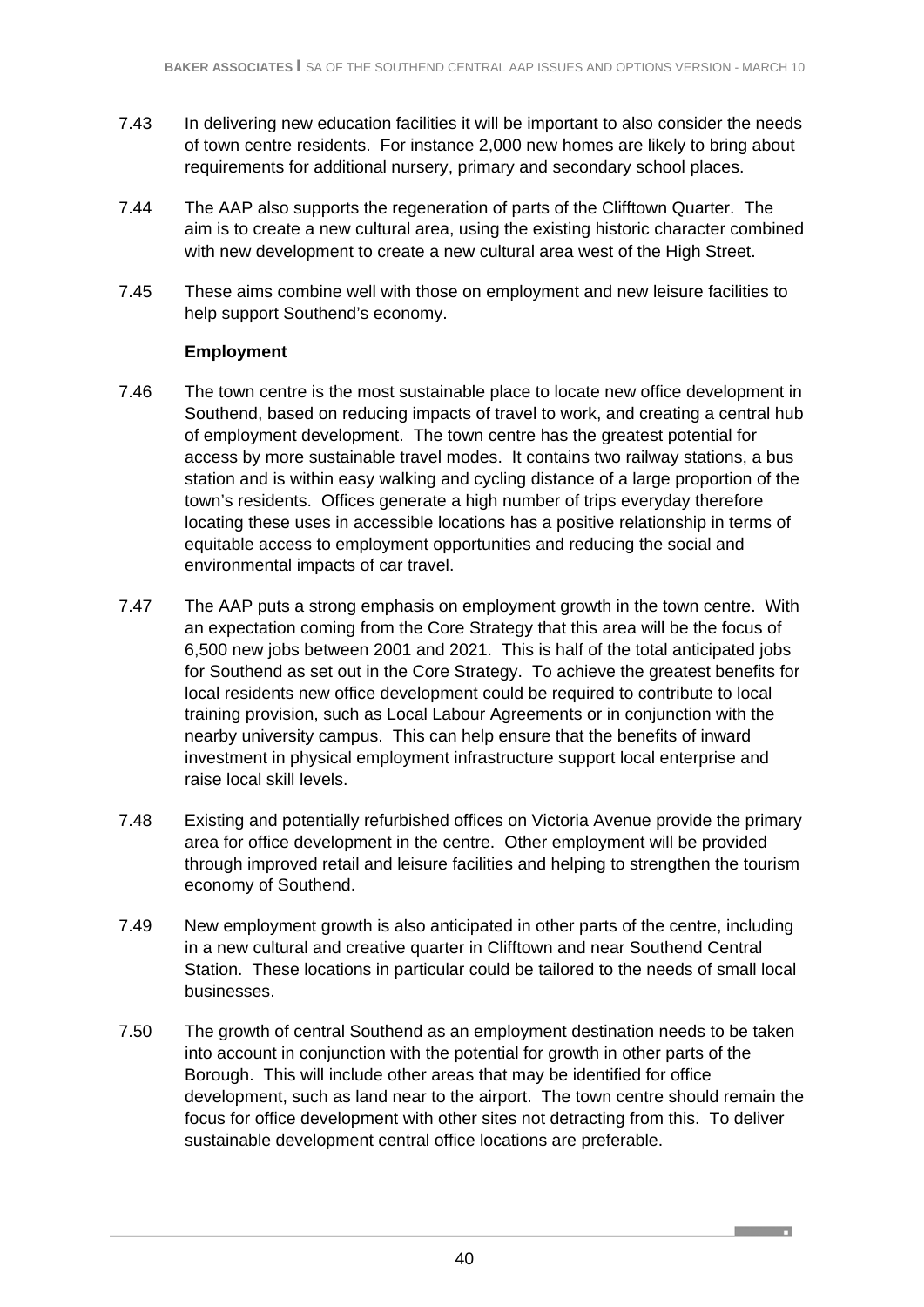7.43 In delivering new education facilities it will be important to also consider the needs of town centre residents. For instance 2,000 new homes are likely to bring about requirements for additional nursery, primary and secondary school places.

7.44 The AAP also supports the regeneration of parts of the Clifftown Quarter. The aim is to create a new cultural area, using the existing historic character combined with new development to create a new cultural area west of the High Street.

7.45 These aims combine well with those on employment and new leisure facilities to help support Southend's economy.

**Employment**

7.46 The town centre is the most sustainable place to locate new office development in Southend, based on reducing impacts of travel to work, and creating a central hub of employment development. The town centre has the greatest potential for access by more sustainable travel modes. It contains two railway stations, a bus station and is within easy walking and cycling distance of a large proportion of the town's residents. Offices generate a high number of trips everyday therefore locating these uses in accessible locations has a positive relationship in terms of equitable access to employment opportunities and reducing the social and environmental impacts of car travel.

7.47 The AAP puts a strong emphasis on employment growth in the town centre. With an expectation coming from the Core Strategy that this area will be the focus of 6,500 new jobs between 2001 and 2021. This is half of the total anticipated jobs for Southend as set out in the Core Strategy. To achieve the greatest benefits for local residents new office development could be required to contribute to local training provision, such as Local Labour Agreements or in conjunction with the nearby university campus. This can help ensure that the benefits of inward investment in physical employment infrastructure support local enterprise and raise local skill levels.

7.48 Existing and potentially refurbished offices on Victoria Avenue provide the primary area for office development in the centre. Other employment will be provided through improved retail and leisure facilities and helping to strengthen the tourism economy of Southend.

7.49 New employment growth is also anticipated in other parts of the centre, including in a new cultural and creative quarter in Clifftown and near Southend Central Station. These locations in particular could be tailored to the needs of small local businesses.

7.50 The growth of central Southend as an employment destination needs to be taken into account in conjunction with the potential for growth in other parts of the Borough. This will include other areas that may be identified for office development, such as land near to the airport. The town centre should remain the focus for office development with other sites not detracting from this. To deliver sustainable development central office locations are preferable.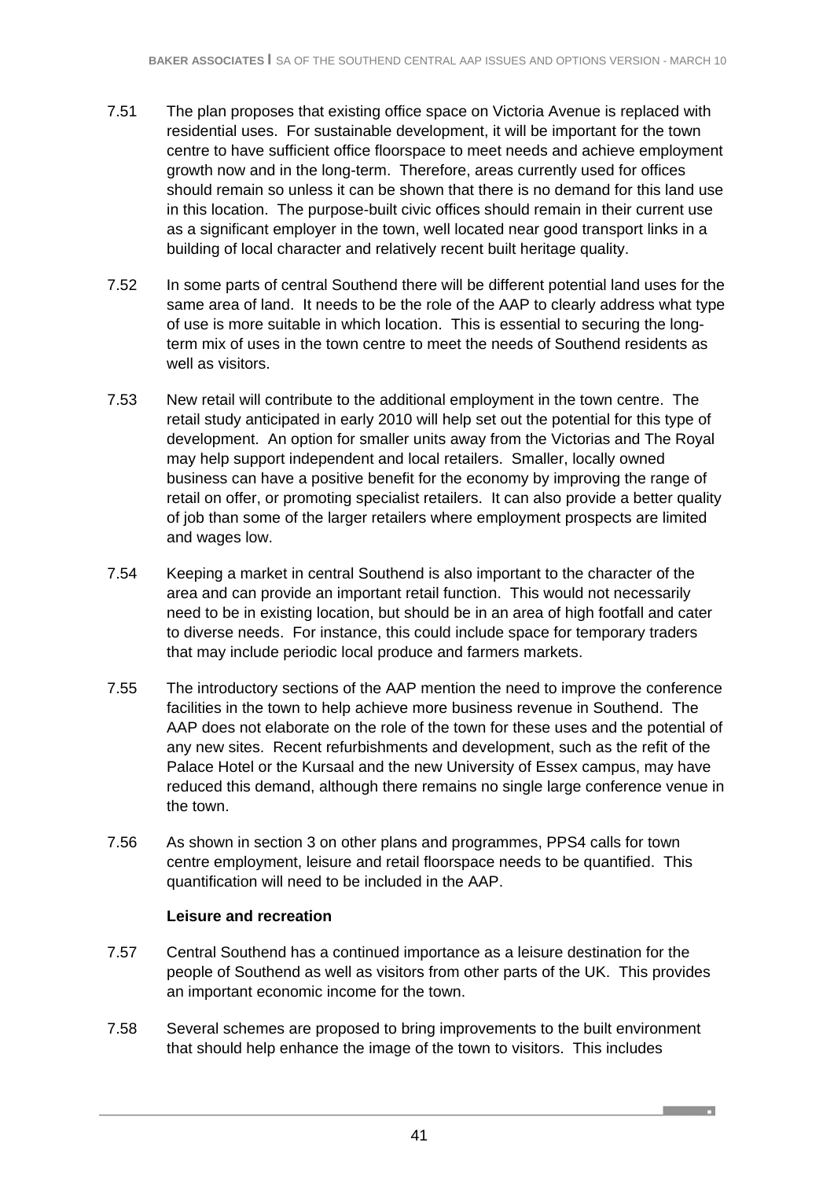7.51 The plan proposes that existing office space on Victoria Avenue is replaced with residential uses. For sustainable development, it will be important for the town centre to have sufficient office floorspace to meet needs and achieve employment growth now and in the long-term. Therefore, areas currently used for offices should remain so unless it can be shown that there is no demand for this land use in this location. The purpose-built civic offices should remain in their current use as a significant employer in the town, well located near good transport links in a building of local character and relatively recent built heritage quality.

7.52 In some parts of central Southend there will be different potential land uses for the same area of land. It needs to be the role of the AAP to clearly address what type of use is more suitable in which location. This is essential to securing the long-term mix of uses in the town centre to meet the needs of Southend residents as well as visitors.

7.53 New retail will contribute to the additional employment in the town centre. The retail study anticipated in early 2010 will help set out the potential for this type of development. An option for smaller units away from the Victorias and The Royal may help support independent and local retailers. Smaller, locally owned business can have a positive benefit for the economy by improving the range of retail on offer, or promoting specialist retailers. It can also provide a better quality of job than some of the larger retailers where employment prospects are limited and wages low.

7.54 Keeping a market in central Southend is also important to the character of the area and can provide an important retail function. This would not necessarily need to be in existing location, but should be in an area of high footfall and cater to diverse needs. For instance, this could include space for temporary traders that may include periodic local produce and farmers markets.

7.55 The introductory sections of the AAP mention the need to improve the conference facilities in the town to help achieve more business revenue in Southend. The AAP does not elaborate on the role of the town for these uses and the potential of any new sites. Recent refurbishments and development, such as the refit of the Palace Hotel or the Kursaal and the new University of Essex campus, may have reduced this demand, although there remains no single large conference venue in the town.

7.56 As shown in section 3 on other plans and programmes, PPS4 calls for town centre employment, leisure and retail floorspace needs to be quantified. This quantification will need to be included in the AAP.

**Leisure and recreation**

7.57 Central Southend has a continued importance as a leisure destination for the people of Southend as well as visitors from other parts of the UK. This provides an important economic income for the town.

7.58 Several schemes are proposed to bring improvements to the built environment that should help enhance the image of the town to visitors. This includes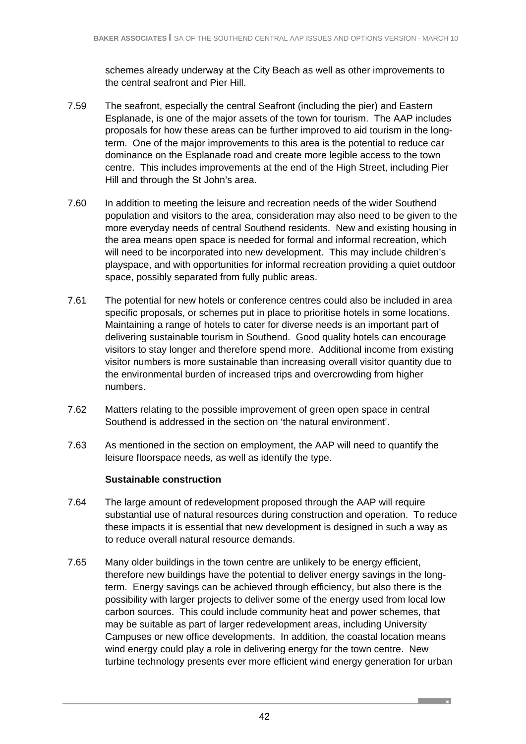schemes already underway at the City Beach as well as other improvements to the central seafront and Pier Hill.

7.59 The seafront, especially the central Seafront (including the pier) and Eastern Esplanade, is one of the major assets of the town for tourism. The AAP includes proposals for how these areas can be further improved to aid tourism in the long-term. One of the major improvements to this area is the potential to reduce car dominance on the Esplanade road and create more legible access to the town centre. This includes improvements at the end of the High Street, including Pier Hill and through the St John's area.

7.60 In addition to meeting the leisure and recreation needs of the wider Southend population and visitors to the area, consideration may also need to be given to the more everyday needs of central Southend residents. New and existing housing in the area means open space is needed for formal and informal recreation, which will need to be incorporated into new development. This may include children's playspace, and with opportunities for informal recreation providing a quiet outdoor space, possibly separated from fully public areas.

7.61 The potential for new hotels or conference centres could also be included in area specific proposals, or schemes put in place to prioritise hotels in some locations. Maintaining a range of hotels to cater for diverse needs is an important part of delivering sustainable tourism in Southend. Good quality hotels can encourage visitors to stay longer and therefore spend more. Additional income from existing visitor numbers is more sustainable than increasing overall visitor quantity due to the environmental burden of increased trips and overcrowding from higher numbers.

7.62 Matters relating to the possible improvement of green open space in central Southend is addressed in the section on 'the natural environment'.

7.63 As mentioned in the section on employment, the AAP will need to quantify the leisure floorspace needs, as well as identify the type.

**Sustainable construction**

7.64 The large amount of redevelopment proposed through the AAP will require substantial use of natural resources during construction and operation. To reduce these impacts it is essential that new development is designed in such a way as to reduce overall natural resource demands.

7.65 Many older buildings in the town centre are unlikely to be energy efficient, therefore new buildings have the potential to deliver energy savings in the long-term. Energy savings can be achieved through efficiency, but also there is the possibility with larger projects to deliver some of the energy used from local low carbon sources. This could include community heat and power schemes, that may be suitable as part of larger redevelopment areas, including University Campuses or new office developments. In addition, the coastal location means wind energy could play a role in delivering energy for the town centre. New turbine technology presents ever more efficient wind energy generation for urban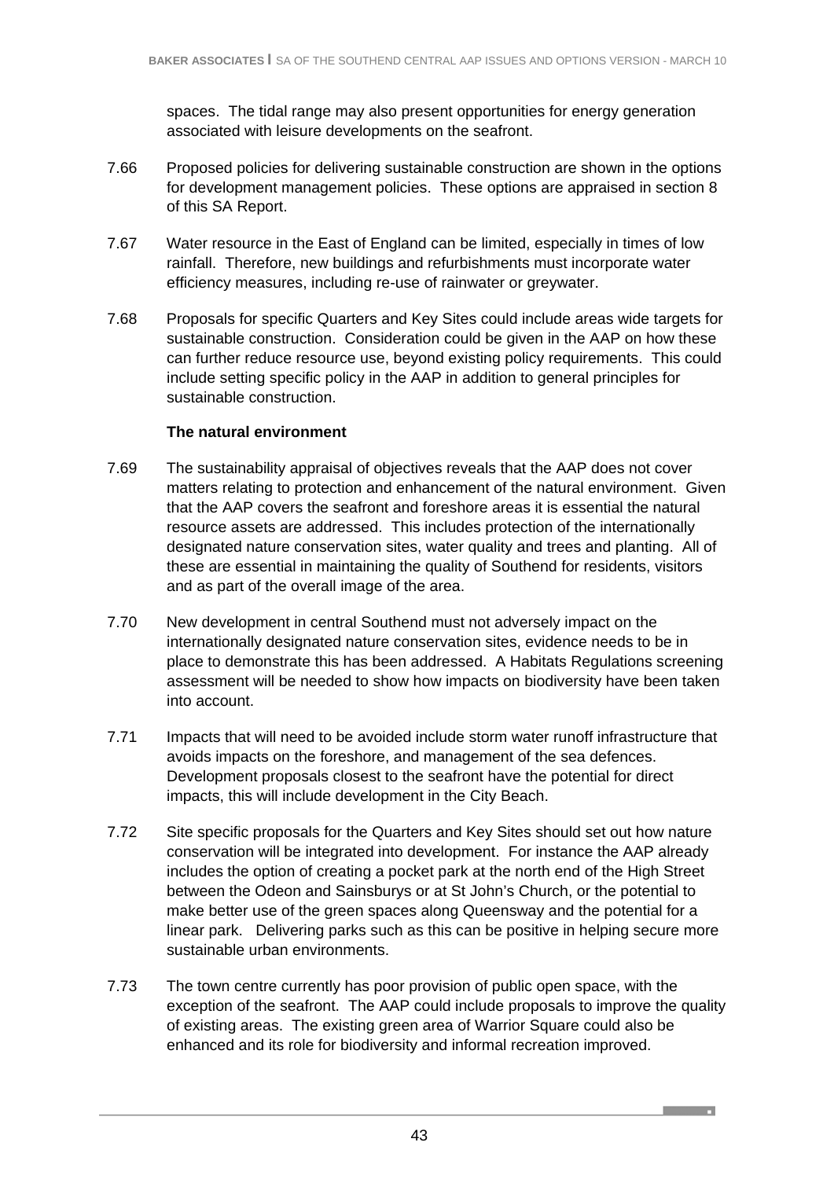spaces. The tidal range may also present opportunities for energy generation associated with leisure developments on the seafront.

7.66 Proposed policies for delivering sustainable construction are shown in the options for development management policies. These options are appraised in section 8 of this SA Report.

7.67 Water resource in the East of England can be limited, especially in times of low rainfall. Therefore, new buildings and refurbishments must incorporate water efficiency measures, including re-use of rainwater or greywater.

7.68 Proposals for specific Quarters and Key Sites could include areas wide targets for sustainable construction. Consideration could be given in the AAP on how these can further reduce resource use, beyond existing policy requirements. This could include setting specific policy in the AAP in addition to general principles for sustainable construction.

**The natural environment**

7.69 The sustainability appraisal of objectives reveals that the AAP does not cover matters relating to protection and enhancement of the natural environment. Given that the AAP covers the seafront and foreshore areas it is essential the natural resource assets are addressed. This includes protection of the internationally designated nature conservation sites, water quality and trees and planting. All of these are essential in maintaining the quality of Southend for residents, visitors and as part of the overall image of the area.

7.70 New development in central Southend must not adversely impact on the internationally designated nature conservation sites, evidence needs to be in place to demonstrate this has been addressed. A Habitats Regulations screening assessment will be needed to show how impacts on biodiversity have been taken into account.

7.71 Impacts that will need to be avoided include storm water runoff infrastructure that avoids impacts on the foreshore, and management of the sea defences. Development proposals closest to the seafront have the potential for direct impacts, this will include development in the City Beach.

7.72 Site specific proposals for the Quarters and Key Sites should set out how nature conservation will be integrated into development. For instance the AAP already includes the option of creating a pocket park at the north end of the High Street between the Odeon and Sainsburys or at St John's Church, or the potential to make better use of the green spaces along Queensway and the potential for a linear park. Delivering parks such as this can be positive in helping secure more sustainable urban environments.

7.73 The town centre currently has poor provision of public open space, with the exception of the seafront. The AAP could include proposals to improve the quality of existing areas. The existing green area of Warrior Square could also be enhanced and its role for biodiversity and informal recreation improved.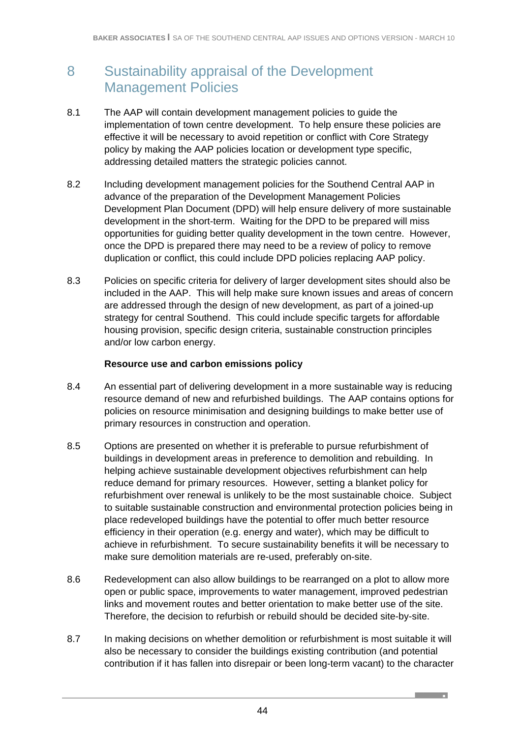# 8 Sustainability appraisal of the Development Management Policies

8.1 The AAP will contain development management policies to guide the implementation of town centre development. To help ensure these policies are effective it will be necessary to avoid repetition or conflict with Core Strategy policy by making the AAP policies location or development type specific, addressing detailed matters the strategic policies cannot.

8.2 Including development management policies for the Southend Central AAP in advance of the preparation of the Development Management Policies Development Plan Document (DPD) will help ensure delivery of more sustainable development in the short-term. Waiting for the DPD to be prepared will miss opportunities for guiding better quality development in the town centre. However, once the DPD is prepared there may need to be a review of policy to remove duplication or conflict, this could include DPD policies replacing AAP policy.

8.3 Policies on specific criteria for delivery of larger development sites should also be included in the AAP. This will help make sure known issues and areas of concern are addressed through the design of new development, as part of a joined-up strategy for central Southend. This could include specific targets for affordable housing provision, specific design criteria, sustainable construction principles and/or low carbon energy.

**Resource use and carbon emissions policy**

8.4 An essential part of delivering development in a more sustainable way is reducing resource demand of new and refurbished buildings. The AAP contains options for policies on resource minimisation and designing buildings to make better use of primary resources in construction and operation.

8.5 Options are presented on whether it is preferable to pursue refurbishment of buildings in development areas in preference to demolition and rebuilding. In helping achieve sustainable development objectives refurbishment can help reduce demand for primary resources. However, setting a blanket policy for refurbishment over renewal is unlikely to be the most sustainable choice. Subject to suitable sustainable construction and environmental protection policies being in place redeveloped buildings have the potential to offer much better resource efficiency in their operation (e.g. energy and water), which may be difficult to achieve in refurbishment. To secure sustainability benefits it will be necessary to make sure demolition materials are re-used, preferably on-site.

8.6 Redevelopment can also allow buildings to be rearranged on a plot to allow more open or public space, improvements to water management, improved pedestrian links and movement routes and better orientation to make better use of the site. Therefore, the decision to refurbish or rebuild should be decided site-by-site.

8.7 In making decisions on whether demolition or refurbishment is most suitable it will also be necessary to consider the buildings existing contribution (and potential contribution if it has fallen into disrepair or been long-term vacant) to the character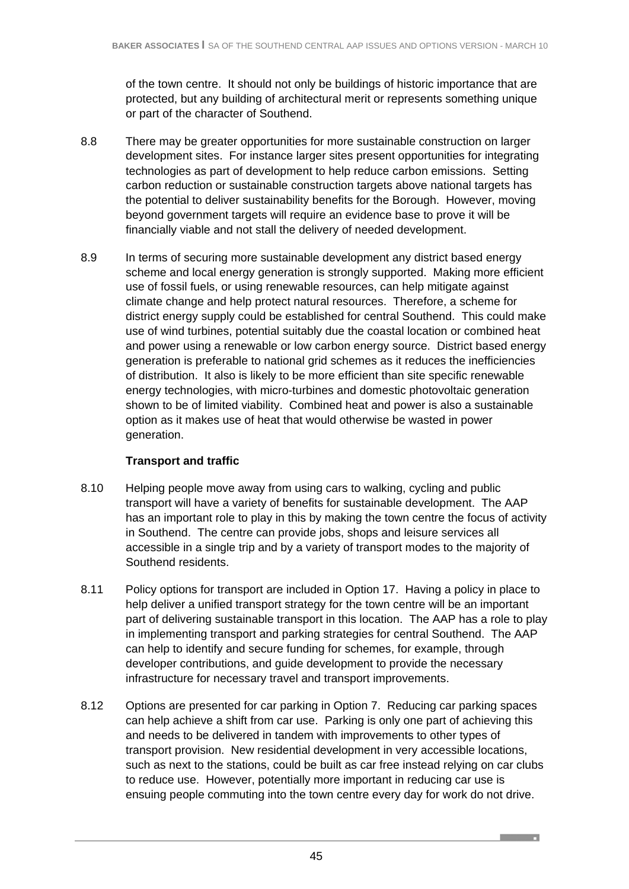of the town centre. It should not only be buildings of historic importance that are protected, but any building of architectural merit or represents something unique or part of the character of Southend.

8.8 There may be greater opportunities for more sustainable construction on larger development sites. For instance larger sites present opportunities for integrating technologies as part of development to help reduce carbon emissions. Setting carbon reduction or sustainable construction targets above national targets has the potential to deliver sustainability benefits for the Borough. However, moving beyond government targets will require an evidence base to prove it will be financially viable and not stall the delivery of needed development.

8.9 In terms of securing more sustainable development any district based energy scheme and local energy generation is strongly supported. Making more efficient use of fossil fuels, or using renewable resources, can help mitigate against climate change and help protect natural resources. Therefore, a scheme for district energy supply could be established for central Southend. This could make use of wind turbines, potential suitably due the coastal location or combined heat and power using a renewable or low carbon energy source. District based energy generation is preferable to national grid schemes as it reduces the inefficiencies of distribution. It also is likely to be more efficient than site specific renewable energy technologies, with micro-turbines and domestic photovoltaic generation shown to be of limited viability. Combined heat and power is also a sustainable option as it makes use of heat that would otherwise be wasted in power generation.

**Transport and traffic**

8.10 Helping people move away from using cars to walking, cycling and public transport will have a variety of benefits for sustainable development. The AAP has an important role to play in this by making the town centre the focus of activity in Southend. The centre can provide jobs, shops and leisure services all accessible in a single trip and by a variety of transport modes to the majority of Southend residents.

8.11 Policy options for transport are included in Option 17. Having a policy in place to help deliver a unified transport strategy for the town centre will be an important part of delivering sustainable transport in this location. The AAP has a role to play in implementing transport and parking strategies for central Southend. The AAP can help to identify and secure funding for schemes, for example, through developer contributions, and guide development to provide the necessary infrastructure for necessary travel and transport improvements.

8.12 Options are presented for car parking in Option 7. Reducing car parking spaces can help achieve a shift from car use. Parking is only one part of achieving this and needs to be delivered in tandem with improvements to other types of transport provision. New residential development in very accessible locations, such as next to the stations, could be built as car free instead relying on car clubs to reduce use. However, potentially more important in reducing car use is ensuing people commuting into the town centre every day for work do not drive.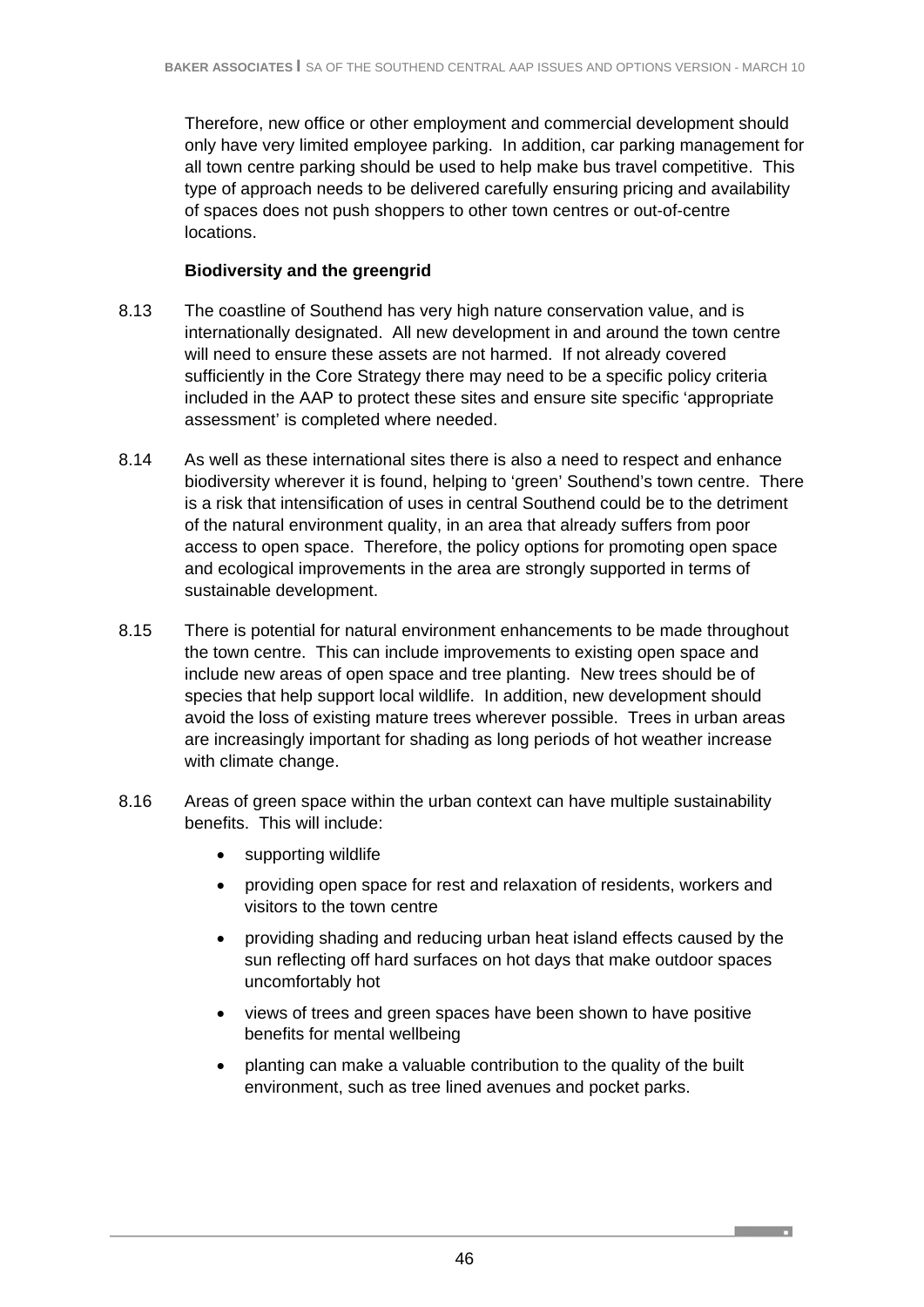Therefore, new office or other employment and commercial development should only have very limited employee parking. In addition, car parking management for all town centre parking should be used to help make bus travel competitive. This type of approach needs to be delivered carefully ensuring pricing and availability of spaces does not push shoppers to other town centres or out-of-centre locations.

**Biodiversity and the greengrid**

8.13 The coastline of Southend has very high nature conservation value, and is internationally designated. All new development in and around the town centre will need to ensure these assets are not harmed. If not already covered sufficiently in the Core Strategy there may need to be a specific policy criteria included in the AAP to protect these sites and ensure site specific 'appropriate assessment' is completed where needed.

8.14 As well as these international sites there is also a need to respect and enhance biodiversity wherever it is found, helping to 'green' Southend's town centre. There is a risk that intensification of uses in central Southend could be to the detriment of the natural environment quality, in an area that already suffers from poor access to open space. Therefore, the policy options for promoting open space and ecological improvements in the area are strongly supported in terms of sustainable development.

8.15 There is potential for natural environment enhancements to be made throughout the town centre. This can include improvements to existing open space and include new areas of open space and tree planting. New trees should be of species that help support local wildlife. In addition, new development should avoid the loss of existing mature trees wherever possible. Trees in urban areas are increasingly important for shading as long periods of hot weather increase with climate change.

8.16 Areas of green space within the urban context can have multiple sustainability benefits. This will include:

- supporting wildlife
- providing open space for rest and relaxation of residents, workers and visitors to the town centre
- providing shading and reducing urban heat island effects caused by the sun reflecting off hard surfaces on hot days that make outdoor spaces uncomfortably hot
- views of trees and green spaces have been shown to have positive benefits for mental wellbeing
- planting can make a valuable contribution to the quality of the built environment, such as tree lined avenues and pocket parks.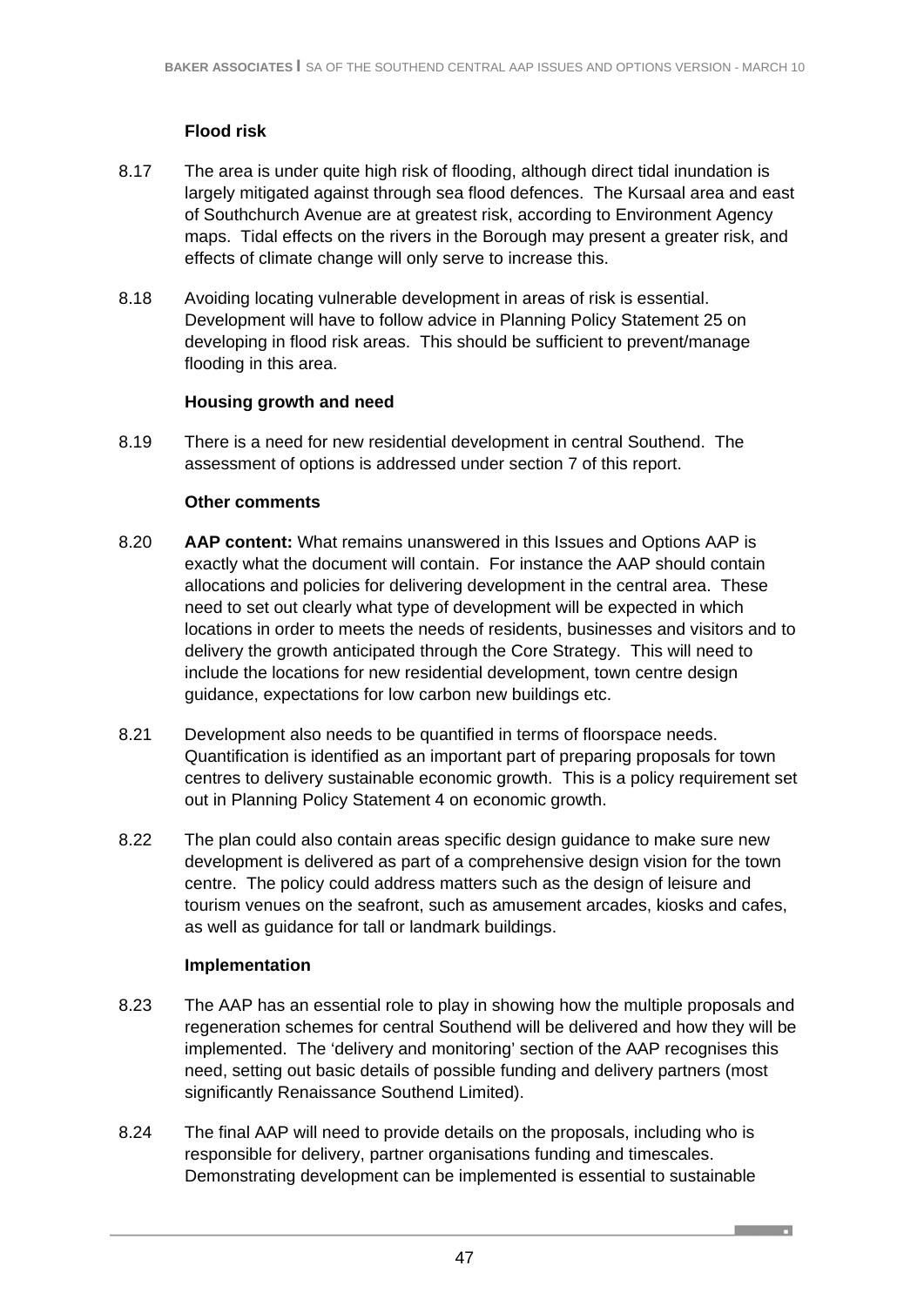**Flood risk**

8.17 The area is under quite high risk of flooding, although direct tidal inundation is largely mitigated against through sea flood defences. The Kursaal area and east of Southchurch Avenue are at greatest risk, according to Environment Agency maps. Tidal effects on the rivers in the Borough may present a greater risk, and effects of climate change will only serve to increase this.

8.18 Avoiding locating vulnerable development in areas of risk is essential. Development will have to follow advice in Planning Policy Statement 25 on developing in flood risk areas. This should be sufficient to prevent/manage flooding in this area.

**Housing growth and need**

8.19 There is a need for new residential development in central Southend. The assessment of options is addressed under section 7 of this report.

**Other comments**

8.20 **AAP content:** What remains unanswered in this Issues and Options AAP is exactly what the document will contain. For instance the AAP should contain allocations and policies for delivering development in the central area. These need to set out clearly what type of development will be expected in which locations in order to meets the needs of residents, businesses and visitors and to delivery the growth anticipated through the Core Strategy. This will need to include the locations for new residential development, town centre design guidance, expectations for low carbon new buildings etc.

8.21 Development also needs to be quantified in terms of floorspace needs. Quantification is identified as an important part of preparing proposals for town centres to delivery sustainable economic growth. This is a policy requirement set out in Planning Policy Statement 4 on economic growth.

8.22 The plan could also contain areas specific design guidance to make sure new development is delivered as part of a comprehensive design vision for the town centre. The policy could address matters such as the design of leisure and tourism venues on the seafront, such as amusement arcades, kiosks and cafes, as well as guidance for tall or landmark buildings.

**Implementation**

8.23 The AAP has an essential role to play in showing how the multiple proposals and regeneration schemes for central Southend will be delivered and how they will be implemented. The 'delivery and monitoring' section of the AAP recognises this need, setting out basic details of possible funding and delivery partners (most significantly Renaissance Southend Limited).

8.24 The final AAP will need to provide details on the proposals, including who is responsible for delivery, partner organisations funding and timescales. Demonstrating development can be implemented is essential to sustainable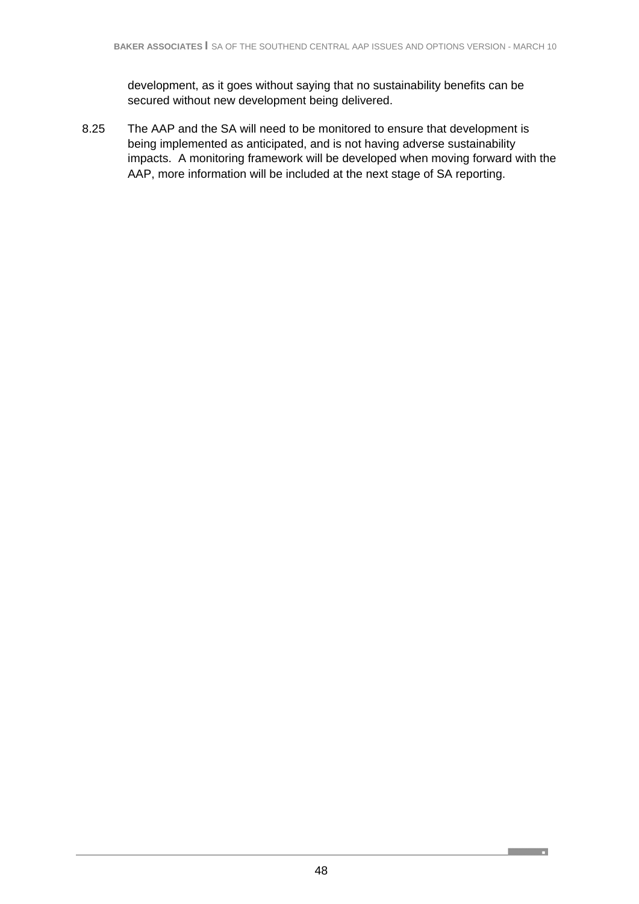development, as it goes without saying that no sustainability benefits can be secured without new development being delivered.

8.25 The AAP and the SA will need to be monitored to ensure that development is being implemented as anticipated, and is not having adverse sustainability impacts. A monitoring framework will be developed when moving forward with the AAP, more information will be included at the next stage of SA reporting.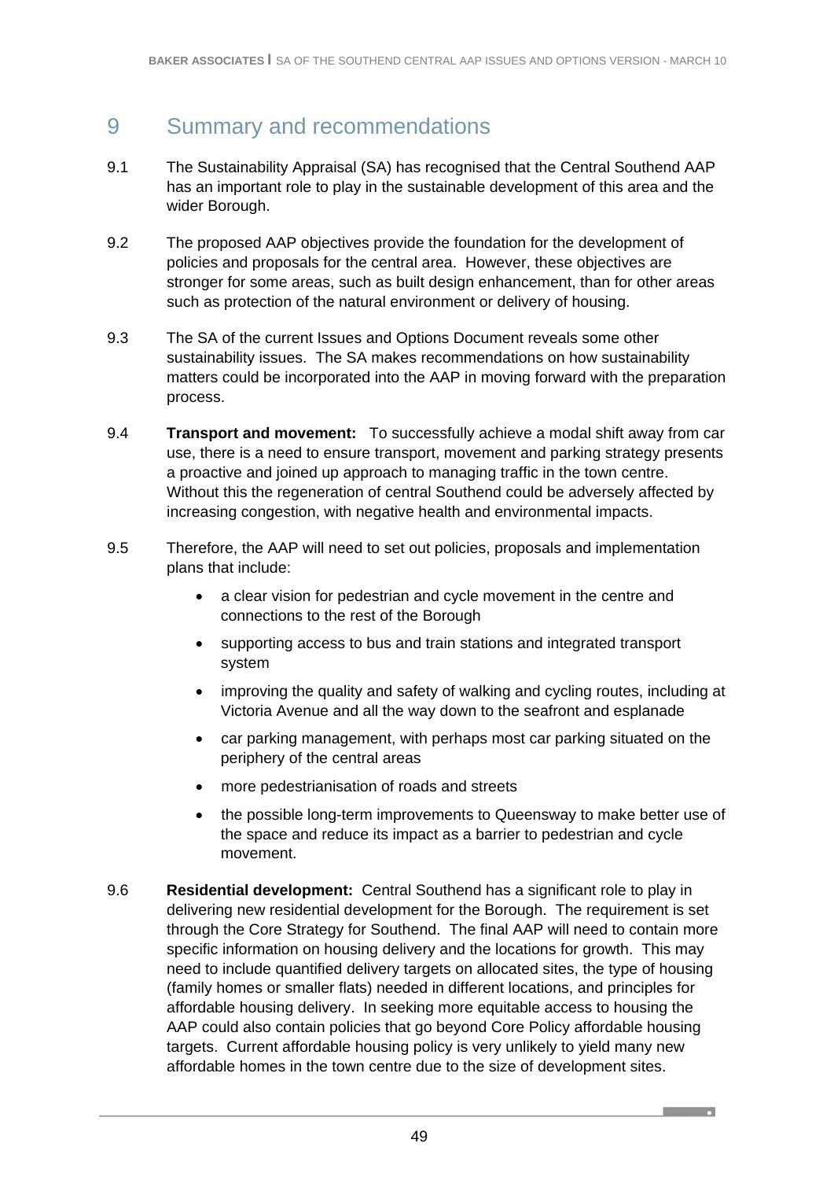# 9 Summary and recommendations

9.1 The Sustainability Appraisal (SA) has recognised that the Central Southend AAP has an important role to play in the sustainable development of this area and the wider Borough.

9.2 The proposed AAP objectives provide the foundation for the development of policies and proposals for the central area. However, these objectives are stronger for some areas, such as built design enhancement, than for other areas such as protection of the natural environment or delivery of housing.

9.3 The SA of the current Issues and Options Document reveals some other sustainability issues. The SA makes recommendations on how sustainability matters could be incorporated into the AAP in moving forward with the preparation process.

9.4 **Transport and movement:** To successfully achieve a modal shift away from car use, there is a need to ensure transport, movement and parking strategy presents a proactive and joined up approach to managing traffic in the town centre. Without this the regeneration of central Southend could be adversely affected by increasing congestion, with negative health and environmental impacts.

9.5 Therefore, the AAP will need to set out policies, proposals and implementation plans that include:

- a clear vision for pedestrian and cycle movement in the centre and connections to the rest of the Borough
- supporting access to bus and train stations and integrated transport system
- improving the quality and safety of walking and cycling routes, including at Victoria Avenue and all the way down to the seafront and esplanade
- car parking management, with perhaps most car parking situated on the periphery of the central areas
- more pedestrianisation of roads and streets
- the possible long-term improvements to Queensway to make better use of the space and reduce its impact as a barrier to pedestrian and cycle movement.

9.6 **Residential development:** Central Southend has a significant role to play in delivering new residential development for the Borough. The requirement is set through the Core Strategy for Southend. The final AAP will need to contain more specific information on housing delivery and the locations for growth. This may need to include quantified delivery targets on allocated sites, the type of housing (family homes or smaller flats) needed in different locations, and principles for affordable housing delivery. In seeking more equitable access to housing the AAP could also contain policies that go beyond Core Policy affordable housing targets. Current affordable housing policy is very unlikely to yield many new affordable homes in the town centre due to the size of development sites.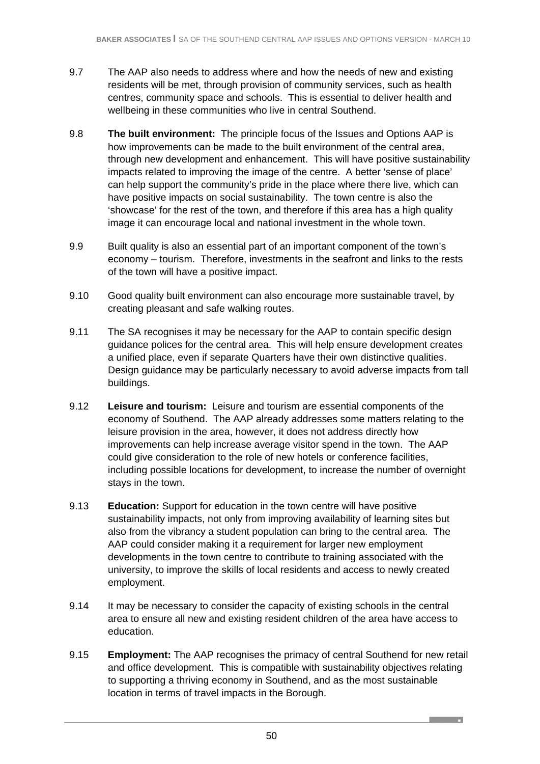9.7 The AAP also needs to address where and how the needs of new and existing residents will be met, through provision of community services, such as health centres, community space and schools. This is essential to deliver health and wellbeing in these communities who live in central Southend.

9.8 **The built environment:** The principle focus of the Issues and Options AAP is how improvements can be made to the built environment of the central area, through new development and enhancement. This will have positive sustainability impacts related to improving the image of the centre. A better 'sense of place' can help support the community's pride in the place where there live, which can have positive impacts on social sustainability. The town centre is also the 'showcase' for the rest of the town, and therefore if this area has a high quality image it can encourage local and national investment in the whole town.

9.9 Built quality is also an essential part of an important component of the town's economy – tourism. Therefore, investments in the seafront and links to the rests of the town will have a positive impact.

9.10 Good quality built environment can also encourage more sustainable travel, by creating pleasant and safe walking routes.

9.11 The SA recognises it may be necessary for the AAP to contain specific design guidance polices for the central area. This will help ensure development creates a unified place, even if separate Quarters have their own distinctive qualities. Design guidance may be particularly necessary to avoid adverse impacts from tall buildings.

9.12 **Leisure and tourism:** Leisure and tourism are essential components of the economy of Southend. The AAP already addresses some matters relating to the leisure provision in the area, however, it does not address directly how improvements can help increase average visitor spend in the town. The AAP could give consideration to the role of new hotels or conference facilities, including possible locations for development, to increase the number of overnight stays in the town.

9.13 **Education:** Support for education in the town centre will have positive sustainability impacts, not only from improving availability of learning sites but also from the vibrancy a student population can bring to the central area. The AAP could consider making it a requirement for larger new employment developments in the town centre to contribute to training associated with the university, to improve the skills of local residents and access to newly created employment.

9.14 It may be necessary to consider the capacity of existing schools in the central area to ensure all new and existing resident children of the area have access to education.

9.15 **Employment:** The AAP recognises the primacy of central Southend for new retail and office development. This is compatible with sustainability objectives relating to supporting a thriving economy in Southend, and as the most sustainable location in terms of travel impacts in the Borough.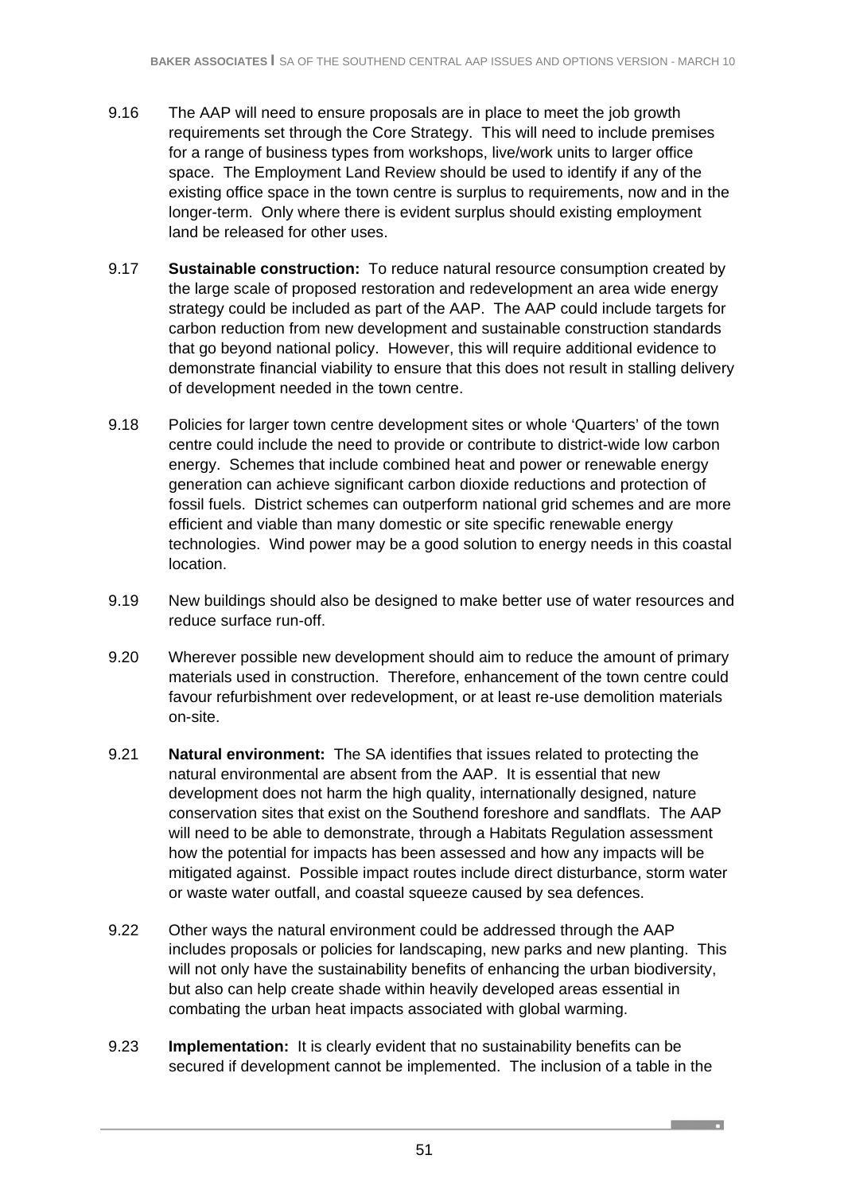9.16 The AAP will need to ensure proposals are in place to meet the job growth requirements set through the Core Strategy. This will need to include premises for a range of business types from workshops, live/work units to larger office space. The Employment Land Review should be used to identify if any of the existing office space in the town centre is surplus to requirements, now and in the longer-term. Only where there is evident surplus should existing employment land be released for other uses.

9.17 **Sustainable construction:** To reduce natural resource consumption created by the large scale of proposed restoration and redevelopment an area wide energy strategy could be included as part of the AAP. The AAP could include targets for carbon reduction from new development and sustainable construction standards that go beyond national policy. However, this will require additional evidence to demonstrate financial viability to ensure that this does not result in stalling delivery of development needed in the town centre.

9.18 Policies for larger town centre development sites or whole 'Quarters' of the town centre could include the need to provide or contribute to district-wide low carbon energy. Schemes that include combined heat and power or renewable energy generation can achieve significant carbon dioxide reductions and protection of fossil fuels. District schemes can outperform national grid schemes and are more efficient and viable than many domestic or site specific renewable energy technologies. Wind power may be a good solution to energy needs in this coastal location.

9.19 New buildings should also be designed to make better use of water resources and reduce surface run-off.

9.20 Wherever possible new development should aim to reduce the amount of primary materials used in construction. Therefore, enhancement of the town centre could favour refurbishment over redevelopment, or at least re-use demolition materials on-site.

9.21 **Natural environment:** The SA identifies that issues related to protecting the natural environmental are absent from the AAP. It is essential that new development does not harm the high quality, internationally designed, nature conservation sites that exist on the Southend foreshore and sandflats. The AAP will need to be able to demonstrate, through a Habitats Regulation assessment how the potential for impacts has been assessed and how any impacts will be mitigated against. Possible impact routes include direct disturbance, storm water or waste water outfall, and coastal squeeze caused by sea defences.

9.22 Other ways the natural environment could be addressed through the AAP includes proposals or policies for landscaping, new parks and new planting. This will not only have the sustainability benefits of enhancing the urban biodiversity, but also can help create shade within heavily developed areas essential in combating the urban heat impacts associated with global warming.

9.23 **Implementation:** It is clearly evident that no sustainability benefits can be secured if development cannot be implemented. The inclusion of a table in the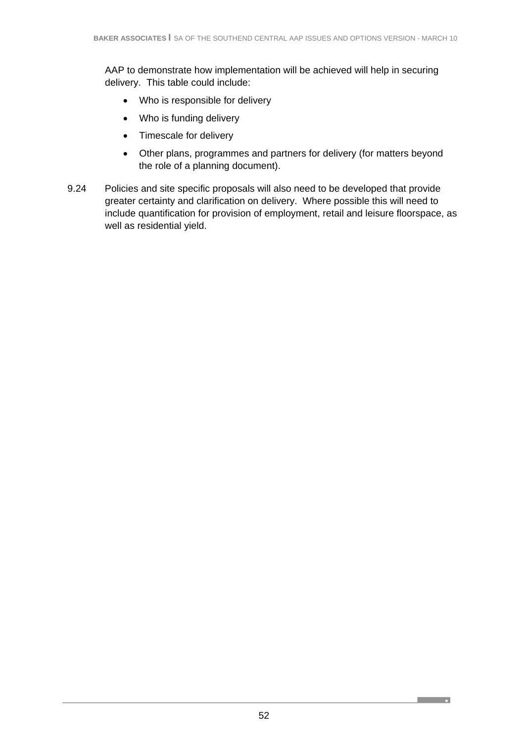AAP to demonstrate how implementation will be achieved will help in securing delivery. This table could include:

- Who is responsible for delivery
- Who is funding delivery
- Timescale for delivery
- Other plans, programmes and partners for delivery (for matters beyond the role of a planning document).

9.24 Policies and site specific proposals will also need to be developed that provide greater certainty and clarification on delivery. Where possible this will need to include quantification for provision of employment, retail and leisure floorspace, as well as residential yield.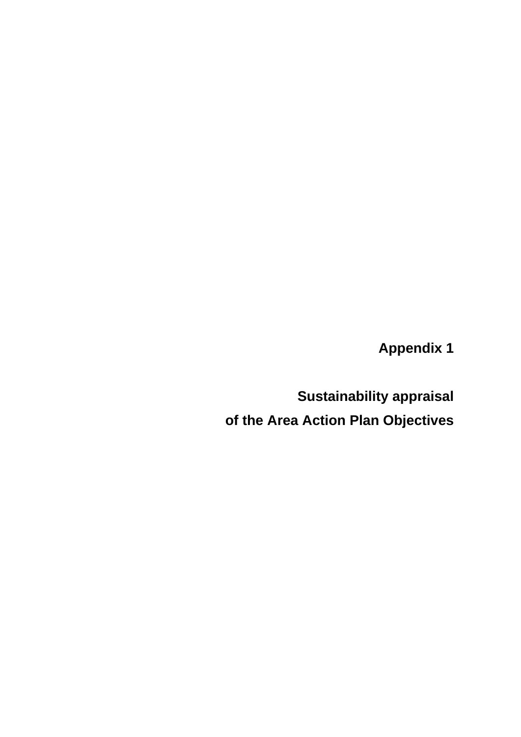# Appendix 1

## Sustainability appraisal of the Area Action Plan Objectives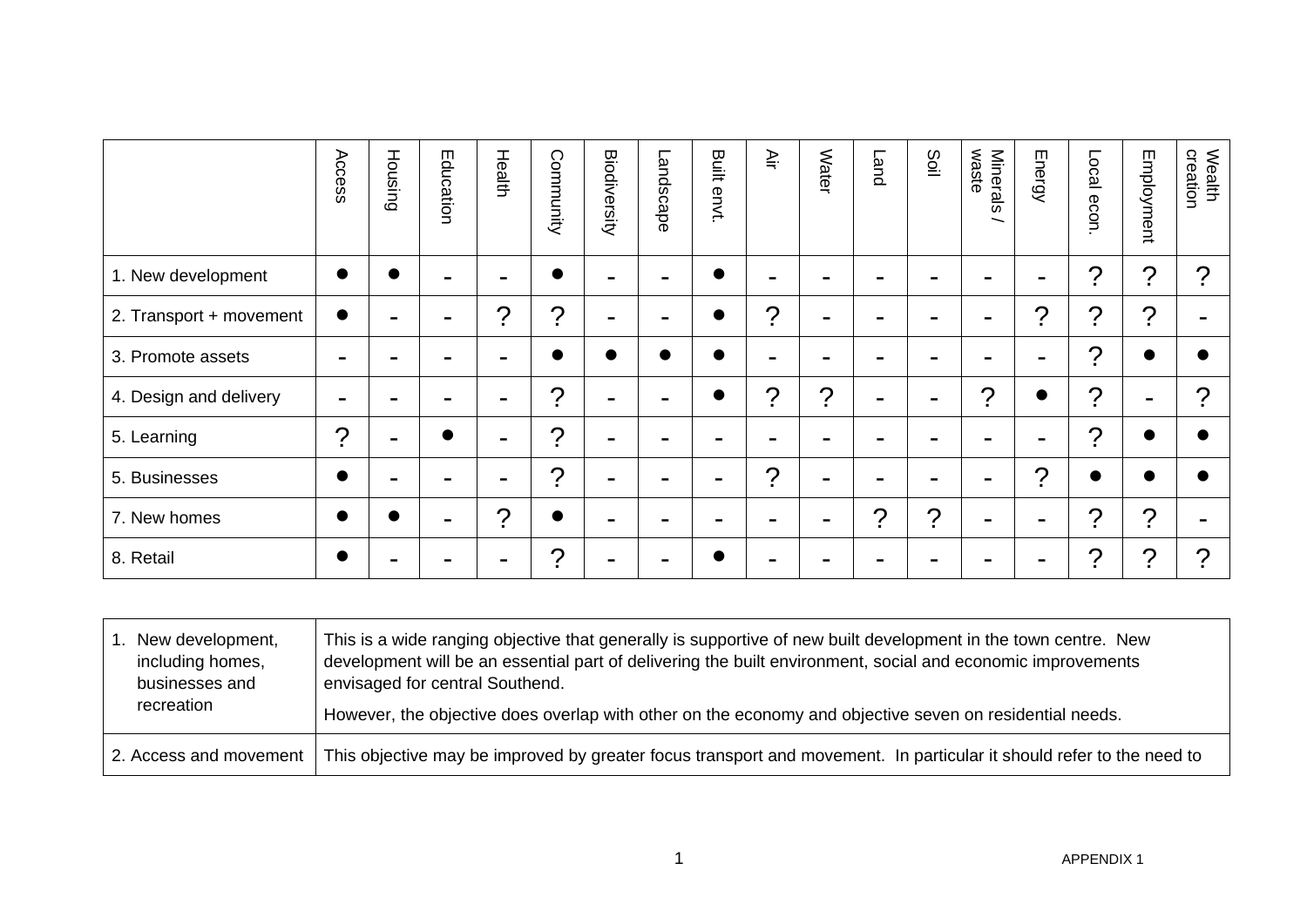| | Access | Housing | Education | Health | Community | Biodiversity | Landscape | Built envt. | Air | Water | Land | Soil | Minerals / waste | Energy | Local econ. | Employment | Wealth creation |
|---|---|---|---|---|---|---|---|---|---|---|---|---|---|---|---|---|---|
| 1. New development | ● | ● | - | - | ● | - | - | ● | - | - | - | - | - | - | ? | ? | ? |
| 2. Transport + movement | ● | - | - | ? | ? | - | - | ● | ? | - | - | - | - | ? | ? | ? | - |
| 3. Promote assets | - | - | - | - | ● | ● | ● | ● | - | - | - | - | - | - | ? | ● | ● |
| 4. Design and delivery | - | - | - | - | ? | - | - | ● | ? | ? | - | - | ? | ● | ? | - | ? |
| 5. Learning | ? | - | ● | - | ? | - | - | - | - | - | - | - | - | - | ? | ● | ● |
| 5. Businesses | ● | - | - | - | ? | - | - | - | ? | - | - | - | - | ? | ● | ● | ● |
| 7. New homes | ● | ● | - | ? | ● | - | - | - | - | - | ? | ? | - | - | ? | ? | - |
| 8. Retail | ● | - | - | - | ? | - | - | ● | - | - | - | - | - | - | ? | ? | ? |

| | |
|---|---|
| 1. New development, including homes, businesses and recreation | This is a wide ranging objective that generally is supportive of new built development in the town centre. New development will be an essential part of delivering the built environment, social and economic improvements envisaged for central Southend.<br><br>However, the objective does overlap with other on the economy and objective seven on residential needs. |
| 2. Access and movement | This objective may be improved by greater focus transport and movement. In particular it should refer to the need to |

APPENDIX 1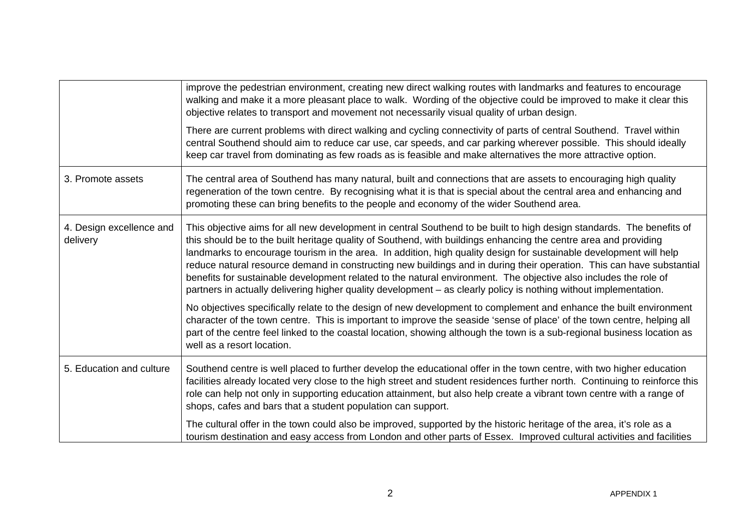| | |
|---|---|
| | improve the pedestrian environment, creating new direct walking routes with landmarks and features to encourage walking and make it a more pleasant place to walk. Wording of the objective could be improved to make it clear this objective relates to transport and movement not necessarily visual quality of urban design.<br><br>There are current problems with direct walking and cycling connectivity of parts of central Southend. Travel within central Southend should aim to reduce car use, car speeds, and car parking wherever possible. This should ideally keep car travel from dominating as few roads as is feasible and make alternatives the more attractive option. |
| 3. Promote assets | The central area of Southend has many natural, built and connections that are assets to encouraging high quality regeneration of the town centre. By recognising what it is that is special about the central area and enhancing and promoting these can bring benefits to the people and economy of the wider Southend area. |
| 4. Design excellence and delivery | This objective aims for all new development in central Southend to be built to high design standards. The benefits of this should be to the built heritage quality of Southend, with buildings enhancing the centre area and providing landmarks to encourage tourism in the area. In addition, high quality design for sustainable development will help reduce natural resource demand in constructing new buildings and in during their operation. This can have substantial benefits for sustainable development related to the natural environment. The objective also includes the role of partners in actually delivering higher quality development – as clearly policy is nothing without implementation.<br><br>No objectives specifically relate to the design of new development to complement and enhance the built environment character of the town centre. This is important to improve the seaside 'sense of place' of the town centre, helping all part of the centre feel linked to the coastal location, showing although the town is a sub-regional business location as well as a resort location. |
| 5. Education and culture | Southend centre is well placed to further develop the educational offer in the town centre, with two higher education facilities already located very close to the high street and student residences further north. Continuing to reinforce this role can help not only in supporting education attainment, but also help create a vibrant town centre with a range of shops, cafes and bars that a student population can support.<br><br>The cultural offer in the town could also be improved, supported by the historic heritage of the area, it's role as a tourism destination and easy access from London and other parts of Essex. Improved cultural activities and facilities |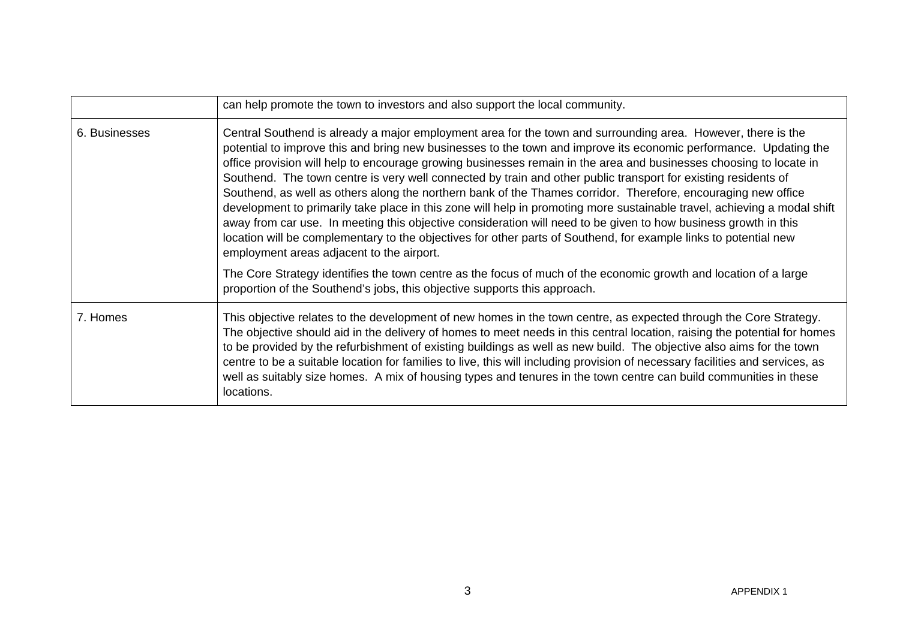| | |
|---|---|
| | can help promote the town to investors and also support the local community. |
| 6. Businesses | Central Southend is already a major employment area for the town and surrounding area. However, there is the potential to improve this and bring new businesses to the town and improve its economic performance. Updating the office provision will help to encourage growing businesses remain in the area and businesses choosing to locate in Southend. The town centre is very well connected by train and other public transport for existing residents of Southend, as well as others along the northern bank of the Thames corridor. Therefore, encouraging new office development to primarily take place in this zone will help in promoting more sustainable travel, achieving a modal shift away from car use. In meeting this objective consideration will need to be given to how business growth in this location will be complementary to the objectives for other parts of Southend, for example links to potential new employment areas adjacent to the airport.<br><br>The Core Strategy identifies the town centre as the focus of much of the economic growth and location of a large proportion of the Southend's jobs, this objective supports this approach. |
| 7. Homes | This objective relates to the development of new homes in the town centre, as expected through the Core Strategy. The objective should aid in the delivery of homes to meet needs in this central location, raising the potential for homes to be provided by the refurbishment of existing buildings as well as new build. The objective also aims for the town centre to be a suitable location for families to live, this will including provision of necessary facilities and services, as well as suitably size homes. A mix of housing types and tenures in the town centre can build communities in these locations. |

APPENDIX 1